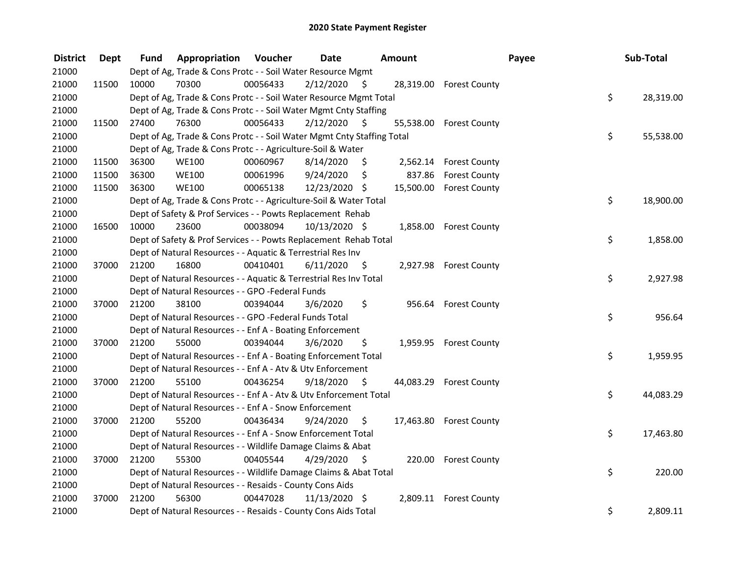# 2020 State Payment Register

| District | Dept | Fund | Appropriation | Voucher | Date | Amount | Payee | Sub-Total |
|---|---|---|---|---|---|---|---|---|
| 21000 | | Dept of Ag, Trade & Cons Protc - - Soil Water Resource Mgmt | | | | | | |
| 21000 | 11500 | 10000 | 70300 | 00056433 | 2/12/2020 | $ 28,319.00 | Forest County | |
| 21000 | | Dept of Ag, Trade & Cons Protc - - Soil Water Resource Mgmt Total | | | | | | $ 28,319.00 |
| 21000 | | Dept of Ag, Trade & Cons Protc - - Soil Water Mgmt Cnty Staffing | | | | | | |
| 21000 | 11500 | 27400 | 76300 | 00056433 | 2/12/2020 | $ 55,538.00 | Forest County | |
| 21000 | | Dept of Ag, Trade & Cons Protc - - Soil Water Mgmt Cnty Staffing Total | | | | | | $ 55,538.00 |
| 21000 | | Dept of Ag, Trade & Cons Protc - - Agriculture-Soil & Water | | | | | | |
| 21000 | 11500 | 36300 | WE100 | 00060967 | 8/14/2020 | $ 2,562.14 | Forest County | |
| 21000 | 11500 | 36300 | WE100 | 00061996 | 9/24/2020 | $ 837.86 | Forest County | |
| 21000 | 11500 | 36300 | WE100 | 00065138 | 12/23/2020 | $ 15,500.00 | Forest County | |
| 21000 | | Dept of Ag, Trade & Cons Protc - - Agriculture-Soil & Water Total | | | | | | $ 18,900.00 |
| 21000 | | Dept of Safety & Prof Services - - Powts Replacement Rehab | | | | | | |
| 21000 | 16500 | 10000 | 23600 | 00038094 | 10/13/2020 | $ 1,858.00 | Forest County | |
| 21000 | | Dept of Safety & Prof Services - - Powts Replacement Rehab Total | | | | | | $ 1,858.00 |
| 21000 | | Dept of Natural Resources - - Aquatic & Terrestrial Res Inv | | | | | | |
| 21000 | 37000 | 21200 | 16800 | 00410401 | 6/11/2020 | $ 2,927.98 | Forest County | |
| 21000 | | Dept of Natural Resources - - Aquatic & Terrestrial Res Inv Total | | | | | | $ 2,927.98 |
| 21000 | | Dept of Natural Resources - - GPO -Federal Funds | | | | | | |
| 21000 | 37000 | 21200 | 38100 | 00394044 | 3/6/2020 | $ 956.64 | Forest County | |
| 21000 | | Dept of Natural Resources - - GPO -Federal Funds Total | | | | | | $ 956.64 |
| 21000 | | Dept of Natural Resources - - Enf A - Boating Enforcement | | | | | | |
| 21000 | 37000 | 21200 | 55000 | 00394044 | 3/6/2020 | $ 1,959.95 | Forest County | |
| 21000 | | Dept of Natural Resources - - Enf A - Boating Enforcement Total | | | | | | $ 1,959.95 |
| 21000 | | Dept of Natural Resources - - Enf A - Atv & Utv Enforcement | | | | | | |
| 21000 | 37000 | 21200 | 55100 | 00436254 | 9/18/2020 | $ 44,083.29 | Forest County | |
| 21000 | | Dept of Natural Resources - - Enf A - Atv & Utv Enforcement Total | | | | | | $ 44,083.29 |
| 21000 | | Dept of Natural Resources - - Enf A - Snow Enforcement | | | | | | |
| 21000 | 37000 | 21200 | 55200 | 00436434 | 9/24/2020 | $ 17,463.80 | Forest County | |
| 21000 | | Dept of Natural Resources - - Enf A - Snow Enforcement Total | | | | | | $ 17,463.80 |
| 21000 | | Dept of Natural Resources - - Wildlife Damage Claims & Abat | | | | | | |
| 21000 | 37000 | 21200 | 55300 | 00405544 | 4/29/2020 | $ 220.00 | Forest County | |
| 21000 | | Dept of Natural Resources - - Wildlife Damage Claims & Abat Total | | | | | | $ 220.00 |
| 21000 | | Dept of Natural Resources - - Resaids - County Cons Aids | | | | | | |
| 21000 | 37000 | 21200 | 56300 | 00447028 | 11/13/2020 | $ 2,809.11 | Forest County | |
| 21000 | | Dept of Natural Resources - - Resaids - County Cons Aids Total | | | | | | $ 2,809.11 |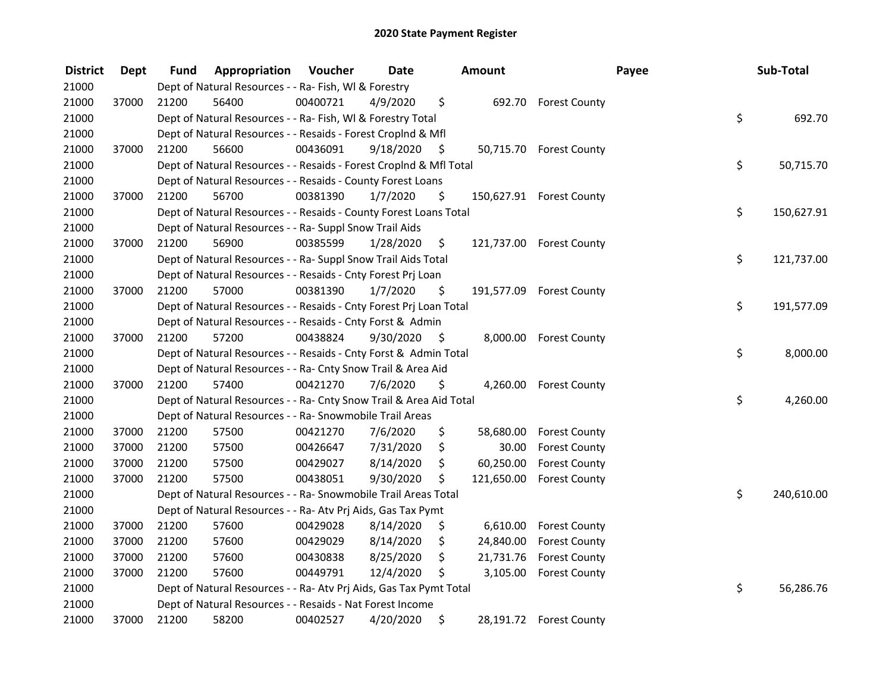## 2020 State Payment Register

| District | Dept | Fund | Appropriation | Voucher | Date | Amount | Payee | Sub-Total |
|---|---|---|---|---|---|---|---|---|
| 21000 | | | Dept of Natural Resources - - Ra- Fish, Wl & Forestry | | | | | |
| 21000 | 37000 | 21200 | 56400 | 00400721 | 4/9/2020 | $ 692.70 | Forest County | |
| 21000 | | | Dept of Natural Resources - - Ra- Fish, Wl & Forestry Total | | | | | $ 692.70 |
| 21000 | | | Dept of Natural Resources - - Resaids - Forest Croplnd & Mfl | | | | | |
| 21000 | 37000 | 21200 | 56600 | 00436091 | 9/18/2020 | $ 50,715.70 | Forest County | |
| 21000 | | | Dept of Natural Resources - - Resaids - Forest Croplnd & Mfl Total | | | | | $ 50,715.70 |
| 21000 | | | Dept of Natural Resources - - Resaids - County Forest Loans | | | | | |
| 21000 | 37000 | 21200 | 56700 | 00381390 | 1/7/2020 | $ 150,627.91 | Forest County | |
| 21000 | | | Dept of Natural Resources - - Resaids - County Forest Loans Total | | | | | $ 150,627.91 |
| 21000 | | | Dept of Natural Resources - - Ra- Suppl Snow Trail Aids | | | | | |
| 21000 | 37000 | 21200 | 56900 | 00385599 | 1/28/2020 | $ 121,737.00 | Forest County | |
| 21000 | | | Dept of Natural Resources - - Ra- Suppl Snow Trail Aids Total | | | | | $ 121,737.00 |
| 21000 | | | Dept of Natural Resources - - Resaids - Cnty Forest Prj Loan | | | | | |
| 21000 | 37000 | 21200 | 57000 | 00381390 | 1/7/2020 | $ 191,577.09 | Forest County | |
| 21000 | | | Dept of Natural Resources - - Resaids - Cnty Forest Prj Loan Total | | | | | $ 191,577.09 |
| 21000 | | | Dept of Natural Resources - - Resaids - Cnty Forst & Admin | | | | | |
| 21000 | 37000 | 21200 | 57200 | 00438824 | 9/30/2020 | $ 8,000.00 | Forest County | |
| 21000 | | | Dept of Natural Resources - - Resaids - Cnty Forst & Admin Total | | | | | $ 8,000.00 |
| 21000 | | | Dept of Natural Resources - - Ra- Cnty Snow Trail & Area Aid | | | | | |
| 21000 | 37000 | 21200 | 57400 | 00421270 | 7/6/2020 | $ 4,260.00 | Forest County | |
| 21000 | | | Dept of Natural Resources - - Ra- Cnty Snow Trail & Area Aid Total | | | | | $ 4,260.00 |
| 21000 | | | Dept of Natural Resources - - Ra- Snowmobile Trail Areas | | | | | |
| 21000 | 37000 | 21200 | 57500 | 00421270 | 7/6/2020 | $ 58,680.00 | Forest County | |
| 21000 | 37000 | 21200 | 57500 | 00426647 | 7/31/2020 | $ 30.00 | Forest County | |
| 21000 | 37000 | 21200 | 57500 | 00429027 | 8/14/2020 | $ 60,250.00 | Forest County | |
| 21000 | 37000 | 21200 | 57500 | 00438051 | 9/30/2020 | $ 121,650.00 | Forest County | |
| 21000 | | | Dept of Natural Resources - - Ra- Snowmobile Trail Areas Total | | | | | $ 240,610.00 |
| 21000 | | | Dept of Natural Resources - - Ra- Atv Prj Aids, Gas Tax Pymt | | | | | |
| 21000 | 37000 | 21200 | 57600 | 00429028 | 8/14/2020 | $ 6,610.00 | Forest County | |
| 21000 | 37000 | 21200 | 57600 | 00429029 | 8/14/2020 | $ 24,840.00 | Forest County | |
| 21000 | 37000 | 21200 | 57600 | 00430838 | 8/25/2020 | $ 21,731.76 | Forest County | |
| 21000 | 37000 | 21200 | 57600 | 00449791 | 12/4/2020 | $ 3,105.00 | Forest County | |
| 21000 | | | Dept of Natural Resources - - Ra- Atv Prj Aids, Gas Tax Pymt Total | | | | | $ 56,286.76 |
| 21000 | | | Dept of Natural Resources - - Resaids - Nat Forest Income | | | | | |
| 21000 | 37000 | 21200 | 58200 | 00402527 | 4/20/2020 | $ 28,191.72 | Forest County | |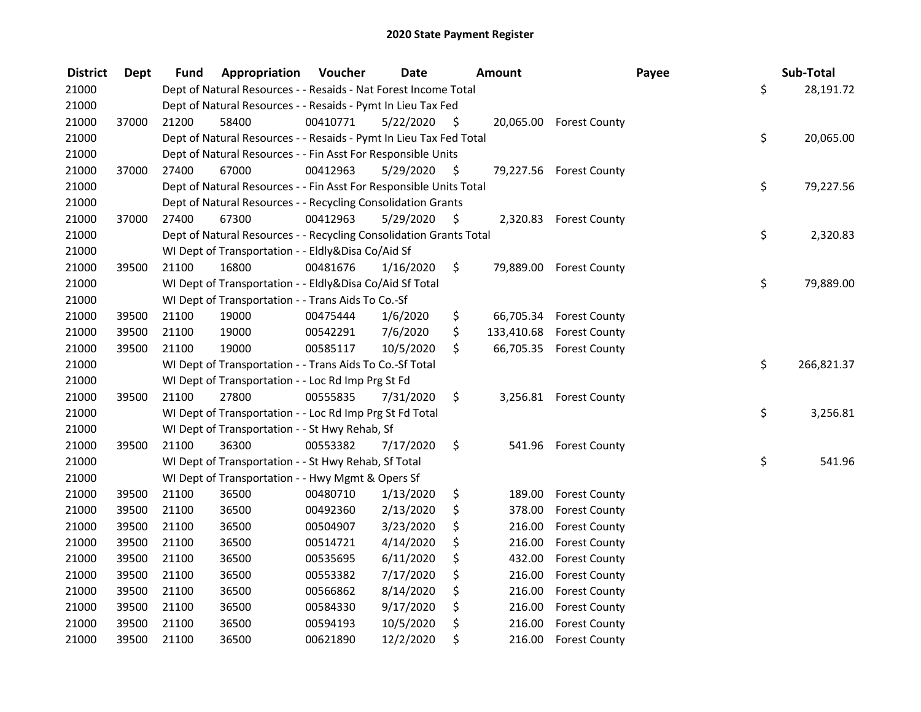# 2020 State Payment Register

| District | Dept | Fund | Appropriation | Voucher | Date | Amount | Payee | Sub-Total |
|---|---|---|---|---|---|---|---|---|
| 21000 | | | Dept of Natural Resources - - Resaids - Nat Forest Income Total | | | | | $ 28,191.72 |
| 21000 | | | Dept of Natural Resources - - Resaids - Pymt In Lieu Tax Fed | | | | | |
| 21000 | 37000 | 21200 | 58400 | 00410771 | 5/22/2020 | $ 20,065.00 | Forest County | |
| 21000 | | | Dept of Natural Resources - - Resaids - Pymt In Lieu Tax Fed Total | | | | | $ 20,065.00 |
| 21000 | | | Dept of Natural Resources - - Fin Asst For Responsible Units | | | | | |
| 21000 | 37000 | 27400 | 67000 | 00412963 | 5/29/2020 | $ 79,227.56 | Forest County | |
| 21000 | | | Dept of Natural Resources - - Fin Asst For Responsible Units Total | | | | | $ 79,227.56 |
| 21000 | | | Dept of Natural Resources - - Recycling Consolidation Grants | | | | | |
| 21000 | 37000 | 27400 | 67300 | 00412963 | 5/29/2020 | $ 2,320.83 | Forest County | |
| 21000 | | | Dept of Natural Resources - - Recycling Consolidation Grants Total | | | | | $ 2,320.83 |
| 21000 | | | WI Dept of Transportation - - Eldly&Disa Co/Aid Sf | | | | | |
| 21000 | 39500 | 21100 | 16800 | 00481676 | 1/16/2020 | $ 79,889.00 | Forest County | |
| 21000 | | | WI Dept of Transportation - - Eldly&Disa Co/Aid Sf Total | | | | | $ 79,889.00 |
| 21000 | | | WI Dept of Transportation - - Trans Aids To Co.-Sf | | | | | |
| 21000 | 39500 | 21100 | 19000 | 00475444 | 1/6/2020 | $ 66,705.34 | Forest County | |
| 21000 | 39500 | 21100 | 19000 | 00542291 | 7/6/2020 | $ 133,410.68 | Forest County | |
| 21000 | 39500 | 21100 | 19000 | 00585117 | 10/5/2020 | $ 66,705.35 | Forest County | |
| 21000 | | | WI Dept of Transportation - - Trans Aids To Co.-Sf Total | | | | | $ 266,821.37 |
| 21000 | | | WI Dept of Transportation - - Loc Rd Imp Prg St Fd | | | | | |
| 21000 | 39500 | 21100 | 27800 | 00555835 | 7/31/2020 | $ 3,256.81 | Forest County | |
| 21000 | | | WI Dept of Transportation - - Loc Rd Imp Prg St Fd Total | | | | | $ 3,256.81 |
| 21000 | | | WI Dept of Transportation - - St Hwy Rehab, Sf | | | | | |
| 21000 | 39500 | 21100 | 36300 | 00553382 | 7/17/2020 | $ 541.96 | Forest County | |
| 21000 | | | WI Dept of Transportation - - St Hwy Rehab, Sf Total | | | | | $ 541.96 |
| 21000 | | | WI Dept of Transportation - - Hwy Mgmt & Opers Sf | | | | | |
| 21000 | 39500 | 21100 | 36500 | 00480710 | 1/13/2020 | $ 189.00 | Forest County | |
| 21000 | 39500 | 21100 | 36500 | 00492360 | 2/13/2020 | $ 378.00 | Forest County | |
| 21000 | 39500 | 21100 | 36500 | 00504907 | 3/23/2020 | $ 216.00 | Forest County | |
| 21000 | 39500 | 21100 | 36500 | 00514721 | 4/14/2020 | $ 216.00 | Forest County | |
| 21000 | 39500 | 21100 | 36500 | 00535695 | 6/11/2020 | $ 432.00 | Forest County | |
| 21000 | 39500 | 21100 | 36500 | 00553382 | 7/17/2020 | $ 216.00 | Forest County | |
| 21000 | 39500 | 21100 | 36500 | 00566862 | 8/14/2020 | $ 216.00 | Forest County | |
| 21000 | 39500 | 21100 | 36500 | 00584330 | 9/17/2020 | $ 216.00 | Forest County | |
| 21000 | 39500 | 21100 | 36500 | 00594193 | 10/5/2020 | $ 216.00 | Forest County | |
| 21000 | 39500 | 21100 | 36500 | 00621890 | 12/2/2020 | $ 216.00 | Forest County | |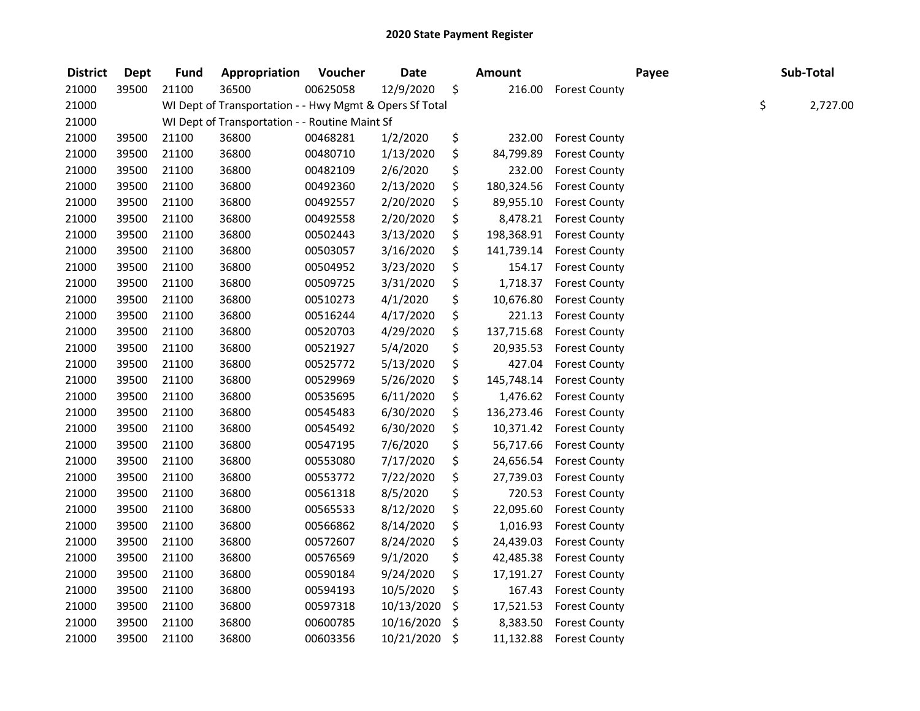# 2020 State Payment Register

| District | Dept | Fund | Appropriation | Voucher | Date | Amount | Payee | Sub-Total |
|---|---|---|---|---|---|---|---|---|
| 21000 | 39500 | 21100 | 36500 | 00625058 | 12/9/2020 | $ 216.00 | Forest County | |
| 21000 | | WI Dept of Transportation - - Hwy Mgmt & Opers Sf Total | | | | | | $ 2,727.00 |
| 21000 | | WI Dept of Transportation - - Routine Maint Sf | | | | | | |
| 21000 | 39500 | 21100 | 36800 | 00468281 | 1/2/2020 | $ 232.00 | Forest County | |
| 21000 | 39500 | 21100 | 36800 | 00480710 | 1/13/2020 | $ 84,799.89 | Forest County | |
| 21000 | 39500 | 21100 | 36800 | 00482109 | 2/6/2020 | $ 232.00 | Forest County | |
| 21000 | 39500 | 21100 | 36800 | 00492360 | 2/13/2020 | $ 180,324.56 | Forest County | |
| 21000 | 39500 | 21100 | 36800 | 00492557 | 2/20/2020 | $ 89,955.10 | Forest County | |
| 21000 | 39500 | 21100 | 36800 | 00492558 | 2/20/2020 | $ 8,478.21 | Forest County | |
| 21000 | 39500 | 21100 | 36800 | 00502443 | 3/13/2020 | $ 198,368.91 | Forest County | |
| 21000 | 39500 | 21100 | 36800 | 00503057 | 3/16/2020 | $ 141,739.14 | Forest County | |
| 21000 | 39500 | 21100 | 36800 | 00504952 | 3/23/2020 | $ 154.17 | Forest County | |
| 21000 | 39500 | 21100 | 36800 | 00509725 | 3/31/2020 | $ 1,718.37 | Forest County | |
| 21000 | 39500 | 21100 | 36800 | 00510273 | 4/1/2020 | $ 10,676.80 | Forest County | |
| 21000 | 39500 | 21100 | 36800 | 00516244 | 4/17/2020 | $ 221.13 | Forest County | |
| 21000 | 39500 | 21100 | 36800 | 00520703 | 4/29/2020 | $ 137,715.68 | Forest County | |
| 21000 | 39500 | 21100 | 36800 | 00521927 | 5/4/2020 | $ 20,935.53 | Forest County | |
| 21000 | 39500 | 21100 | 36800 | 00525772 | 5/13/2020 | $ 427.04 | Forest County | |
| 21000 | 39500 | 21100 | 36800 | 00529969 | 5/26/2020 | $ 145,748.14 | Forest County | |
| 21000 | 39500 | 21100 | 36800 | 00535695 | 6/11/2020 | $ 1,476.62 | Forest County | |
| 21000 | 39500 | 21100 | 36800 | 00545483 | 6/30/2020 | $ 136,273.46 | Forest County | |
| 21000 | 39500 | 21100 | 36800 | 00545492 | 6/30/2020 | $ 10,371.42 | Forest County | |
| 21000 | 39500 | 21100 | 36800 | 00547195 | 7/6/2020 | $ 56,717.66 | Forest County | |
| 21000 | 39500 | 21100 | 36800 | 00553080 | 7/17/2020 | $ 24,656.54 | Forest County | |
| 21000 | 39500 | 21100 | 36800 | 00553772 | 7/22/2020 | $ 27,739.03 | Forest County | |
| 21000 | 39500 | 21100 | 36800 | 00561318 | 8/5/2020 | $ 720.53 | Forest County | |
| 21000 | 39500 | 21100 | 36800 | 00565533 | 8/12/2020 | $ 22,095.60 | Forest County | |
| 21000 | 39500 | 21100 | 36800 | 00566862 | 8/14/2020 | $ 1,016.93 | Forest County | |
| 21000 | 39500 | 21100 | 36800 | 00572607 | 8/24/2020 | $ 24,439.03 | Forest County | |
| 21000 | 39500 | 21100 | 36800 | 00576569 | 9/1/2020 | $ 42,485.38 | Forest County | |
| 21000 | 39500 | 21100 | 36800 | 00590184 | 9/24/2020 | $ 17,191.27 | Forest County | |
| 21000 | 39500 | 21100 | 36800 | 00594193 | 10/5/2020 | $ 167.43 | Forest County | |
| 21000 | 39500 | 21100 | 36800 | 00597318 | 10/13/2020 | $ 17,521.53 | Forest County | |
| 21000 | 39500 | 21100 | 36800 | 00600785 | 10/16/2020 | $ 8,383.50 | Forest County | |
| 21000 | 39500 | 21100 | 36800 | 00603356 | 10/21/2020 | $ 11,132.88 | Forest County | |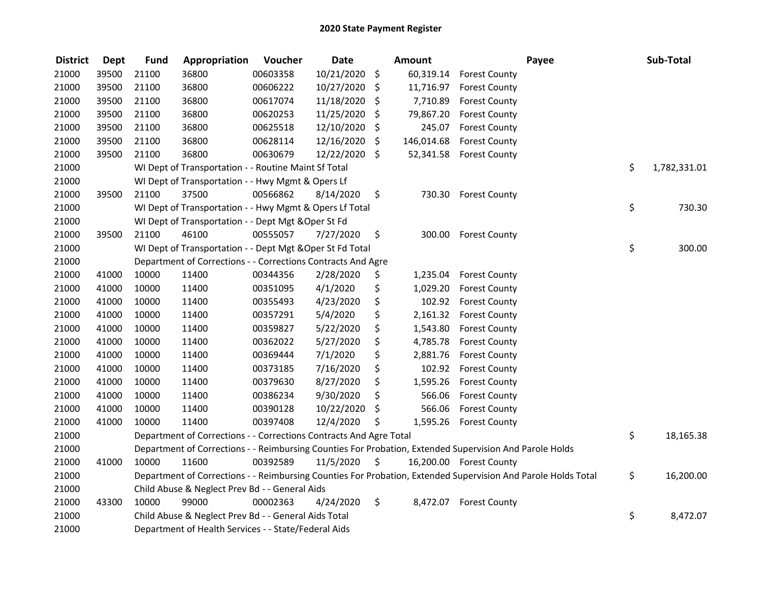# 2020 State Payment Register

| District | Dept | Fund | Appropriation | Voucher | Date | Amount | Payee | Sub-Total |
|---|---|---|---|---|---|---|---|---|
| 21000 | 39500 | 21100 | 36800 | 00603358 | 10/21/2020 | $ 60,319.14 | Forest County | |
| 21000 | 39500 | 21100 | 36800 | 00606222 | 10/27/2020 | $ 11,716.97 | Forest County | |
| 21000 | 39500 | 21100 | 36800 | 00617074 | 11/18/2020 | $ 7,710.89 | Forest County | |
| 21000 | 39500 | 21100 | 36800 | 00620253 | 11/25/2020 | $ 79,867.20 | Forest County | |
| 21000 | 39500 | 21100 | 36800 | 00625518 | 12/10/2020 | $ 245.07 | Forest County | |
| 21000 | 39500 | 21100 | 36800 | 00628114 | 12/16/2020 | $ 146,014.68 | Forest County | |
| 21000 | 39500 | 21100 | 36800 | 00630679 | 12/22/2020 | $ 52,341.58 | Forest County | |
| 21000 | | WI Dept of Transportation - - Routine Maint Sf Total | | | | | | $ 1,782,331.01 |
| 21000 | | WI Dept of Transportation - - Hwy Mgmt & Opers Lf | | | | | | |
| 21000 | 39500 | 21100 | 37500 | 00566862 | 8/14/2020 | $ 730.30 | Forest County | |
| 21000 | | WI Dept of Transportation - - Hwy Mgmt & Opers Lf Total | | | | | | $ 730.30 |
| 21000 | | WI Dept of Transportation - - Dept Mgt &Oper St Fd | | | | | | |
| 21000 | 39500 | 21100 | 46100 | 00555057 | 7/27/2020 | $ 300.00 | Forest County | |
| 21000 | | WI Dept of Transportation - - Dept Mgt &Oper St Fd Total | | | | | | $ 300.00 |
| 21000 | | Department of Corrections - - Corrections Contracts And Agre | | | | | | |
| 21000 | 41000 | 10000 | 11400 | 00344356 | 2/28/2020 | $ 1,235.04 | Forest County | |
| 21000 | 41000 | 10000 | 11400 | 00351095 | 4/1/2020 | $ 1,029.20 | Forest County | |
| 21000 | 41000 | 10000 | 11400 | 00355493 | 4/23/2020 | $ 102.92 | Forest County | |
| 21000 | 41000 | 10000 | 11400 | 00357291 | 5/4/2020 | $ 2,161.32 | Forest County | |
| 21000 | 41000 | 10000 | 11400 | 00359827 | 5/22/2020 | $ 1,543.80 | Forest County | |
| 21000 | 41000 | 10000 | 11400 | 00362022 | 5/27/2020 | $ 4,785.78 | Forest County | |
| 21000 | 41000 | 10000 | 11400 | 00369444 | 7/1/2020 | $ 2,881.76 | Forest County | |
| 21000 | 41000 | 10000 | 11400 | 00373185 | 7/16/2020 | $ 102.92 | Forest County | |
| 21000 | 41000 | 10000 | 11400 | 00379630 | 8/27/2020 | $ 1,595.26 | Forest County | |
| 21000 | 41000 | 10000 | 11400 | 00386234 | 9/30/2020 | $ 566.06 | Forest County | |
| 21000 | 41000 | 10000 | 11400 | 00390128 | 10/22/2020 | $ 566.06 | Forest County | |
| 21000 | 41000 | 10000 | 11400 | 00397408 | 12/4/2020 | $ 1,595.26 | Forest County | |
| 21000 | | Department of Corrections - - Corrections Contracts And Agre Total | | | | | | $ 18,165.38 |
| 21000 | | Department of Corrections - - Reimbursing Counties For Probation, Extended Supervision And Parole Holds | | | | | | |
| 21000 | 41000 | 10000 | 11600 | 00392589 | 11/5/2020 | $ 16,200.00 | Forest County | |
| 21000 | | Department of Corrections - - Reimbursing Counties For Probation, Extended Supervision And Parole Holds Total | | | | | | $ 16,200.00 |
| 21000 | | Child Abuse & Neglect Prev Bd - - General Aids | | | | | | |
| 21000 | 43300 | 10000 | 99000 | 00002363 | 4/24/2020 | $ 8,472.07 | Forest County | |
| 21000 | | Child Abuse & Neglect Prev Bd - - General Aids Total | | | | | | $ 8,472.07 |
| 21000 | | Department of Health Services - - State/Federal Aids | | | | | | |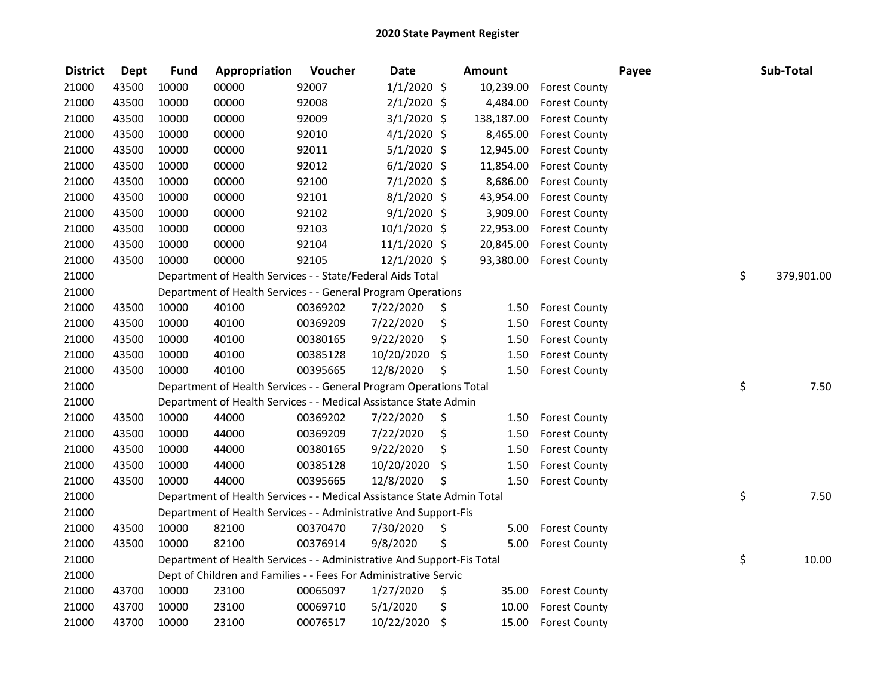# 2020 State Payment Register

| District | Dept | Fund | Appropriation | Voucher | Date | Amount | Payee | Sub-Total |
|---|---|---|---|---|---|---|---|---|
| 21000 | 43500 | 10000 | 00000 | 92007 | 1/1/2020 | $ 10,239.00 | Forest County | |
| 21000 | 43500 | 10000 | 00000 | 92008 | 2/1/2020 | $ 4,484.00 | Forest County | |
| 21000 | 43500 | 10000 | 00000 | 92009 | 3/1/2020 | $ 138,187.00 | Forest County | |
| 21000 | 43500 | 10000 | 00000 | 92010 | 4/1/2020 | $ 8,465.00 | Forest County | |
| 21000 | 43500 | 10000 | 00000 | 92011 | 5/1/2020 | $ 12,945.00 | Forest County | |
| 21000 | 43500 | 10000 | 00000 | 92012 | 6/1/2020 | $ 11,854.00 | Forest County | |
| 21000 | 43500 | 10000 | 00000 | 92100 | 7/1/2020 | $ 8,686.00 | Forest County | |
| 21000 | 43500 | 10000 | 00000 | 92101 | 8/1/2020 | $ 43,954.00 | Forest County | |
| 21000 | 43500 | 10000 | 00000 | 92102 | 9/1/2020 | $ 3,909.00 | Forest County | |
| 21000 | 43500 | 10000 | 00000 | 92103 | 10/1/2020 | $ 22,953.00 | Forest County | |
| 21000 | 43500 | 10000 | 00000 | 92104 | 11/1/2020 | $ 20,845.00 | Forest County | |
| 21000 | 43500 | 10000 | 00000 | 92105 | 12/1/2020 | $ 93,380.00 | Forest County | |
| 21000 | | Department of Health Services - - State/Federal Aids Total | | | | | | $ 379,901.00 |
| 21000 | | Department of Health Services - - General Program Operations | | | | | | |
| 21000 | 43500 | 10000 | 40100 | 00369202 | 7/22/2020 | $ 1.50 | Forest County | |
| 21000 | 43500 | 10000 | 40100 | 00369209 | 7/22/2020 | $ 1.50 | Forest County | |
| 21000 | 43500 | 10000 | 40100 | 00380165 | 9/22/2020 | $ 1.50 | Forest County | |
| 21000 | 43500 | 10000 | 40100 | 00385128 | 10/20/2020 | $ 1.50 | Forest County | |
| 21000 | 43500 | 10000 | 40100 | 00395665 | 12/8/2020 | $ 1.50 | Forest County | |
| 21000 | | Department of Health Services - - General Program Operations Total | | | | | | $ 7.50 |
| 21000 | | Department of Health Services - - Medical Assistance State Admin | | | | | | |
| 21000 | 43500 | 10000 | 44000 | 00369202 | 7/22/2020 | $ 1.50 | Forest County | |
| 21000 | 43500 | 10000 | 44000 | 00369209 | 7/22/2020 | $ 1.50 | Forest County | |
| 21000 | 43500 | 10000 | 44000 | 00380165 | 9/22/2020 | $ 1.50 | Forest County | |
| 21000 | 43500 | 10000 | 44000 | 00385128 | 10/20/2020 | $ 1.50 | Forest County | |
| 21000 | 43500 | 10000 | 44000 | 00395665 | 12/8/2020 | $ 1.50 | Forest County | |
| 21000 | | Department of Health Services - - Medical Assistance State Admin Total | | | | | | $ 7.50 |
| 21000 | | Department of Health Services - - Administrative And Support-Fis | | | | | | |
| 21000 | 43500 | 10000 | 82100 | 00370470 | 7/30/2020 | $ 5.00 | Forest County | |
| 21000 | 43500 | 10000 | 82100 | 00376914 | 9/8/2020 | $ 5.00 | Forest County | |
| 21000 | | Department of Health Services - - Administrative And Support-Fis Total | | | | | | $ 10.00 |
| 21000 | | Dept of Children and Families - - Fees For Administrative Servic | | | | | | |
| 21000 | 43700 | 10000 | 23100 | 00065097 | 1/27/2020 | $ 35.00 | Forest County | |
| 21000 | 43700 | 10000 | 23100 | 00069710 | 5/1/2020 | $ 10.00 | Forest County | |
| 21000 | 43700 | 10000 | 23100 | 00076517 | 10/22/2020 | $ 15.00 | Forest County | |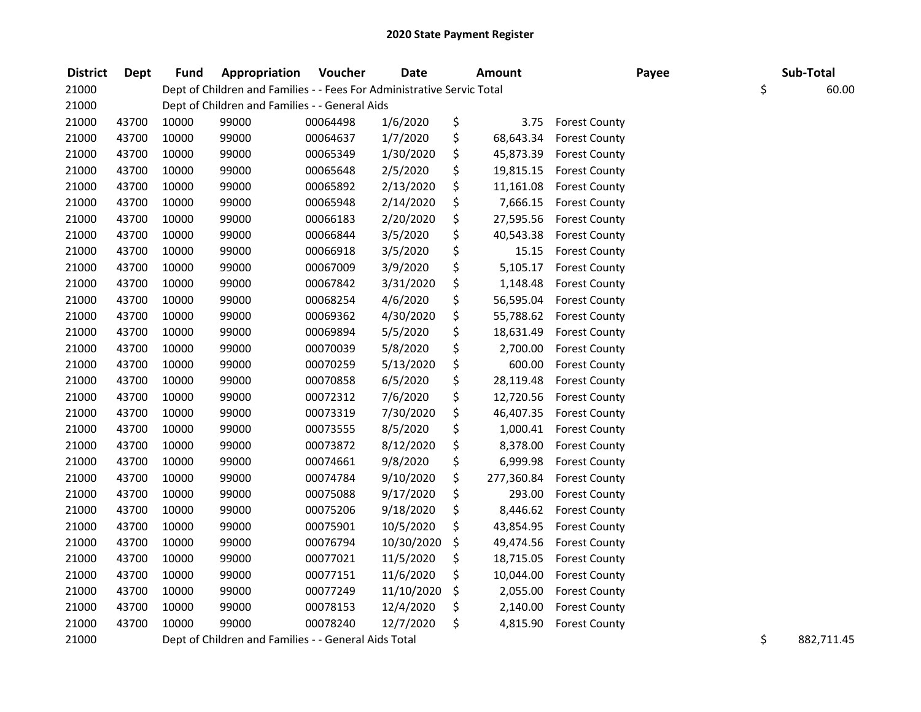# 2020 State Payment Register

| District | Dept | Fund | Appropriation | Voucher | Date | Amount | Payee | Sub-Total |
|---|---|---|---|---|---|---|---|---|
| 21000 | | Dept of Children and Families - - Fees For Administrative Servic Total | | | | | | $ 60.00 |
| 21000 | | Dept of Children and Families - - General Aids | | | | | | |
| 21000 | 43700 | 10000 | 99000 | 00064498 | 1/6/2020 | $ 3.75 | Forest County | |
| 21000 | 43700 | 10000 | 99000 | 00064637 | 1/7/2020 | $ 68,643.34 | Forest County | |
| 21000 | 43700 | 10000 | 99000 | 00065349 | 1/30/2020 | $ 45,873.39 | Forest County | |
| 21000 | 43700 | 10000 | 99000 | 00065648 | 2/5/2020 | $ 19,815.15 | Forest County | |
| 21000 | 43700 | 10000 | 99000 | 00065892 | 2/13/2020 | $ 11,161.08 | Forest County | |
| 21000 | 43700 | 10000 | 99000 | 00065948 | 2/14/2020 | $ 7,666.15 | Forest County | |
| 21000 | 43700 | 10000 | 99000 | 00066183 | 2/20/2020 | $ 27,595.56 | Forest County | |
| 21000 | 43700 | 10000 | 99000 | 00066844 | 3/5/2020 | $ 40,543.38 | Forest County | |
| 21000 | 43700 | 10000 | 99000 | 00066918 | 3/5/2020 | $ 15.15 | Forest County | |
| 21000 | 43700 | 10000 | 99000 | 00067009 | 3/9/2020 | $ 5,105.17 | Forest County | |
| 21000 | 43700 | 10000 | 99000 | 00067842 | 3/31/2020 | $ 1,148.48 | Forest County | |
| 21000 | 43700 | 10000 | 99000 | 00068254 | 4/6/2020 | $ 56,595.04 | Forest County | |
| 21000 | 43700 | 10000 | 99000 | 00069362 | 4/30/2020 | $ 55,788.62 | Forest County | |
| 21000 | 43700 | 10000 | 99000 | 00069894 | 5/5/2020 | $ 18,631.49 | Forest County | |
| 21000 | 43700 | 10000 | 99000 | 00070039 | 5/8/2020 | $ 2,700.00 | Forest County | |
| 21000 | 43700 | 10000 | 99000 | 00070259 | 5/13/2020 | $ 600.00 | Forest County | |
| 21000 | 43700 | 10000 | 99000 | 00070858 | 6/5/2020 | $ 28,119.48 | Forest County | |
| 21000 | 43700 | 10000 | 99000 | 00072312 | 7/6/2020 | $ 12,720.56 | Forest County | |
| 21000 | 43700 | 10000 | 99000 | 00073319 | 7/30/2020 | $ 46,407.35 | Forest County | |
| 21000 | 43700 | 10000 | 99000 | 00073555 | 8/5/2020 | $ 1,000.41 | Forest County | |
| 21000 | 43700 | 10000 | 99000 | 00073872 | 8/12/2020 | $ 8,378.00 | Forest County | |
| 21000 | 43700 | 10000 | 99000 | 00074661 | 9/8/2020 | $ 6,999.98 | Forest County | |
| 21000 | 43700 | 10000 | 99000 | 00074784 | 9/10/2020 | $ 277,360.84 | Forest County | |
| 21000 | 43700 | 10000 | 99000 | 00075088 | 9/17/2020 | $ 293.00 | Forest County | |
| 21000 | 43700 | 10000 | 99000 | 00075206 | 9/18/2020 | $ 8,446.62 | Forest County | |
| 21000 | 43700 | 10000 | 99000 | 00075901 | 10/5/2020 | $ 43,854.95 | Forest County | |
| 21000 | 43700 | 10000 | 99000 | 00076794 | 10/30/2020 | $ 49,474.56 | Forest County | |
| 21000 | 43700 | 10000 | 99000 | 00077021 | 11/5/2020 | $ 18,715.05 | Forest County | |
| 21000 | 43700 | 10000 | 99000 | 00077151 | 11/6/2020 | $ 10,044.00 | Forest County | |
| 21000 | 43700 | 10000 | 99000 | 00077249 | 11/10/2020 | $ 2,055.00 | Forest County | |
| 21000 | 43700 | 10000 | 99000 | 00078153 | 12/4/2020 | $ 2,140.00 | Forest County | |
| 21000 | 43700 | 10000 | 99000 | 00078240 | 12/7/2020 | $ 4,815.90 | Forest County | |
| 21000 | | Dept of Children and Families - - General Aids Total | | | | | | $ 882,711.45 |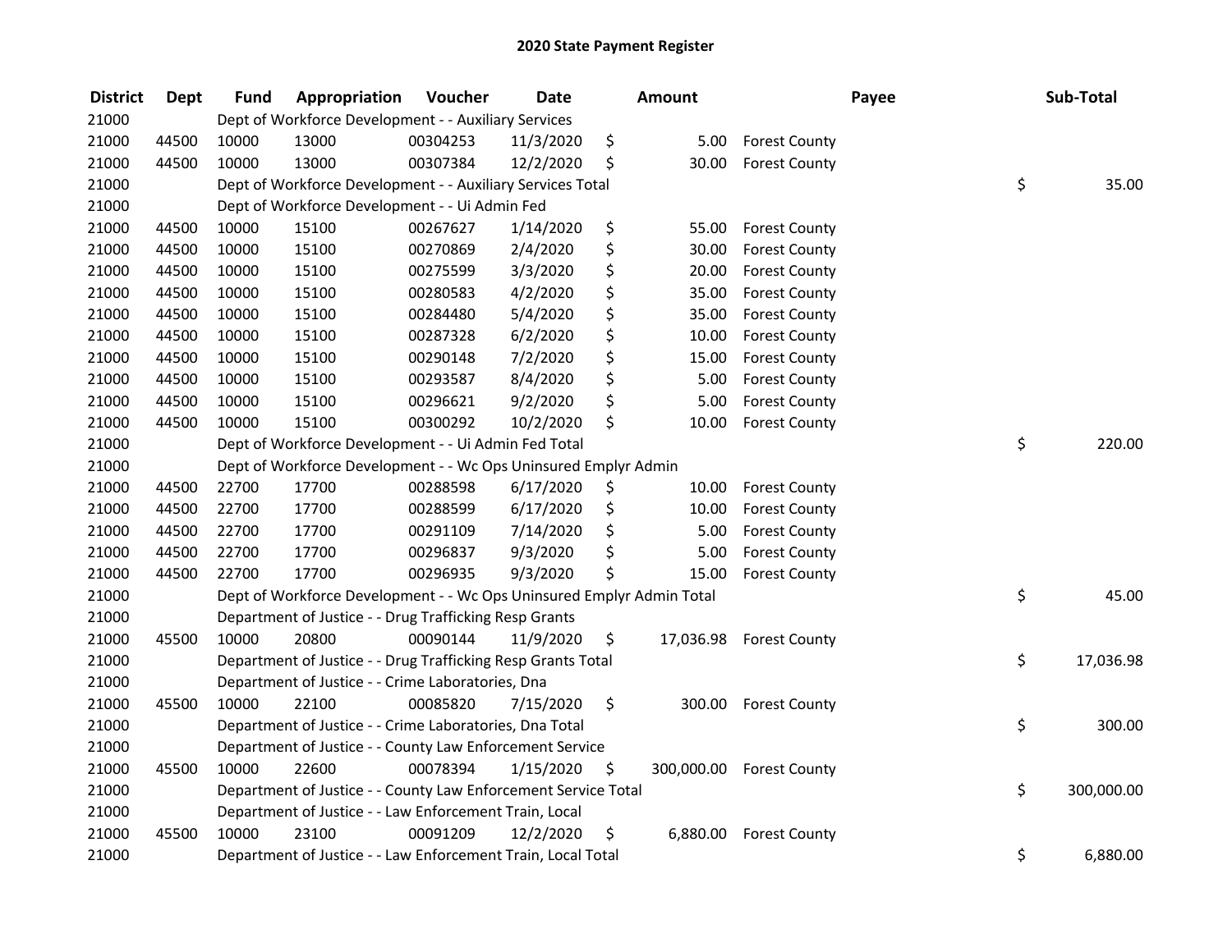# 2020 State Payment Register

| District | Dept | Fund | Appropriation | Voucher | Date | Amount | Payee | Sub-Total |
|---|---|---|---|---|---|---|---|---|
| 21000 | | Dept of Workforce Development - - Auxiliary Services | | | | | | |
| 21000 | 44500 | 10000 | 13000 | 00304253 | 11/3/2020 | $ 5.00 | Forest County | |
| 21000 | 44500 | 10000 | 13000 | 00307384 | 12/2/2020 | $ 30.00 | Forest County | |
| 21000 | | Dept of Workforce Development - - Auxiliary Services Total | | | | | | $ 35.00 |
| 21000 | | Dept of Workforce Development - - Ui Admin Fed | | | | | | |
| 21000 | 44500 | 10000 | 15100 | 00267627 | 1/14/2020 | $ 55.00 | Forest County | |
| 21000 | 44500 | 10000 | 15100 | 00270869 | 2/4/2020 | $ 30.00 | Forest County | |
| 21000 | 44500 | 10000 | 15100 | 00275599 | 3/3/2020 | $ 20.00 | Forest County | |
| 21000 | 44500 | 10000 | 15100 | 00280583 | 4/2/2020 | $ 35.00 | Forest County | |
| 21000 | 44500 | 10000 | 15100 | 00284480 | 5/4/2020 | $ 35.00 | Forest County | |
| 21000 | 44500 | 10000 | 15100 | 00287328 | 6/2/2020 | $ 10.00 | Forest County | |
| 21000 | 44500 | 10000 | 15100 | 00290148 | 7/2/2020 | $ 15.00 | Forest County | |
| 21000 | 44500 | 10000 | 15100 | 00293587 | 8/4/2020 | $ 5.00 | Forest County | |
| 21000 | 44500 | 10000 | 15100 | 00296621 | 9/2/2020 | $ 5.00 | Forest County | |
| 21000 | 44500 | 10000 | 15100 | 00300292 | 10/2/2020 | $ 10.00 | Forest County | |
| 21000 | | Dept of Workforce Development - - Ui Admin Fed Total | | | | | | $ 220.00 |
| 21000 | | Dept of Workforce Development - - Wc Ops Uninsured Emplyr Admin | | | | | | |
| 21000 | 44500 | 22700 | 17700 | 00288598 | 6/17/2020 | $ 10.00 | Forest County | |
| 21000 | 44500 | 22700 | 17700 | 00288599 | 6/17/2020 | $ 10.00 | Forest County | |
| 21000 | 44500 | 22700 | 17700 | 00291109 | 7/14/2020 | $ 5.00 | Forest County | |
| 21000 | 44500 | 22700 | 17700 | 00296837 | 9/3/2020 | $ 5.00 | Forest County | |
| 21000 | 44500 | 22700 | 17700 | 00296935 | 9/3/2020 | $ 15.00 | Forest County | |
| 21000 | | Dept of Workforce Development - - Wc Ops Uninsured Emplyr Admin Total | | | | | | $ 45.00 |
| 21000 | | Department of Justice - - Drug Trafficking Resp Grants | | | | | | |
| 21000 | 45500 | 10000 | 20800 | 00090144 | 11/9/2020 | $ 17,036.98 | Forest County | |
| 21000 | | Department of Justice - - Drug Trafficking Resp Grants Total | | | | | | $ 17,036.98 |
| 21000 | | Department of Justice - - Crime Laboratories, Dna | | | | | | |
| 21000 | 45500 | 10000 | 22100 | 00085820 | 7/15/2020 | $ 300.00 | Forest County | |
| 21000 | | Department of Justice - - Crime Laboratories, Dna Total | | | | | | $ 300.00 |
| 21000 | | Department of Justice - - County Law Enforcement Service | | | | | | |
| 21000 | 45500 | 10000 | 22600 | 00078394 | 1/15/2020 | $ 300,000.00 | Forest County | |
| 21000 | | Department of Justice - - County Law Enforcement Service Total | | | | | | $ 300,000.00 |
| 21000 | | Department of Justice - - Law Enforcement Train, Local | | | | | | |
| 21000 | 45500 | 10000 | 23100 | 00091209 | 12/2/2020 | $ 6,880.00 | Forest County | |
| 21000 | | Department of Justice - - Law Enforcement Train, Local Total | | | | | | $ 6,880.00 |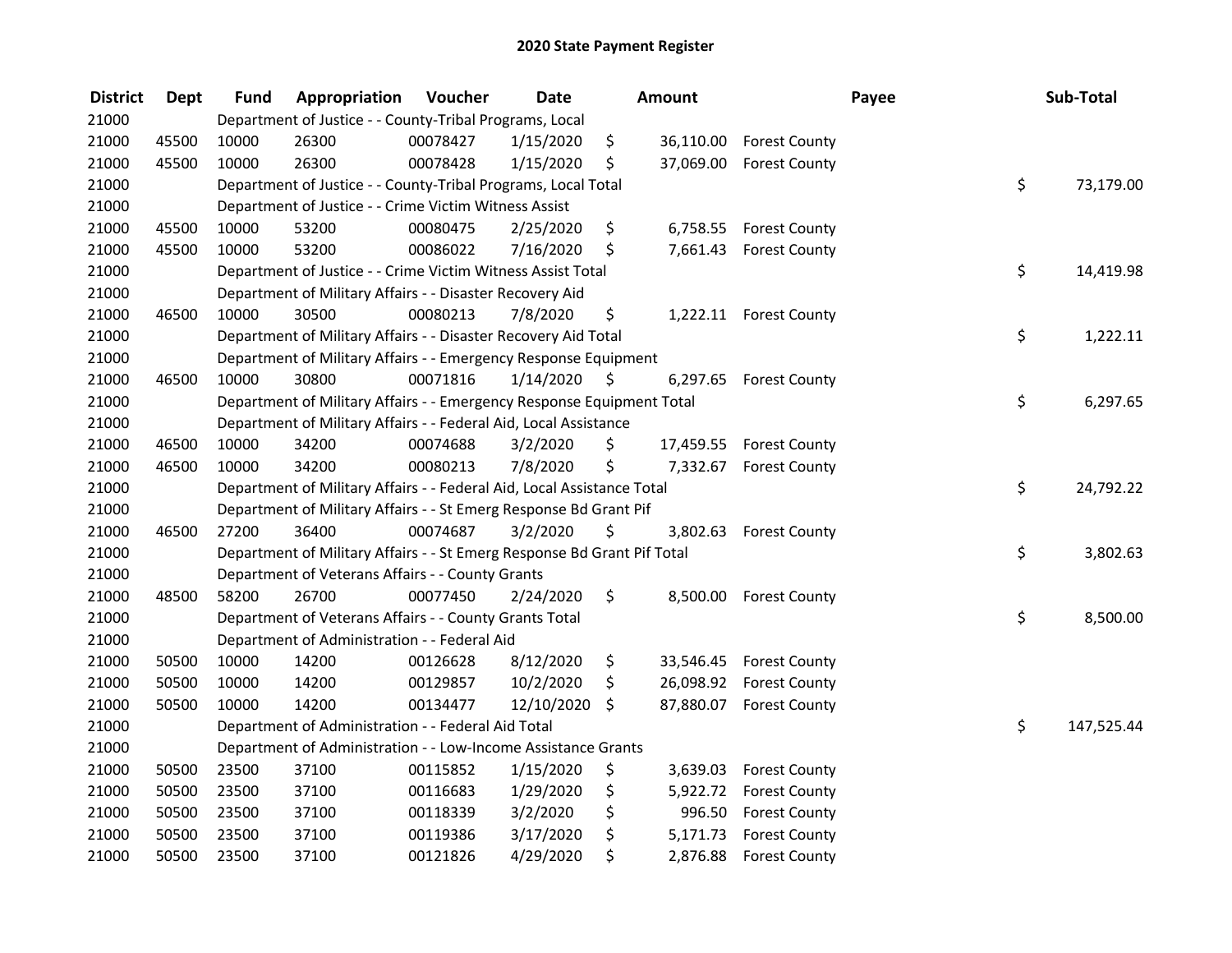# 2020 State Payment Register

| District | Dept | Fund | Appropriation | Voucher | Date | Amount | Payee | Sub-Total |
|---|---|---|---|---|---|---|---|---|
| 21000 | | Department of Justice - - County-Tribal Programs, Local | | | | | | |
| 21000 | 45500 | 10000 | 26300 | 00078427 | 1/15/2020 | $ 36,110.00 | Forest County | |
| 21000 | 45500 | 10000 | 26300 | 00078428 | 1/15/2020 | $ 37,069.00 | Forest County | |
| 21000 | | Department of Justice - - County-Tribal Programs, Local Total | | | | | | $ 73,179.00 |
| 21000 | | Department of Justice - - Crime Victim Witness Assist | | | | | | |
| 21000 | 45500 | 10000 | 53200 | 00080475 | 2/25/2020 | $ 6,758.55 | Forest County | |
| 21000 | 45500 | 10000 | 53200 | 00086022 | 7/16/2020 | $ 7,661.43 | Forest County | |
| 21000 | | Department of Justice - - Crime Victim Witness Assist Total | | | | | | $ 14,419.98 |
| 21000 | | Department of Military Affairs - - Disaster Recovery Aid | | | | | | |
| 21000 | 46500 | 10000 | 30500 | 00080213 | 7/8/2020 | $ 1,222.11 | Forest County | |
| 21000 | | Department of Military Affairs - - Disaster Recovery Aid Total | | | | | | $ 1,222.11 |
| 21000 | | Department of Military Affairs - - Emergency Response Equipment | | | | | | |
| 21000 | 46500 | 10000 | 30800 | 00071816 | 1/14/2020 | $ 6,297.65 | Forest County | |
| 21000 | | Department of Military Affairs - - Emergency Response Equipment Total | | | | | | $ 6,297.65 |
| 21000 | | Department of Military Affairs - - Federal Aid, Local Assistance | | | | | | |
| 21000 | 46500 | 10000 | 34200 | 00074688 | 3/2/2020 | $ 17,459.55 | Forest County | |
| 21000 | 46500 | 10000 | 34200 | 00080213 | 7/8/2020 | $ 7,332.67 | Forest County | |
| 21000 | | Department of Military Affairs - - Federal Aid, Local Assistance Total | | | | | | $ 24,792.22 |
| 21000 | | Department of Military Affairs - - St Emerg Response Bd Grant Pif | | | | | | |
| 21000 | 46500 | 27200 | 36400 | 00074687 | 3/2/2020 | $ 3,802.63 | Forest County | |
| 21000 | | Department of Military Affairs - - St Emerg Response Bd Grant Pif Total | | | | | | $ 3,802.63 |
| 21000 | | Department of Veterans Affairs - - County Grants | | | | | | |
| 21000 | 48500 | 58200 | 26700 | 00077450 | 2/24/2020 | $ 8,500.00 | Forest County | |
| 21000 | | Department of Veterans Affairs - - County Grants Total | | | | | | $ 8,500.00 |
| 21000 | | Department of Administration - - Federal Aid | | | | | | |
| 21000 | 50500 | 10000 | 14200 | 00126628 | 8/12/2020 | $ 33,546.45 | Forest County | |
| 21000 | 50500 | 10000 | 14200 | 00129857 | 10/2/2020 | $ 26,098.92 | Forest County | |
| 21000 | 50500 | 10000 | 14200 | 00134477 | 12/10/2020 | $ 87,880.07 | Forest County | |
| 21000 | | Department of Administration - - Federal Aid Total | | | | | | $ 147,525.44 |
| 21000 | | Department of Administration - - Low-Income Assistance Grants | | | | | | |
| 21000 | 50500 | 23500 | 37100 | 00115852 | 1/15/2020 | $ 3,639.03 | Forest County | |
| 21000 | 50500 | 23500 | 37100 | 00116683 | 1/29/2020 | $ 5,922.72 | Forest County | |
| 21000 | 50500 | 23500 | 37100 | 00118339 | 3/2/2020 | $ 996.50 | Forest County | |
| 21000 | 50500 | 23500 | 37100 | 00119386 | 3/17/2020 | $ 5,171.73 | Forest County | |
| 21000 | 50500 | 23500 | 37100 | 00121826 | 4/29/2020 | $ 2,876.88 | Forest County | |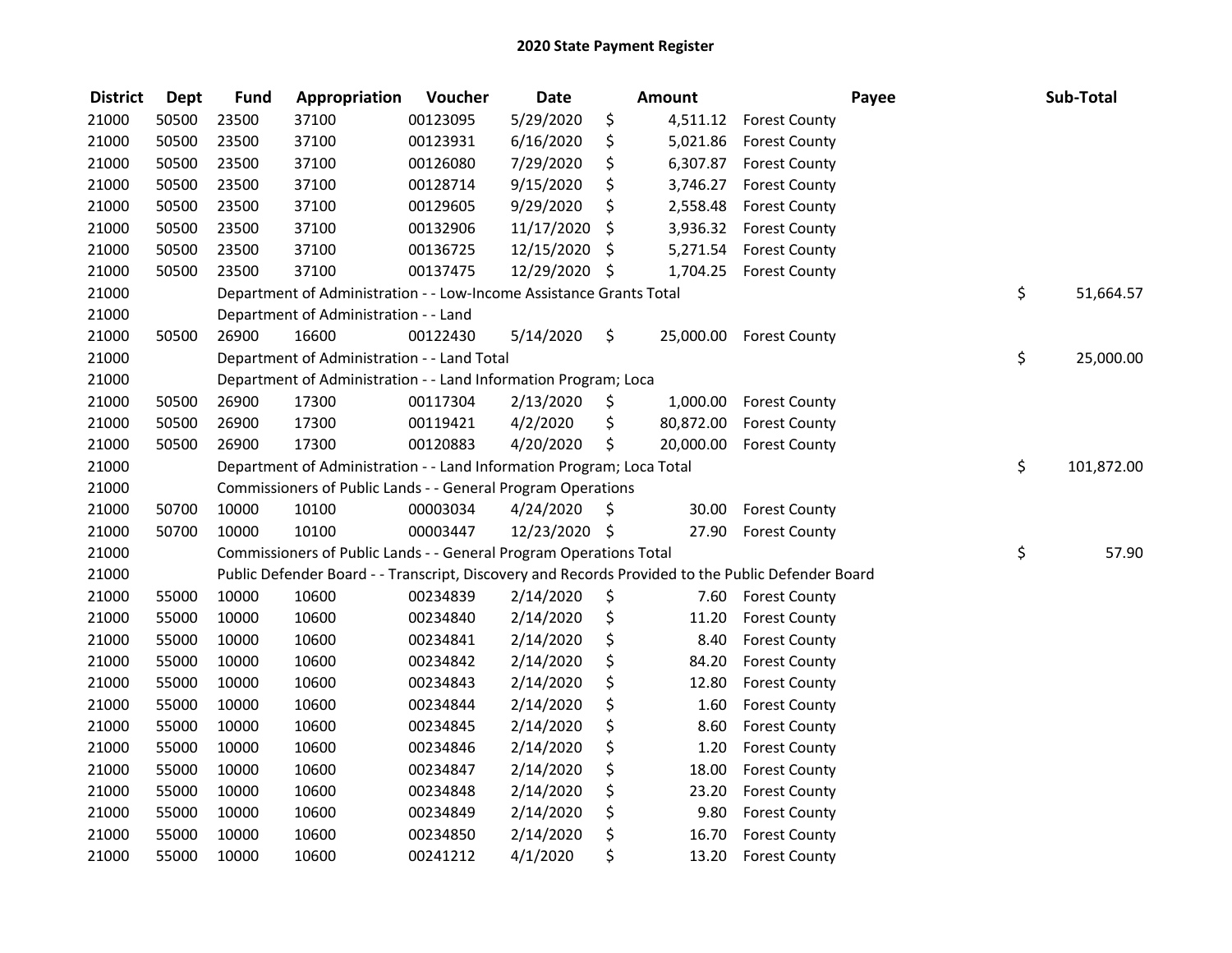# 2020 State Payment Register

| District | Dept | Fund | Appropriation | Voucher | Date | Amount | Payee | Sub-Total |
|---|---|---|---|---|---|---|---|---|
| 21000 | 50500 | 23500 | 37100 | 00123095 | 5/29/2020 | $ 4,511.12 | Forest County | |
| 21000 | 50500 | 23500 | 37100 | 00123931 | 6/16/2020 | $ 5,021.86 | Forest County | |
| 21000 | 50500 | 23500 | 37100 | 00126080 | 7/29/2020 | $ 6,307.87 | Forest County | |
| 21000 | 50500 | 23500 | 37100 | 00128714 | 9/15/2020 | $ 3,746.27 | Forest County | |
| 21000 | 50500 | 23500 | 37100 | 00129605 | 9/29/2020 | $ 2,558.48 | Forest County | |
| 21000 | 50500 | 23500 | 37100 | 00132906 | 11/17/2020 | $ 3,936.32 | Forest County | |
| 21000 | 50500 | 23500 | 37100 | 00136725 | 12/15/2020 | $ 5,271.54 | Forest County | |
| 21000 | 50500 | 23500 | 37100 | 00137475 | 12/29/2020 | $ 1,704.25 | Forest County | |
| 21000 | | Department of Administration - - Low-Income Assistance Grants Total | | | | | | $ 51,664.57 |
| 21000 | | Department of Administration - - Land | | | | | | |
| 21000 | 50500 | 26900 | 16600 | 00122430 | 5/14/2020 | $ 25,000.00 | Forest County | |
| 21000 | | Department of Administration - - Land Total | | | | | | $ 25,000.00 |
| 21000 | | Department of Administration - - Land Information Program; Loca | | | | | | |
| 21000 | 50500 | 26900 | 17300 | 00117304 | 2/13/2020 | $ 1,000.00 | Forest County | |
| 21000 | 50500 | 26900 | 17300 | 00119421 | 4/2/2020 | $ 80,872.00 | Forest County | |
| 21000 | 50500 | 26900 | 17300 | 00120883 | 4/20/2020 | $ 20,000.00 | Forest County | |
| 21000 | | Department of Administration - - Land Information Program; Loca Total | | | | | | $ 101,872.00 |
| 21000 | | Commissioners of Public Lands - - General Program Operations | | | | | | |
| 21000 | 50700 | 10000 | 10100 | 00003034 | 4/24/2020 | $ 30.00 | Forest County | |
| 21000 | 50700 | 10000 | 10100 | 00003447 | 12/23/2020 | $ 27.90 | Forest County | |
| 21000 | | Commissioners of Public Lands - - General Program Operations Total | | | | | | $ 57.90 |
| 21000 | | Public Defender Board - - Transcript, Discovery and Records Provided to the Public Defender Board | | | | | | |
| 21000 | 55000 | 10000 | 10600 | 00234839 | 2/14/2020 | $ 7.60 | Forest County | |
| 21000 | 55000 | 10000 | 10600 | 00234840 | 2/14/2020 | $ 11.20 | Forest County | |
| 21000 | 55000 | 10000 | 10600 | 00234841 | 2/14/2020 | $ 8.40 | Forest County | |
| 21000 | 55000 | 10000 | 10600 | 00234842 | 2/14/2020 | $ 84.20 | Forest County | |
| 21000 | 55000 | 10000 | 10600 | 00234843 | 2/14/2020 | $ 12.80 | Forest County | |
| 21000 | 55000 | 10000 | 10600 | 00234844 | 2/14/2020 | $ 1.60 | Forest County | |
| 21000 | 55000 | 10000 | 10600 | 00234845 | 2/14/2020 | $ 8.60 | Forest County | |
| 21000 | 55000 | 10000 | 10600 | 00234846 | 2/14/2020 | $ 1.20 | Forest County | |
| 21000 | 55000 | 10000 | 10600 | 00234847 | 2/14/2020 | $ 18.00 | Forest County | |
| 21000 | 55000 | 10000 | 10600 | 00234848 | 2/14/2020 | $ 23.20 | Forest County | |
| 21000 | 55000 | 10000 | 10600 | 00234849 | 2/14/2020 | $ 9.80 | Forest County | |
| 21000 | 55000 | 10000 | 10600 | 00234850 | 2/14/2020 | $ 16.70 | Forest County | |
| 21000 | 55000 | 10000 | 10600 | 00241212 | 4/1/2020 | $ 13.20 | Forest County | |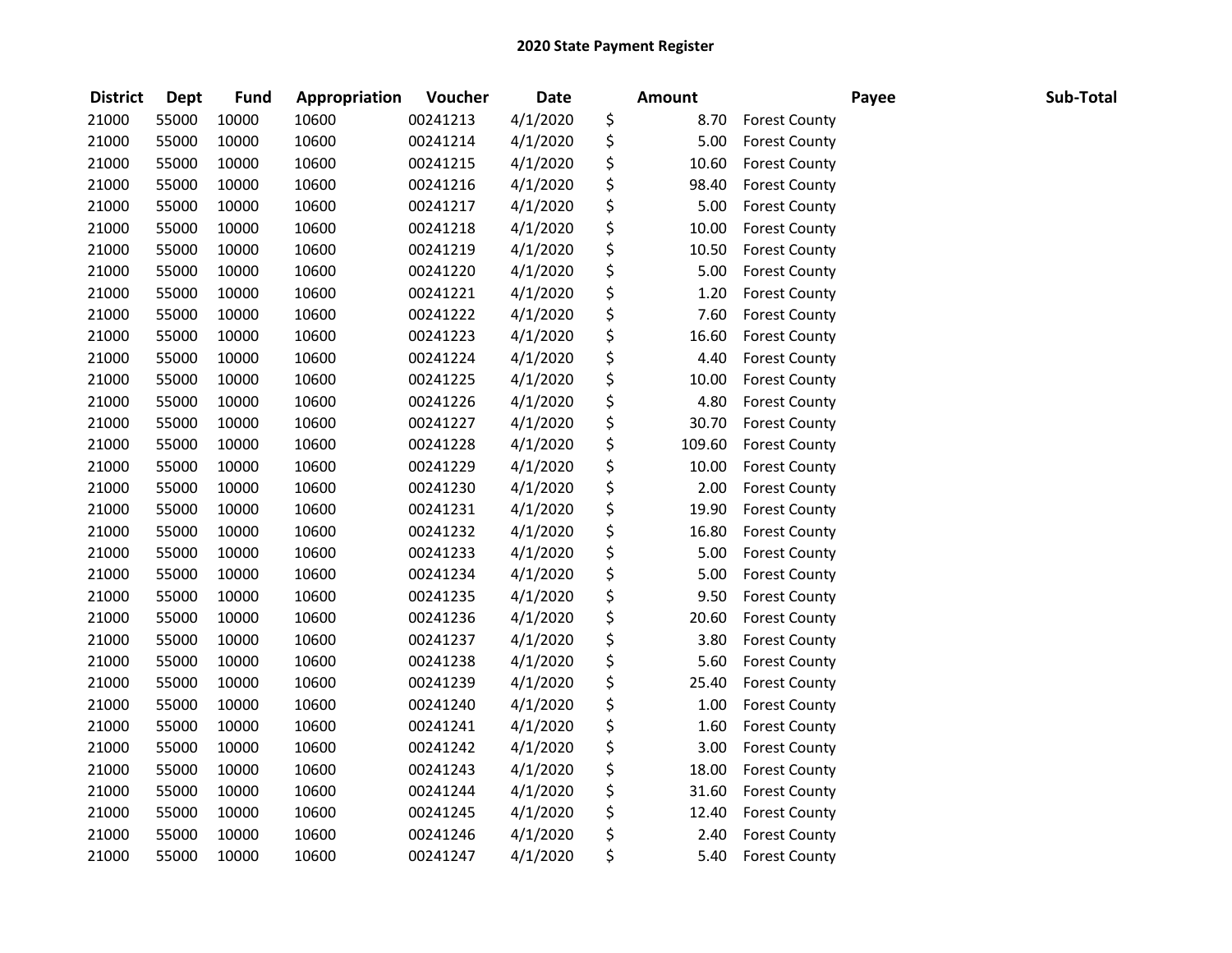# 2020 State Payment Register

| District | Dept | Fund | Appropriation | Voucher | Date | Amount | Payee | Sub-Total |
|---|---|---|---|---|---|---|---|---|
| 21000 | 55000 | 10000 | 10600 | 00241213 | 4/1/2020 | $ 8.70 | Forest County | |
| 21000 | 55000 | 10000 | 10600 | 00241214 | 4/1/2020 | $ 5.00 | Forest County | |
| 21000 | 55000 | 10000 | 10600 | 00241215 | 4/1/2020 | $ 10.60 | Forest County | |
| 21000 | 55000 | 10000 | 10600 | 00241216 | 4/1/2020 | $ 98.40 | Forest County | |
| 21000 | 55000 | 10000 | 10600 | 00241217 | 4/1/2020 | $ 5.00 | Forest County | |
| 21000 | 55000 | 10000 | 10600 | 00241218 | 4/1/2020 | $ 10.00 | Forest County | |
| 21000 | 55000 | 10000 | 10600 | 00241219 | 4/1/2020 | $ 10.50 | Forest County | |
| 21000 | 55000 | 10000 | 10600 | 00241220 | 4/1/2020 | $ 5.00 | Forest County | |
| 21000 | 55000 | 10000 | 10600 | 00241221 | 4/1/2020 | $ 1.20 | Forest County | |
| 21000 | 55000 | 10000 | 10600 | 00241222 | 4/1/2020 | $ 7.60 | Forest County | |
| 21000 | 55000 | 10000 | 10600 | 00241223 | 4/1/2020 | $ 16.60 | Forest County | |
| 21000 | 55000 | 10000 | 10600 | 00241224 | 4/1/2020 | $ 4.40 | Forest County | |
| 21000 | 55000 | 10000 | 10600 | 00241225 | 4/1/2020 | $ 10.00 | Forest County | |
| 21000 | 55000 | 10000 | 10600 | 00241226 | 4/1/2020 | $ 4.80 | Forest County | |
| 21000 | 55000 | 10000 | 10600 | 00241227 | 4/1/2020 | $ 30.70 | Forest County | |
| 21000 | 55000 | 10000 | 10600 | 00241228 | 4/1/2020 | $ 109.60 | Forest County | |
| 21000 | 55000 | 10000 | 10600 | 00241229 | 4/1/2020 | $ 10.00 | Forest County | |
| 21000 | 55000 | 10000 | 10600 | 00241230 | 4/1/2020 | $ 2.00 | Forest County | |
| 21000 | 55000 | 10000 | 10600 | 00241231 | 4/1/2020 | $ 19.90 | Forest County | |
| 21000 | 55000 | 10000 | 10600 | 00241232 | 4/1/2020 | $ 16.80 | Forest County | |
| 21000 | 55000 | 10000 | 10600 | 00241233 | 4/1/2020 | $ 5.00 | Forest County | |
| 21000 | 55000 | 10000 | 10600 | 00241234 | 4/1/2020 | $ 5.00 | Forest County | |
| 21000 | 55000 | 10000 | 10600 | 00241235 | 4/1/2020 | $ 9.50 | Forest County | |
| 21000 | 55000 | 10000 | 10600 | 00241236 | 4/1/2020 | $ 20.60 | Forest County | |
| 21000 | 55000 | 10000 | 10600 | 00241237 | 4/1/2020 | $ 3.80 | Forest County | |
| 21000 | 55000 | 10000 | 10600 | 00241238 | 4/1/2020 | $ 5.60 | Forest County | |
| 21000 | 55000 | 10000 | 10600 | 00241239 | 4/1/2020 | $ 25.40 | Forest County | |
| 21000 | 55000 | 10000 | 10600 | 00241240 | 4/1/2020 | $ 1.00 | Forest County | |
| 21000 | 55000 | 10000 | 10600 | 00241241 | 4/1/2020 | $ 1.60 | Forest County | |
| 21000 | 55000 | 10000 | 10600 | 00241242 | 4/1/2020 | $ 3.00 | Forest County | |
| 21000 | 55000 | 10000 | 10600 | 00241243 | 4/1/2020 | $ 18.00 | Forest County | |
| 21000 | 55000 | 10000 | 10600 | 00241244 | 4/1/2020 | $ 31.60 | Forest County | |
| 21000 | 55000 | 10000 | 10600 | 00241245 | 4/1/2020 | $ 12.40 | Forest County | |
| 21000 | 55000 | 10000 | 10600 | 00241246 | 4/1/2020 | $ 2.40 | Forest County | |
| 21000 | 55000 | 10000 | 10600 | 00241247 | 4/1/2020 | $ 5.40 | Forest County | |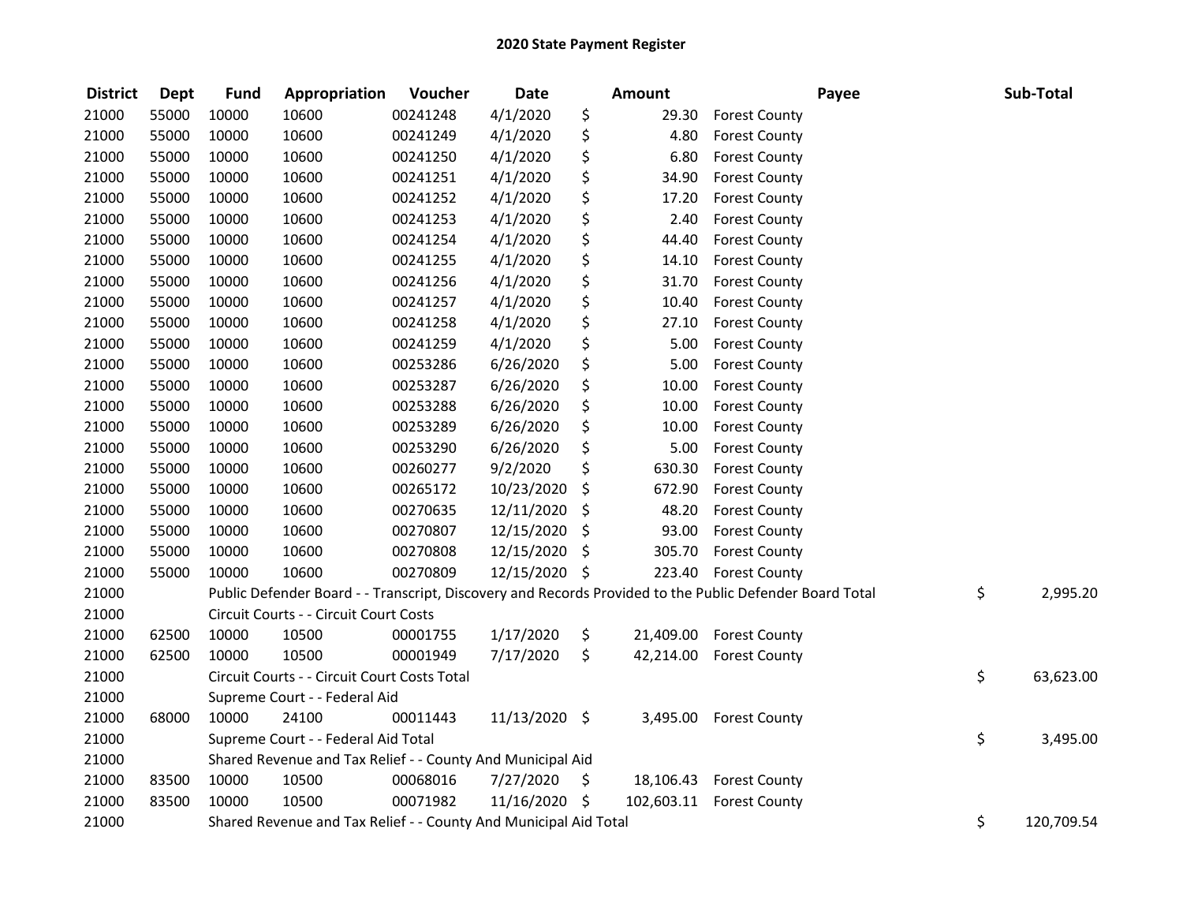# 2020 State Payment Register

| District | Dept | Fund | Appropriation | Voucher | Date | Amount | Payee | Sub-Total |
|---|---|---|---|---|---|---|---|---|
| 21000 | 55000 | 10000 | 10600 | 00241248 | 4/1/2020 | $ 29.30 | Forest County | |
| 21000 | 55000 | 10000 | 10600 | 00241249 | 4/1/2020 | $ 4.80 | Forest County | |
| 21000 | 55000 | 10000 | 10600 | 00241250 | 4/1/2020 | $ 6.80 | Forest County | |
| 21000 | 55000 | 10000 | 10600 | 00241251 | 4/1/2020 | $ 34.90 | Forest County | |
| 21000 | 55000 | 10000 | 10600 | 00241252 | 4/1/2020 | $ 17.20 | Forest County | |
| 21000 | 55000 | 10000 | 10600 | 00241253 | 4/1/2020 | $ 2.40 | Forest County | |
| 21000 | 55000 | 10000 | 10600 | 00241254 | 4/1/2020 | $ 44.40 | Forest County | |
| 21000 | 55000 | 10000 | 10600 | 00241255 | 4/1/2020 | $ 14.10 | Forest County | |
| 21000 | 55000 | 10000 | 10600 | 00241256 | 4/1/2020 | $ 31.70 | Forest County | |
| 21000 | 55000 | 10000 | 10600 | 00241257 | 4/1/2020 | $ 10.40 | Forest County | |
| 21000 | 55000 | 10000 | 10600 | 00241258 | 4/1/2020 | $ 27.10 | Forest County | |
| 21000 | 55000 | 10000 | 10600 | 00241259 | 4/1/2020 | $ 5.00 | Forest County | |
| 21000 | 55000 | 10000 | 10600 | 00253286 | 6/26/2020 | $ 5.00 | Forest County | |
| 21000 | 55000 | 10000 | 10600 | 00253287 | 6/26/2020 | $ 10.00 | Forest County | |
| 21000 | 55000 | 10000 | 10600 | 00253288 | 6/26/2020 | $ 10.00 | Forest County | |
| 21000 | 55000 | 10000 | 10600 | 00253289 | 6/26/2020 | $ 10.00 | Forest County | |
| 21000 | 55000 | 10000 | 10600 | 00253290 | 6/26/2020 | $ 5.00 | Forest County | |
| 21000 | 55000 | 10000 | 10600 | 00260277 | 9/2/2020 | $ 630.30 | Forest County | |
| 21000 | 55000 | 10000 | 10600 | 00265172 | 10/23/2020 | $ 672.90 | Forest County | |
| 21000 | 55000 | 10000 | 10600 | 00270635 | 12/11/2020 | $ 48.20 | Forest County | |
| 21000 | 55000 | 10000 | 10600 | 00270807 | 12/15/2020 | $ 93.00 | Forest County | |
| 21000 | 55000 | 10000 | 10600 | 00270808 | 12/15/2020 | $ 305.70 | Forest County | |
| 21000 | 55000 | 10000 | 10600 | 00270809 | 12/15/2020 | $ 223.40 | Forest County | |
| 21000 | | Public Defender Board - - Transcript, Discovery and Records Provided to the Public Defender Board Total | | | | | | $ 2,995.20 |
| 21000 | | Circuit Courts - - Circuit Court Costs | | | | | | |
| 21000 | 62500 | 10000 | 10500 | 00001755 | 1/17/2020 | $ 21,409.00 | Forest County | |
| 21000 | 62500 | 10000 | 10500 | 00001949 | 7/17/2020 | $ 42,214.00 | Forest County | |
| 21000 | | Circuit Courts - - Circuit Court Costs Total | | | | | | $ 63,623.00 |
| 21000 | | Supreme Court - - Federal Aid | | | | | | |
| 21000 | 68000 | 10000 | 24100 | 00011443 | 11/13/2020 | $ 3,495.00 | Forest County | |
| 21000 | | Supreme Court - - Federal Aid Total | | | | | | $ 3,495.00 |
| 21000 | | Shared Revenue and Tax Relief - - County And Municipal Aid | | | | | | |
| 21000 | 83500 | 10000 | 10500 | 00068016 | 7/27/2020 | $ 18,106.43 | Forest County | |
| 21000 | 83500 | 10000 | 10500 | 00071982 | 11/16/2020 | $ 102,603.11 | Forest County | |
| 21000 | | Shared Revenue and Tax Relief - - County And Municipal Aid Total | | | | | | $ 120,709.54 |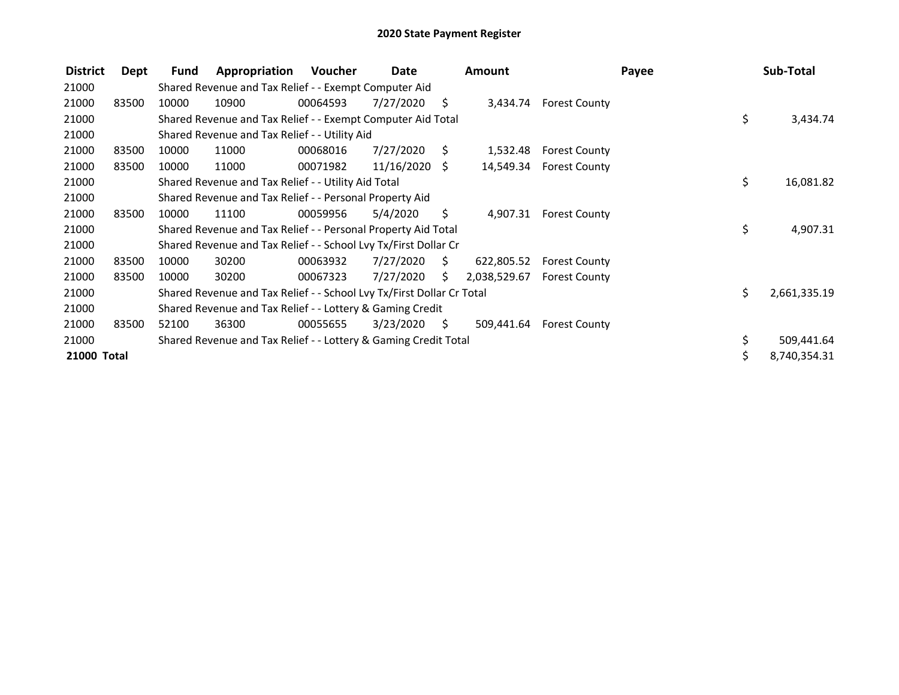# 2020 State Payment Register

| District | Dept | Fund | Appropriation | Voucher | Date | Amount | Payee | Sub-Total |
|---|---|---|---|---|---|---|---|---|
| 21000 | | Shared Revenue and Tax Relief - - Exempt Computer Aid | | | | | | |
| 21000 | 83500 | 10000 | 10900 | 00064593 | 7/27/2020 | $ 3,434.74 | Forest County | |
| 21000 | | Shared Revenue and Tax Relief - - Exempt Computer Aid Total | | | | | | $ 3,434.74 |
| 21000 | | Shared Revenue and Tax Relief - - Utility Aid | | | | | | |
| 21000 | 83500 | 10000 | 11000 | 00068016 | 7/27/2020 | $ 1,532.48 | Forest County | |
| 21000 | 83500 | 10000 | 11000 | 00071982 | 11/16/2020 | $ 14,549.34 | Forest County | |
| 21000 | | Shared Revenue and Tax Relief - - Utility Aid Total | | | | | | $ 16,081.82 |
| 21000 | | Shared Revenue and Tax Relief - - Personal Property Aid | | | | | | |
| 21000 | 83500 | 10000 | 11100 | 00059956 | 5/4/2020 | $ 4,907.31 | Forest County | |
| 21000 | | Shared Revenue and Tax Relief - - Personal Property Aid Total | | | | | | $ 4,907.31 |
| 21000 | | Shared Revenue and Tax Relief - - School Lvy Tx/First Dollar Cr | | | | | | |
| 21000 | 83500 | 10000 | 30200 | 00063932 | 7/27/2020 | $ 622,805.52 | Forest County | |
| 21000 | 83500 | 10000 | 30200 | 00067323 | 7/27/2020 | $ 2,038,529.67 | Forest County | |
| 21000 | | Shared Revenue and Tax Relief - - School Lvy Tx/First Dollar Cr Total | | | | | | $ 2,661,335.19 |
| 21000 | | Shared Revenue and Tax Relief - - Lottery & Gaming Credit | | | | | | |
| 21000 | 83500 | 52100 | 36300 | 00055655 | 3/23/2020 | $ 509,441.64 | Forest County | |
| 21000 | | Shared Revenue and Tax Relief - - Lottery & Gaming Credit Total | | | | | | $ 509,441.64 |
| **21000 Total** | | | | | | | | $ 8,740,354.31 |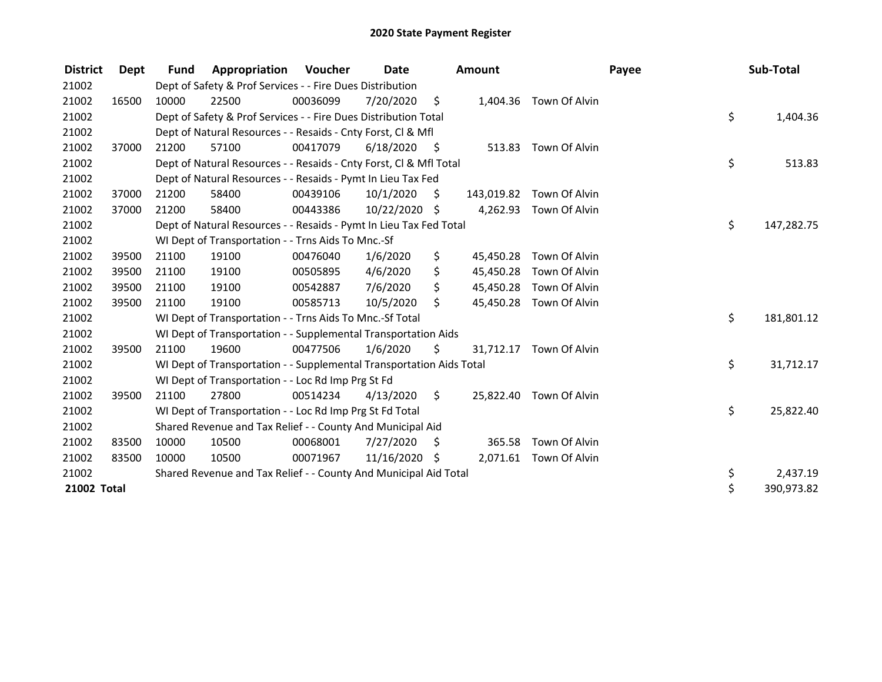# 2020 State Payment Register

| District | Dept | Fund | Appropriation | Voucher | Date | Amount | Payee | Sub-Total |
|---|---|---|---|---|---|---|---|---|
| 21002 | | Dept of Safety & Prof Services - - Fire Dues Distribution | | | | | | |
| 21002 | 16500 | 10000 | 22500 | 00036099 | 7/20/2020 | $ 1,404.36 | Town Of Alvin | |
| 21002 | | Dept of Safety & Prof Services - - Fire Dues Distribution Total | | | | | | $ 1,404.36 |
| 21002 | | Dept of Natural Resources - - Resaids - Cnty Forst, Cl & Mfl | | | | | | |
| 21002 | 37000 | 21200 | 57100 | 00417079 | 6/18/2020 | $ 513.83 | Town Of Alvin | |
| 21002 | | Dept of Natural Resources - - Resaids - Cnty Forst, Cl & Mfl Total | | | | | | $ 513.83 |
| 21002 | | Dept of Natural Resources - - Resaids - Pymt In Lieu Tax Fed | | | | | | |
| 21002 | 37000 | 21200 | 58400 | 00439106 | 10/1/2020 | $ 143,019.82 | Town Of Alvin | |
| 21002 | 37000 | 21200 | 58400 | 00443386 | 10/22/2020 | $ 4,262.93 | Town Of Alvin | |
| 21002 | | Dept of Natural Resources - - Resaids - Pymt In Lieu Tax Fed Total | | | | | | $ 147,282.75 |
| 21002 | | WI Dept of Transportation - - Trns Aids To Mnc.-Sf | | | | | | |
| 21002 | 39500 | 21100 | 19100 | 00476040 | 1/6/2020 | $ 45,450.28 | Town Of Alvin | |
| 21002 | 39500 | 21100 | 19100 | 00505895 | 4/6/2020 | $ 45,450.28 | Town Of Alvin | |
| 21002 | 39500 | 21100 | 19100 | 00542887 | 7/6/2020 | $ 45,450.28 | Town Of Alvin | |
| 21002 | 39500 | 21100 | 19100 | 00585713 | 10/5/2020 | $ 45,450.28 | Town Of Alvin | |
| 21002 | | WI Dept of Transportation - - Trns Aids To Mnc.-Sf Total | | | | | | $ 181,801.12 |
| 21002 | | WI Dept of Transportation - - Supplemental Transportation Aids | | | | | | |
| 21002 | 39500 | 21100 | 19600 | 00477506 | 1/6/2020 | $ 31,712.17 | Town Of Alvin | |
| 21002 | | WI Dept of Transportation - - Supplemental Transportation Aids Total | | | | | | $ 31,712.17 |
| 21002 | | WI Dept of Transportation - - Loc Rd Imp Prg St Fd | | | | | | |
| 21002 | 39500 | 21100 | 27800 | 00514234 | 4/13/2020 | $ 25,822.40 | Town Of Alvin | |
| 21002 | | WI Dept of Transportation - - Loc Rd Imp Prg St Fd Total | | | | | | $ 25,822.40 |
| 21002 | | Shared Revenue and Tax Relief - - County And Municipal Aid | | | | | | |
| 21002 | 83500 | 10000 | 10500 | 00068001 | 7/27/2020 | $ 365.58 | Town Of Alvin | |
| 21002 | 83500 | 10000 | 10500 | 00071967 | 11/16/2020 | $ 2,071.61 | Town Of Alvin | |
| 21002 | | Shared Revenue and Tax Relief - - County And Municipal Aid Total | | | | | | $ 2,437.19 |
| **21002 Total** | | | | | | | | $ 390,973.82 |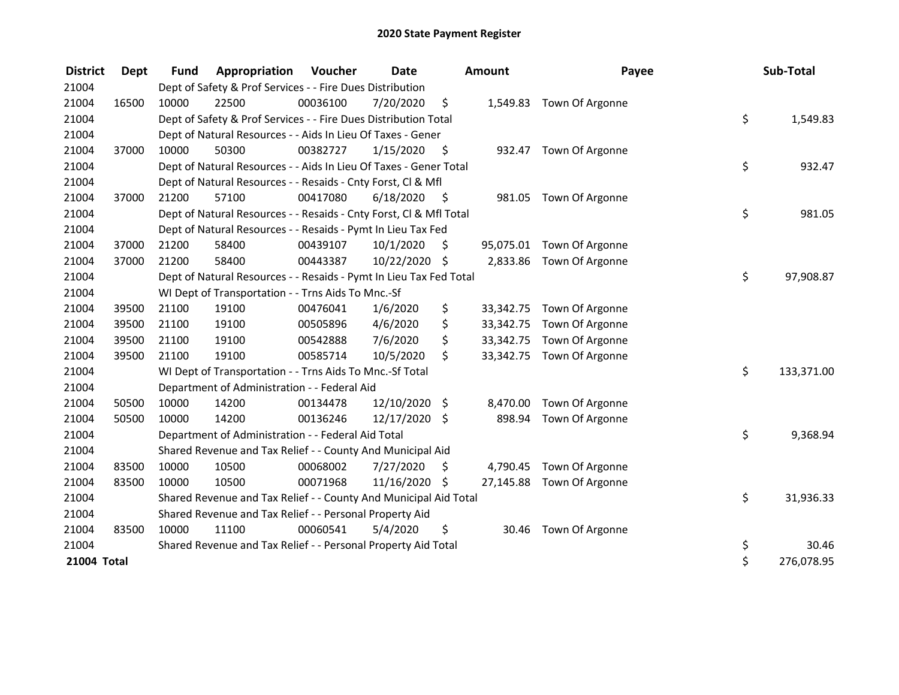# 2020 State Payment Register

| District | Dept | Fund | Appropriation | Voucher | Date | Amount | Payee | Sub-Total |
|---|---|---|---|---|---|---|---|---|
| 21004 | | Dept of Safety & Prof Services - - Fire Dues Distribution | | | | | | |
| 21004 | 16500 | 10000 | 22500 | 00036100 | 7/20/2020 | $ 1,549.83 | Town Of Argonne | |
| 21004 | | Dept of Safety & Prof Services - - Fire Dues Distribution Total | | | | | | $ 1,549.83 |
| 21004 | | Dept of Natural Resources - - Aids In Lieu Of Taxes - Gener | | | | | | |
| 21004 | 37000 | 10000 | 50300 | 00382727 | 1/15/2020 | $ 932.47 | Town Of Argonne | |
| 21004 | | Dept of Natural Resources - - Aids In Lieu Of Taxes - Gener Total | | | | | | $ 932.47 |
| 21004 | | Dept of Natural Resources - - Resaids - Cnty Forst, Cl & Mfl | | | | | | |
| 21004 | 37000 | 21200 | 57100 | 00417080 | 6/18/2020 | $ 981.05 | Town Of Argonne | |
| 21004 | | Dept of Natural Resources - - Resaids - Cnty Forst, Cl & Mfl Total | | | | | | $ 981.05 |
| 21004 | | Dept of Natural Resources - - Resaids - Pymt In Lieu Tax Fed | | | | | | |
| 21004 | 37000 | 21200 | 58400 | 00439107 | 10/1/2020 | $ 95,075.01 | Town Of Argonne | |
| 21004 | 37000 | 21200 | 58400 | 00443387 | 10/22/2020 | $ 2,833.86 | Town Of Argonne | |
| 21004 | | Dept of Natural Resources - - Resaids - Pymt In Lieu Tax Fed Total | | | | | | $ 97,908.87 |
| 21004 | | WI Dept of Transportation - - Trns Aids To Mnc.-Sf | | | | | | |
| 21004 | 39500 | 21100 | 19100 | 00476041 | 1/6/2020 | $ 33,342.75 | Town Of Argonne | |
| 21004 | 39500 | 21100 | 19100 | 00505896 | 4/6/2020 | $ 33,342.75 | Town Of Argonne | |
| 21004 | 39500 | 21100 | 19100 | 00542888 | 7/6/2020 | $ 33,342.75 | Town Of Argonne | |
| 21004 | 39500 | 21100 | 19100 | 00585714 | 10/5/2020 | $ 33,342.75 | Town Of Argonne | |
| 21004 | | WI Dept of Transportation - - Trns Aids To Mnc.-Sf Total | | | | | | $ 133,371.00 |
| 21004 | | Department of Administration - - Federal Aid | | | | | | |
| 21004 | 50500 | 10000 | 14200 | 00134478 | 12/10/2020 | $ 8,470.00 | Town Of Argonne | |
| 21004 | 50500 | 10000 | 14200 | 00136246 | 12/17/2020 | $ 898.94 | Town Of Argonne | |
| 21004 | | Department of Administration - - Federal Aid Total | | | | | | $ 9,368.94 |
| 21004 | | Shared Revenue and Tax Relief - - County And Municipal Aid | | | | | | |
| 21004 | 83500 | 10000 | 10500 | 00068002 | 7/27/2020 | $ 4,790.45 | Town Of Argonne | |
| 21004 | 83500 | 10000 | 10500 | 00071968 | 11/16/2020 | $ 27,145.88 | Town Of Argonne | |
| 21004 | | Shared Revenue and Tax Relief - - County And Municipal Aid Total | | | | | | $ 31,936.33 |
| 21004 | | Shared Revenue and Tax Relief - - Personal Property Aid | | | | | | |
| 21004 | 83500 | 10000 | 11100 | 00060541 | 5/4/2020 | $ 30.46 | Town Of Argonne | |
| 21004 | | Shared Revenue and Tax Relief - - Personal Property Aid Total | | | | | | $ 30.46 |
| **21004 Total** | | | | | | | | $ 276,078.95 |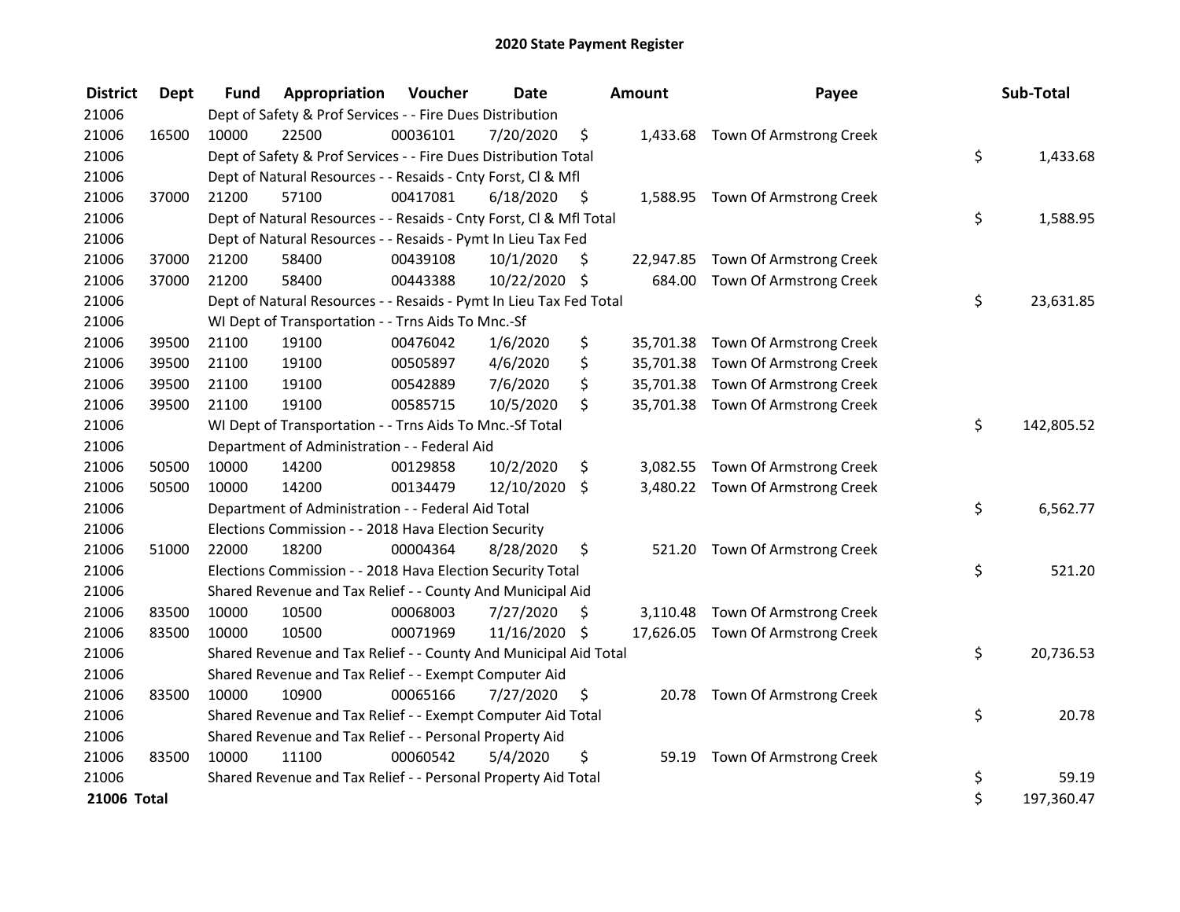# 2020 State Payment Register

| District | Dept | Fund | Appropriation | Voucher | Date | Amount | Payee | Sub-Total |
|---|---|---|---|---|---|---|---|---|
| 21006 | | Dept of Safety & Prof Services - - Fire Dues Distribution | | | | | | |
| 21006 | 16500 | 10000 | 22500 | 00036101 | 7/20/2020 | $ 1,433.68 | Town Of Armstrong Creek | |
| 21006 | | Dept of Safety & Prof Services - - Fire Dues Distribution Total | | | | | | $ 1,433.68 |
| 21006 | | Dept of Natural Resources - - Resaids - Cnty Forst, Cl & Mfl | | | | | | |
| 21006 | 37000 | 21200 | 57100 | 00417081 | 6/18/2020 | $ 1,588.95 | Town Of Armstrong Creek | |
| 21006 | | Dept of Natural Resources - - Resaids - Cnty Forst, Cl & Mfl Total | | | | | | $ 1,588.95 |
| 21006 | | Dept of Natural Resources - - Resaids - Pymt In Lieu Tax Fed | | | | | | |
| 21006 | 37000 | 21200 | 58400 | 00439108 | 10/1/2020 | $ 22,947.85 | Town Of Armstrong Creek | |
| 21006 | 37000 | 21200 | 58400 | 00443388 | 10/22/2020 | $ 684.00 | Town Of Armstrong Creek | |
| 21006 | | Dept of Natural Resources - - Resaids - Pymt In Lieu Tax Fed Total | | | | | | $ 23,631.85 |
| 21006 | | WI Dept of Transportation - - Trns Aids To Mnc.-Sf | | | | | | |
| 21006 | 39500 | 21100 | 19100 | 00476042 | 1/6/2020 | $ 35,701.38 | Town Of Armstrong Creek | |
| 21006 | 39500 | 21100 | 19100 | 00505897 | 4/6/2020 | $ 35,701.38 | Town Of Armstrong Creek | |
| 21006 | 39500 | 21100 | 19100 | 00542889 | 7/6/2020 | $ 35,701.38 | Town Of Armstrong Creek | |
| 21006 | 39500 | 21100 | 19100 | 00585715 | 10/5/2020 | $ 35,701.38 | Town Of Armstrong Creek | |
| 21006 | | WI Dept of Transportation - - Trns Aids To Mnc.-Sf Total | | | | | | $ 142,805.52 |
| 21006 | | Department of Administration - - Federal Aid | | | | | | |
| 21006 | 50500 | 10000 | 14200 | 00129858 | 10/2/2020 | $ 3,082.55 | Town Of Armstrong Creek | |
| 21006 | 50500 | 10000 | 14200 | 00134479 | 12/10/2020 | $ 3,480.22 | Town Of Armstrong Creek | |
| 21006 | | Department of Administration - - Federal Aid Total | | | | | | $ 6,562.77 |
| 21006 | | Elections Commission - - 2018 Hava Election Security | | | | | | |
| 21006 | 51000 | 22000 | 18200 | 00004364 | 8/28/2020 | $ 521.20 | Town Of Armstrong Creek | |
| 21006 | | Elections Commission - - 2018 Hava Election Security Total | | | | | | $ 521.20 |
| 21006 | | Shared Revenue and Tax Relief - - County And Municipal Aid | | | | | | |
| 21006 | 83500 | 10000 | 10500 | 00068003 | 7/27/2020 | $ 3,110.48 | Town Of Armstrong Creek | |
| 21006 | 83500 | 10000 | 10500 | 00071969 | 11/16/2020 | $ 17,626.05 | Town Of Armstrong Creek | |
| 21006 | | Shared Revenue and Tax Relief - - County And Municipal Aid Total | | | | | | $ 20,736.53 |
| 21006 | | Shared Revenue and Tax Relief - - Exempt Computer Aid | | | | | | |
| 21006 | 83500 | 10000 | 10900 | 00065166 | 7/27/2020 | $ 20.78 | Town Of Armstrong Creek | |
| 21006 | | Shared Revenue and Tax Relief - - Exempt Computer Aid Total | | | | | | $ 20.78 |
| 21006 | | Shared Revenue and Tax Relief - - Personal Property Aid | | | | | | |
| 21006 | 83500 | 10000 | 11100 | 00060542 | 5/4/2020 | $ 59.19 | Town Of Armstrong Creek | |
| 21006 | | Shared Revenue and Tax Relief - - Personal Property Aid Total | | | | | | $ 59.19 |
| **21006 Total** | | | | | | | | $ 197,360.47 |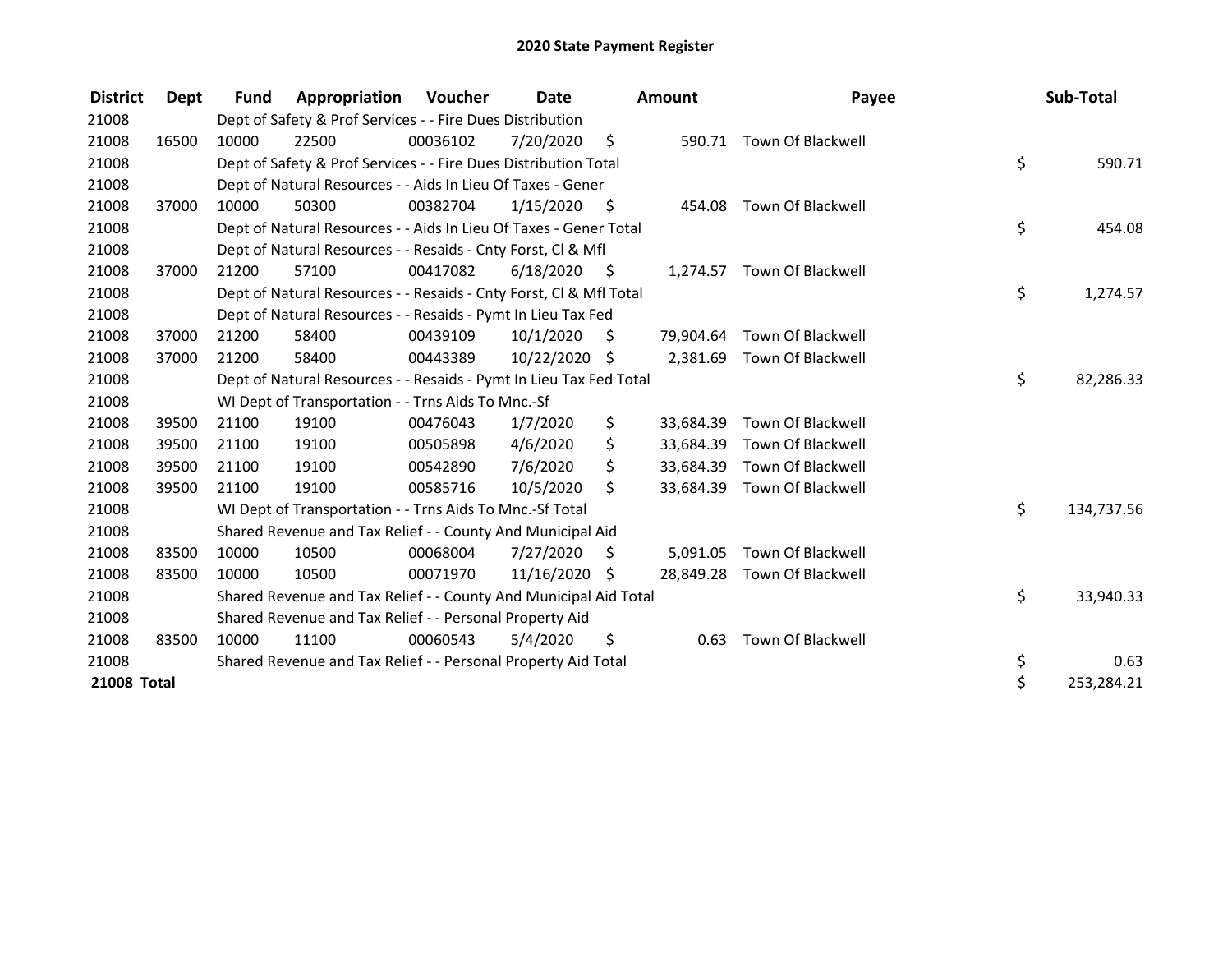# 2020 State Payment Register

| District | Dept | Fund | Appropriation | Voucher | Date | Amount | Payee | Sub-Total |
|---|---|---|---|---|---|---|---|---|
| 21008 | | Dept of Safety & Prof Services - - Fire Dues Distribution | | | | | | |
| 21008 | 16500 | 10000 | 22500 | 00036102 | 7/20/2020 | $ 590.71 | Town Of Blackwell | |
| 21008 | | Dept of Safety & Prof Services - - Fire Dues Distribution Total | | | | | | $ 590.71 |
| 21008 | | Dept of Natural Resources - - Aids In Lieu Of Taxes - Gener | | | | | | |
| 21008 | 37000 | 10000 | 50300 | 00382704 | 1/15/2020 | $ 454.08 | Town Of Blackwell | |
| 21008 | | Dept of Natural Resources - - Aids In Lieu Of Taxes - Gener Total | | | | | | $ 454.08 |
| 21008 | | Dept of Natural Resources - - Resaids - Cnty Forst, Cl & Mfl | | | | | | |
| 21008 | 37000 | 21200 | 57100 | 00417082 | 6/18/2020 | $ 1,274.57 | Town Of Blackwell | |
| 21008 | | Dept of Natural Resources - - Resaids - Cnty Forst, Cl & Mfl Total | | | | | | $ 1,274.57 |
| 21008 | | Dept of Natural Resources - - Resaids - Pymt In Lieu Tax Fed | | | | | | |
| 21008 | 37000 | 21200 | 58400 | 00439109 | 10/1/2020 | $ 79,904.64 | Town Of Blackwell | |
| 21008 | 37000 | 21200 | 58400 | 00443389 | 10/22/2020 | $ 2,381.69 | Town Of Blackwell | |
| 21008 | | Dept of Natural Resources - - Resaids - Pymt In Lieu Tax Fed Total | | | | | | $ 82,286.33 |
| 21008 | | WI Dept of Transportation - - Trns Aids To Mnc.-Sf | | | | | | |
| 21008 | 39500 | 21100 | 19100 | 00476043 | 1/7/2020 | $ 33,684.39 | Town Of Blackwell | |
| 21008 | 39500 | 21100 | 19100 | 00505898 | 4/6/2020 | $ 33,684.39 | Town Of Blackwell | |
| 21008 | 39500 | 21100 | 19100 | 00542890 | 7/6/2020 | $ 33,684.39 | Town Of Blackwell | |
| 21008 | 39500 | 21100 | 19100 | 00585716 | 10/5/2020 | $ 33,684.39 | Town Of Blackwell | |
| 21008 | | WI Dept of Transportation - - Trns Aids To Mnc.-Sf Total | | | | | | $ 134,737.56 |
| 21008 | | Shared Revenue and Tax Relief - - County And Municipal Aid | | | | | | |
| 21008 | 83500 | 10000 | 10500 | 00068004 | 7/27/2020 | $ 5,091.05 | Town Of Blackwell | |
| 21008 | 83500 | 10000 | 10500 | 00071970 | 11/16/2020 | $ 28,849.28 | Town Of Blackwell | |
| 21008 | | Shared Revenue and Tax Relief - - County And Municipal Aid Total | | | | | | $ 33,940.33 |
| 21008 | | Shared Revenue and Tax Relief - - Personal Property Aid | | | | | | |
| 21008 | 83500 | 10000 | 11100 | 00060543 | 5/4/2020 | $ 0.63 | Town Of Blackwell | |
| 21008 | | Shared Revenue and Tax Relief - - Personal Property Aid Total | | | | | | $ 0.63 |
| **21008 Total** | | | | | | | | $ 253,284.21 |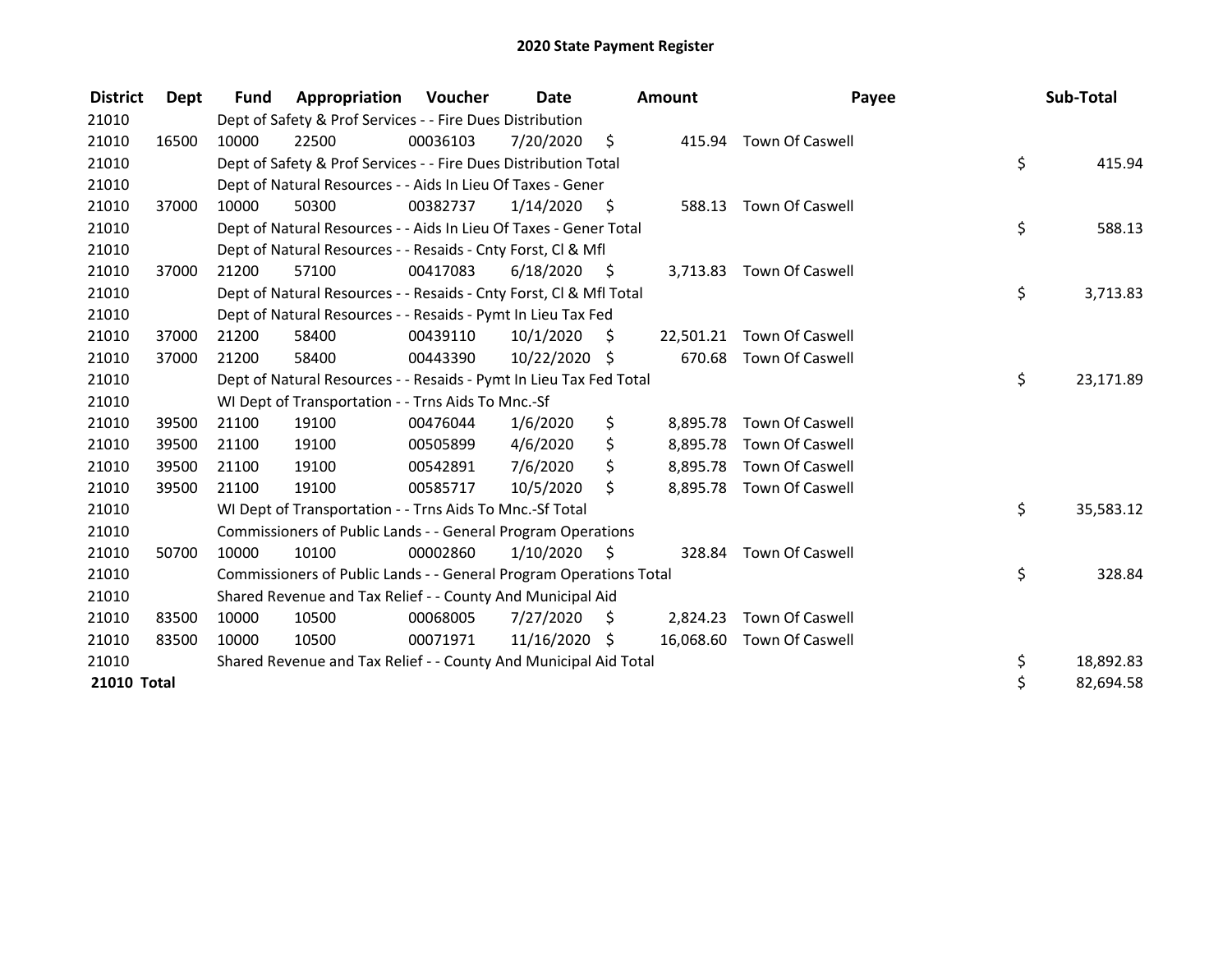# 2020 State Payment Register

| District | Dept | Fund | Appropriation | Voucher | Date | Amount | Payee | Sub-Total |
|---|---|---|---|---|---|---|---|---|
| 21010 | | Dept of Safety & Prof Services - - Fire Dues Distribution | | | | | | |
| 21010 | 16500 | 10000 | 22500 | 00036103 | 7/20/2020 | $ 415.94 | Town Of Caswell | |
| 21010 | | Dept of Safety & Prof Services - - Fire Dues Distribution Total | | | | | | $ 415.94 |
| 21010 | | Dept of Natural Resources - - Aids In Lieu Of Taxes - Gener | | | | | | |
| 21010 | 37000 | 10000 | 50300 | 00382737 | 1/14/2020 | $ 588.13 | Town Of Caswell | |
| 21010 | | Dept of Natural Resources - - Aids In Lieu Of Taxes - Gener Total | | | | | | $ 588.13 |
| 21010 | | Dept of Natural Resources - - Resaids - Cnty Forst, Cl & Mfl | | | | | | |
| 21010 | 37000 | 21200 | 57100 | 00417083 | 6/18/2020 | $ 3,713.83 | Town Of Caswell | |
| 21010 | | Dept of Natural Resources - - Resaids - Cnty Forst, Cl & Mfl Total | | | | | | $ 3,713.83 |
| 21010 | | Dept of Natural Resources - - Resaids - Pymt In Lieu Tax Fed | | | | | | |
| 21010 | 37000 | 21200 | 58400 | 00439110 | 10/1/2020 | $ 22,501.21 | Town Of Caswell | |
| 21010 | 37000 | 21200 | 58400 | 00443390 | 10/22/2020 | $ 670.68 | Town Of Caswell | |
| 21010 | | Dept of Natural Resources - - Resaids - Pymt In Lieu Tax Fed Total | | | | | | $ 23,171.89 |
| 21010 | | WI Dept of Transportation - - Trns Aids To Mnc.-Sf | | | | | | |
| 21010 | 39500 | 21100 | 19100 | 00476044 | 1/6/2020 | $ 8,895.78 | Town Of Caswell | |
| 21010 | 39500 | 21100 | 19100 | 00505899 | 4/6/2020 | $ 8,895.78 | Town Of Caswell | |
| 21010 | 39500 | 21100 | 19100 | 00542891 | 7/6/2020 | $ 8,895.78 | Town Of Caswell | |
| 21010 | 39500 | 21100 | 19100 | 00585717 | 10/5/2020 | $ 8,895.78 | Town Of Caswell | |
| 21010 | | WI Dept of Transportation - - Trns Aids To Mnc.-Sf Total | | | | | | $ 35,583.12 |
| 21010 | | Commissioners of Public Lands - - General Program Operations | | | | | | |
| 21010 | 50700 | 10000 | 10100 | 00002860 | 1/10/2020 | $ 328.84 | Town Of Caswell | |
| 21010 | | Commissioners of Public Lands - - General Program Operations Total | | | | | | $ 328.84 |
| 21010 | | Shared Revenue and Tax Relief - - County And Municipal Aid | | | | | | |
| 21010 | 83500 | 10000 | 10500 | 00068005 | 7/27/2020 | $ 2,824.23 | Town Of Caswell | |
| 21010 | 83500 | 10000 | 10500 | 00071971 | 11/16/2020 | $ 16,068.60 | Town Of Caswell | |
| 21010 | | Shared Revenue and Tax Relief - - County And Municipal Aid Total | | | | | | $ 18,892.83 |
| **21010 Total** | | | | | | | | $ 82,694.58 |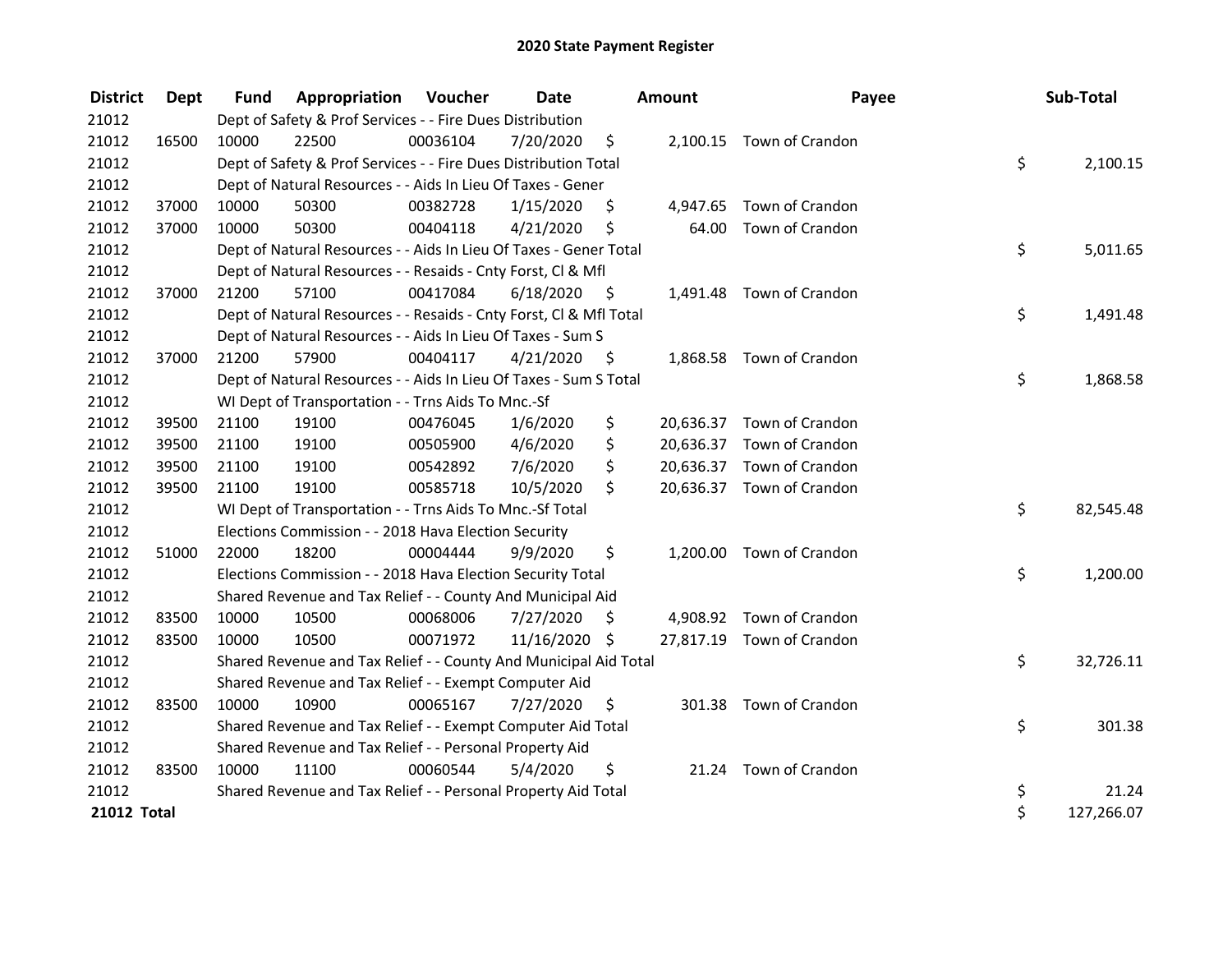# 2020 State Payment Register

| District | Dept | Fund | Appropriation | Voucher | Date | Amount | Payee | Sub-Total |
|---|---|---|---|---|---|---|---|---|
| 21012 | | Dept of Safety & Prof Services - - Fire Dues Distribution | | | | | | |
| 21012 | 16500 | 10000 | 22500 | 00036104 | 7/20/2020 | $ 2,100.15 | Town of Crandon | |
| 21012 | | Dept of Safety & Prof Services - - Fire Dues Distribution Total | | | | | | $ 2,100.15 |
| 21012 | | Dept of Natural Resources - - Aids In Lieu Of Taxes - Gener | | | | | | |
| 21012 | 37000 | 10000 | 50300 | 00382728 | 1/15/2020 | $ 4,947.65 | Town of Crandon | |
| 21012 | 37000 | 10000 | 50300 | 00404118 | 4/21/2020 | $ 64.00 | Town of Crandon | |
| 21012 | | Dept of Natural Resources - - Aids In Lieu Of Taxes - Gener Total | | | | | | $ 5,011.65 |
| 21012 | | Dept of Natural Resources - - Resaids - Cnty Forst, Cl & Mfl | | | | | | |
| 21012 | 37000 | 21200 | 57100 | 00417084 | 6/18/2020 | $ 1,491.48 | Town of Crandon | |
| 21012 | | Dept of Natural Resources - - Resaids - Cnty Forst, Cl & Mfl Total | | | | | | $ 1,491.48 |
| 21012 | | Dept of Natural Resources - - Aids In Lieu Of Taxes - Sum S | | | | | | |
| 21012 | 37000 | 21200 | 57900 | 00404117 | 4/21/2020 | $ 1,868.58 | Town of Crandon | |
| 21012 | | Dept of Natural Resources - - Aids In Lieu Of Taxes - Sum S Total | | | | | | $ 1,868.58 |
| 21012 | | WI Dept of Transportation - - Trns Aids To Mnc.-Sf | | | | | | |
| 21012 | 39500 | 21100 | 19100 | 00476045 | 1/6/2020 | $ 20,636.37 | Town of Crandon | |
| 21012 | 39500 | 21100 | 19100 | 00505900 | 4/6/2020 | $ 20,636.37 | Town of Crandon | |
| 21012 | 39500 | 21100 | 19100 | 00542892 | 7/6/2020 | $ 20,636.37 | Town of Crandon | |
| 21012 | 39500 | 21100 | 19100 | 00585718 | 10/5/2020 | $ 20,636.37 | Town of Crandon | |
| 21012 | | WI Dept of Transportation - - Trns Aids To Mnc.-Sf Total | | | | | | $ 82,545.48 |
| 21012 | | Elections Commission - - 2018 Hava Election Security | | | | | | |
| 21012 | 51000 | 22000 | 18200 | 00004444 | 9/9/2020 | $ 1,200.00 | Town of Crandon | |
| 21012 | | Elections Commission - - 2018 Hava Election Security Total | | | | | | $ 1,200.00 |
| 21012 | | Shared Revenue and Tax Relief - - County And Municipal Aid | | | | | | |
| 21012 | 83500 | 10000 | 10500 | 00068006 | 7/27/2020 | $ 4,908.92 | Town of Crandon | |
| 21012 | 83500 | 10000 | 10500 | 00071972 | 11/16/2020 | $ 27,817.19 | Town of Crandon | |
| 21012 | | Shared Revenue and Tax Relief - - County And Municipal Aid Total | | | | | | $ 32,726.11 |
| 21012 | | Shared Revenue and Tax Relief - - Exempt Computer Aid | | | | | | |
| 21012 | 83500 | 10000 | 10900 | 00065167 | 7/27/2020 | $ 301.38 | Town of Crandon | |
| 21012 | | Shared Revenue and Tax Relief - - Exempt Computer Aid Total | | | | | | $ 301.38 |
| 21012 | | Shared Revenue and Tax Relief - - Personal Property Aid | | | | | | |
| 21012 | 83500 | 10000 | 11100 | 00060544 | 5/4/2020 | $ 21.24 | Town of Crandon | |
| 21012 | | Shared Revenue and Tax Relief - - Personal Property Aid Total | | | | | | $ 21.24 |
| **21012 Total** | | | | | | | | $ 127,266.07 |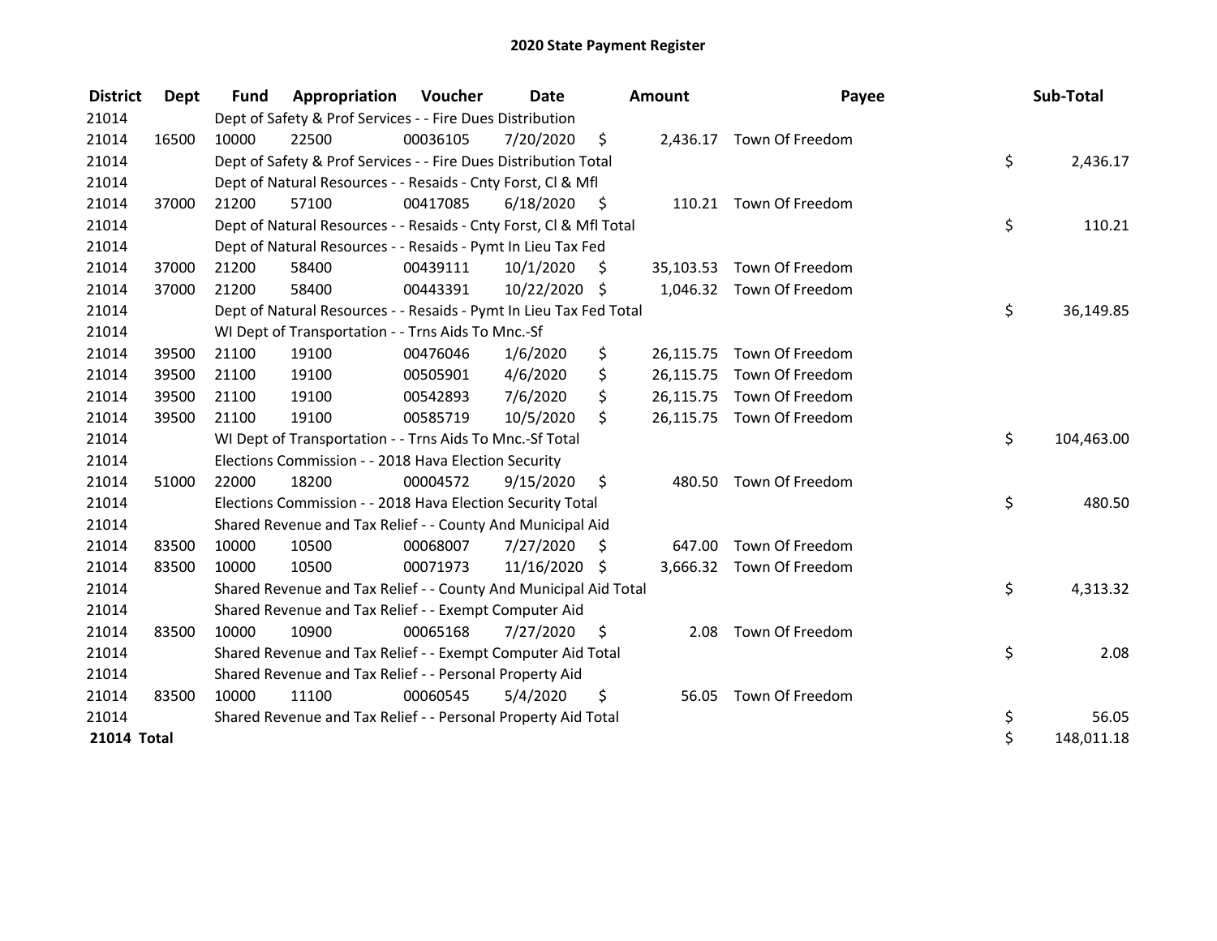# 2020 State Payment Register

| District | Dept | Fund | Appropriation | Voucher | Date | Amount | Payee | Sub-Total |
|---|---|---|---|---|---|---|---|---|
| 21014 | | Dept of Safety & Prof Services - - Fire Dues Distribution | | | | | | |
| 21014 | 16500 | 10000 | 22500 | 00036105 | 7/20/2020 | $ 2,436.17 | Town Of Freedom | |
| 21014 | | Dept of Safety & Prof Services - - Fire Dues Distribution Total | | | | | | $ 2,436.17 |
| 21014 | | Dept of Natural Resources - - Resaids - Cnty Forst, Cl & Mfl | | | | | | |
| 21014 | 37000 | 21200 | 57100 | 00417085 | 6/18/2020 | $ 110.21 | Town Of Freedom | |
| 21014 | | Dept of Natural Resources - - Resaids - Cnty Forst, Cl & Mfl Total | | | | | | $ 110.21 |
| 21014 | | Dept of Natural Resources - - Resaids - Pymt In Lieu Tax Fed | | | | | | |
| 21014 | 37000 | 21200 | 58400 | 00439111 | 10/1/2020 | $ 35,103.53 | Town Of Freedom | |
| 21014 | 37000 | 21200 | 58400 | 00443391 | 10/22/2020 | $ 1,046.32 | Town Of Freedom | |
| 21014 | | Dept of Natural Resources - - Resaids - Pymt In Lieu Tax Fed Total | | | | | | $ 36,149.85 |
| 21014 | | WI Dept of Transportation - - Trns Aids To Mnc.-Sf | | | | | | |
| 21014 | 39500 | 21100 | 19100 | 00476046 | 1/6/2020 | $ 26,115.75 | Town Of Freedom | |
| 21014 | 39500 | 21100 | 19100 | 00505901 | 4/6/2020 | $ 26,115.75 | Town Of Freedom | |
| 21014 | 39500 | 21100 | 19100 | 00542893 | 7/6/2020 | $ 26,115.75 | Town Of Freedom | |
| 21014 | 39500 | 21100 | 19100 | 00585719 | 10/5/2020 | $ 26,115.75 | Town Of Freedom | |
| 21014 | | WI Dept of Transportation - - Trns Aids To Mnc.-Sf Total | | | | | | $ 104,463.00 |
| 21014 | | Elections Commission - - 2018 Hava Election Security | | | | | | |
| 21014 | 51000 | 22000 | 18200 | 00004572 | 9/15/2020 | $ 480.50 | Town Of Freedom | |
| 21014 | | Elections Commission - - 2018 Hava Election Security Total | | | | | | $ 480.50 |
| 21014 | | Shared Revenue and Tax Relief - - County And Municipal Aid | | | | | | |
| 21014 | 83500 | 10000 | 10500 | 00068007 | 7/27/2020 | $ 647.00 | Town Of Freedom | |
| 21014 | 83500 | 10000 | 10500 | 00071973 | 11/16/2020 | $ 3,666.32 | Town Of Freedom | |
| 21014 | | Shared Revenue and Tax Relief - - County And Municipal Aid Total | | | | | | $ 4,313.32 |
| 21014 | | Shared Revenue and Tax Relief - - Exempt Computer Aid | | | | | | |
| 21014 | 83500 | 10000 | 10900 | 00065168 | 7/27/2020 | $ 2.08 | Town Of Freedom | |
| 21014 | | Shared Revenue and Tax Relief - - Exempt Computer Aid Total | | | | | | $ 2.08 |
| 21014 | | Shared Revenue and Tax Relief - - Personal Property Aid | | | | | | |
| 21014 | 83500 | 10000 | 11100 | 00060545 | 5/4/2020 | $ 56.05 | Town Of Freedom | |
| 21014 | | Shared Revenue and Tax Relief - - Personal Property Aid Total | | | | | | $ 56.05 |
| **21014 Total** | | | | | | | | $ 148,011.18 |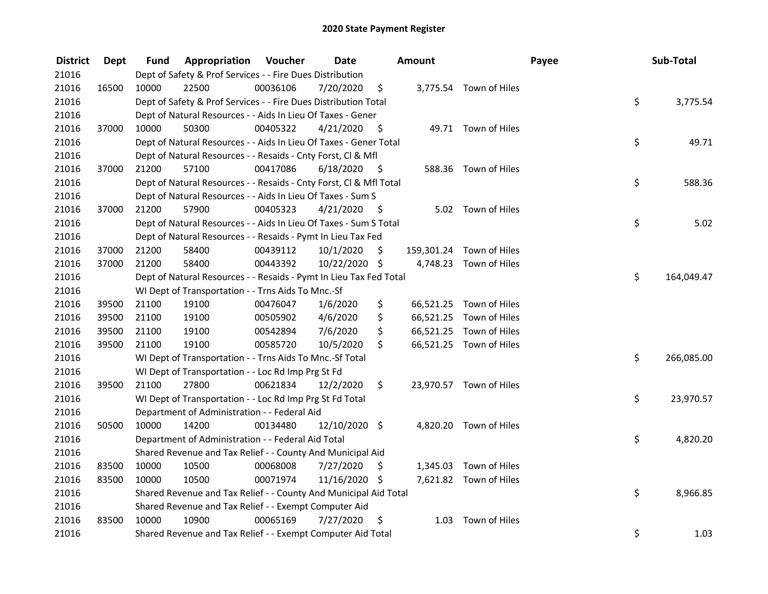# 2020 State Payment Register

| District | Dept | Fund | Appropriation | Voucher | Date | Amount | Payee | Sub-Total |
|---|---|---|---|---|---|---|---|---|
| 21016 | | Dept of Safety & Prof Services - - Fire Dues Distribution | | | | | | |
| 21016 | 16500 | 10000 | 22500 | 00036106 | 7/20/2020 | $ 3,775.54 | Town of Hiles | |
| 21016 | | Dept of Safety & Prof Services - - Fire Dues Distribution Total | | | | | | $ 3,775.54 |
| 21016 | | Dept of Natural Resources - - Aids In Lieu Of Taxes - Gener | | | | | | |
| 21016 | 37000 | 10000 | 50300 | 00405322 | 4/21/2020 | $ 49.71 | Town of Hiles | |
| 21016 | | Dept of Natural Resources - - Aids In Lieu Of Taxes - Gener Total | | | | | | $ 49.71 |
| 21016 | | Dept of Natural Resources - - Resaids - Cnty Forst, Cl & Mfl | | | | | | |
| 21016 | 37000 | 21200 | 57100 | 00417086 | 6/18/2020 | $ 588.36 | Town of Hiles | |
| 21016 | | Dept of Natural Resources - - Resaids - Cnty Forst, Cl & Mfl Total | | | | | | $ 588.36 |
| 21016 | | Dept of Natural Resources - - Aids In Lieu Of Taxes - Sum S | | | | | | |
| 21016 | 37000 | 21200 | 57900 | 00405323 | 4/21/2020 | $ 5.02 | Town of Hiles | |
| 21016 | | Dept of Natural Resources - - Aids In Lieu Of Taxes - Sum S Total | | | | | | $ 5.02 |
| 21016 | | Dept of Natural Resources - - Resaids - Pymt In Lieu Tax Fed | | | | | | |
| 21016 | 37000 | 21200 | 58400 | 00439112 | 10/1/2020 | $ 159,301.24 | Town of Hiles | |
| 21016 | 37000 | 21200 | 58400 | 00443392 | 10/22/2020 | $ 4,748.23 | Town of Hiles | |
| 21016 | | Dept of Natural Resources - - Resaids - Pymt In Lieu Tax Fed Total | | | | | | $ 164,049.47 |
| 21016 | | WI Dept of Transportation - - Trns Aids To Mnc.-Sf | | | | | | |
| 21016 | 39500 | 21100 | 19100 | 00476047 | 1/6/2020 | $ 66,521.25 | Town of Hiles | |
| 21016 | 39500 | 21100 | 19100 | 00505902 | 4/6/2020 | $ 66,521.25 | Town of Hiles | |
| 21016 | 39500 | 21100 | 19100 | 00542894 | 7/6/2020 | $ 66,521.25 | Town of Hiles | |
| 21016 | 39500 | 21100 | 19100 | 00585720 | 10/5/2020 | $ 66,521.25 | Town of Hiles | |
| 21016 | | WI Dept of Transportation - - Trns Aids To Mnc.-Sf Total | | | | | | $ 266,085.00 |
| 21016 | | WI Dept of Transportation - - Loc Rd Imp Prg St Fd | | | | | | |
| 21016 | 39500 | 21100 | 27800 | 00621834 | 12/2/2020 | $ 23,970.57 | Town of Hiles | |
| 21016 | | WI Dept of Transportation - - Loc Rd Imp Prg St Fd Total | | | | | | $ 23,970.57 |
| 21016 | | Department of Administration - - Federal Aid | | | | | | |
| 21016 | 50500 | 10000 | 14200 | 00134480 | 12/10/2020 | $ 4,820.20 | Town of Hiles | |
| 21016 | | Department of Administration - - Federal Aid Total | | | | | | $ 4,820.20 |
| 21016 | | Shared Revenue and Tax Relief - - County And Municipal Aid | | | | | | |
| 21016 | 83500 | 10000 | 10500 | 00068008 | 7/27/2020 | $ 1,345.03 | Town of Hiles | |
| 21016 | 83500 | 10000 | 10500 | 00071974 | 11/16/2020 | $ 7,621.82 | Town of Hiles | |
| 21016 | | Shared Revenue and Tax Relief - - County And Municipal Aid Total | | | | | | $ 8,966.85 |
| 21016 | | Shared Revenue and Tax Relief - - Exempt Computer Aid | | | | | | |
| 21016 | 83500 | 10000 | 10900 | 00065169 | 7/27/2020 | $ 1.03 | Town of Hiles | |
| 21016 | | Shared Revenue and Tax Relief - - Exempt Computer Aid Total | | | | | | $ 1.03 |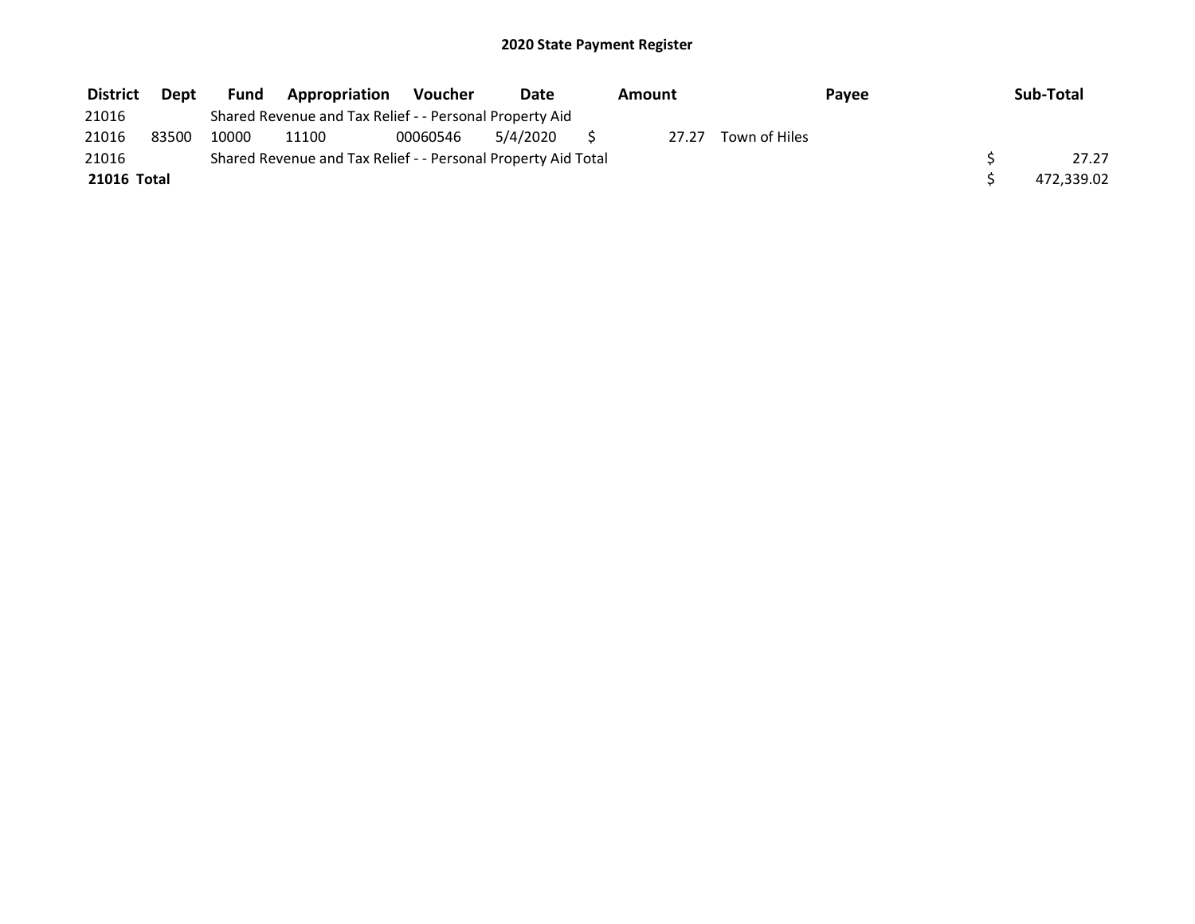# 2020 State Payment Register

| District | Dept | Fund | Appropriation | Voucher | Date | Amount | Payee | Sub-Total |
|---|---|---|---|---|---|---|---|---|
| 21016 | | Shared Revenue and Tax Relief - - Personal Property Aid | | | | | | |
| 21016 | 83500 | 10000 | 11100 | 00060546 | 5/4/2020 | $ 27.27 | Town of Hiles | |
| 21016 | | Shared Revenue and Tax Relief - - Personal Property Aid Total | | | | | | $ 27.27 |
| **21016 Total** | | | | | | | | $ 472,339.02 |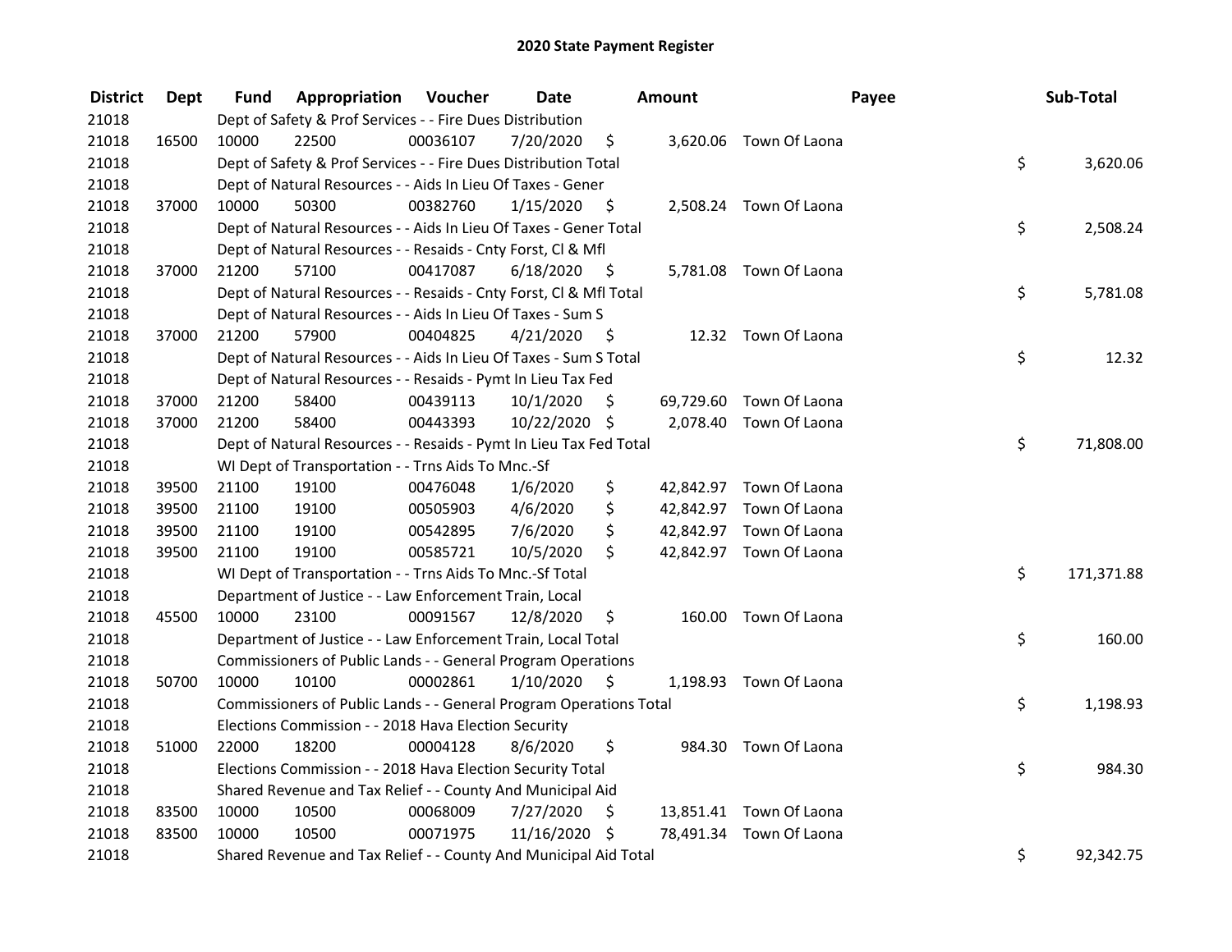# 2020 State Payment Register

| District | Dept | Fund | Appropriation | Voucher | Date | Amount | Payee | Sub-Total |
|---|---|---|---|---|---|---|---|---|
| 21018 | | Dept of Safety & Prof Services - - Fire Dues Distribution | | | | | | |
| 21018 | 16500 | 10000 | 22500 | 00036107 | 7/20/2020 | $ 3,620.06 | Town Of Laona | |
| 21018 | | Dept of Safety & Prof Services - - Fire Dues Distribution Total | | | | | | $ 3,620.06 |
| 21018 | | Dept of Natural Resources - - Aids In Lieu Of Taxes - Gener | | | | | | |
| 21018 | 37000 | 10000 | 50300 | 00382760 | 1/15/2020 | $ 2,508.24 | Town Of Laona | |
| 21018 | | Dept of Natural Resources - - Aids In Lieu Of Taxes - Gener Total | | | | | | $ 2,508.24 |
| 21018 | | Dept of Natural Resources - - Resaids - Cnty Forst, Cl & Mfl | | | | | | |
| 21018 | 37000 | 21200 | 57100 | 00417087 | 6/18/2020 | $ 5,781.08 | Town Of Laona | |
| 21018 | | Dept of Natural Resources - - Resaids - Cnty Forst, Cl & Mfl Total | | | | | | $ 5,781.08 |
| 21018 | | Dept of Natural Resources - - Aids In Lieu Of Taxes - Sum S | | | | | | |
| 21018 | 37000 | 21200 | 57900 | 00404825 | 4/21/2020 | $ 12.32 | Town Of Laona | |
| 21018 | | Dept of Natural Resources - - Aids In Lieu Of Taxes - Sum S Total | | | | | | $ 12.32 |
| 21018 | | Dept of Natural Resources - - Resaids - Pymt In Lieu Tax Fed | | | | | | |
| 21018 | 37000 | 21200 | 58400 | 00439113 | 10/1/2020 | $ 69,729.60 | Town Of Laona | |
| 21018 | 37000 | 21200 | 58400 | 00443393 | 10/22/2020 | $ 2,078.40 | Town Of Laona | |
| 21018 | | Dept of Natural Resources - - Resaids - Pymt In Lieu Tax Fed Total | | | | | | $ 71,808.00 |
| 21018 | | WI Dept of Transportation - - Trns Aids To Mnc.-Sf | | | | | | |
| 21018 | 39500 | 21100 | 19100 | 00476048 | 1/6/2020 | $ 42,842.97 | Town Of Laona | |
| 21018 | 39500 | 21100 | 19100 | 00505903 | 4/6/2020 | $ 42,842.97 | Town Of Laona | |
| 21018 | 39500 | 21100 | 19100 | 00542895 | 7/6/2020 | $ 42,842.97 | Town Of Laona | |
| 21018 | 39500 | 21100 | 19100 | 00585721 | 10/5/2020 | $ 42,842.97 | Town Of Laona | |
| 21018 | | WI Dept of Transportation - - Trns Aids To Mnc.-Sf Total | | | | | | $ 171,371.88 |
| 21018 | | Department of Justice - - Law Enforcement Train, Local | | | | | | |
| 21018 | 45500 | 10000 | 23100 | 00091567 | 12/8/2020 | $ 160.00 | Town Of Laona | |
| 21018 | | Department of Justice - - Law Enforcement Train, Local Total | | | | | | $ 160.00 |
| 21018 | | Commissioners of Public Lands - - General Program Operations | | | | | | |
| 21018 | 50700 | 10000 | 10100 | 00002861 | 1/10/2020 | $ 1,198.93 | Town Of Laona | |
| 21018 | | Commissioners of Public Lands - - General Program Operations Total | | | | | | $ 1,198.93 |
| 21018 | | Elections Commission - - 2018 Hava Election Security | | | | | | |
| 21018 | 51000 | 22000 | 18200 | 00004128 | 8/6/2020 | $ 984.30 | Town Of Laona | |
| 21018 | | Elections Commission - - 2018 Hava Election Security Total | | | | | | $ 984.30 |
| 21018 | | Shared Revenue and Tax Relief - - County And Municipal Aid | | | | | | |
| 21018 | 83500 | 10000 | 10500 | 00068009 | 7/27/2020 | $ 13,851.41 | Town Of Laona | |
| 21018 | 83500 | 10000 | 10500 | 00071975 | 11/16/2020 | $ 78,491.34 | Town Of Laona | |
| 21018 | | Shared Revenue and Tax Relief - - County And Municipal Aid Total | | | | | | $ 92,342.75 |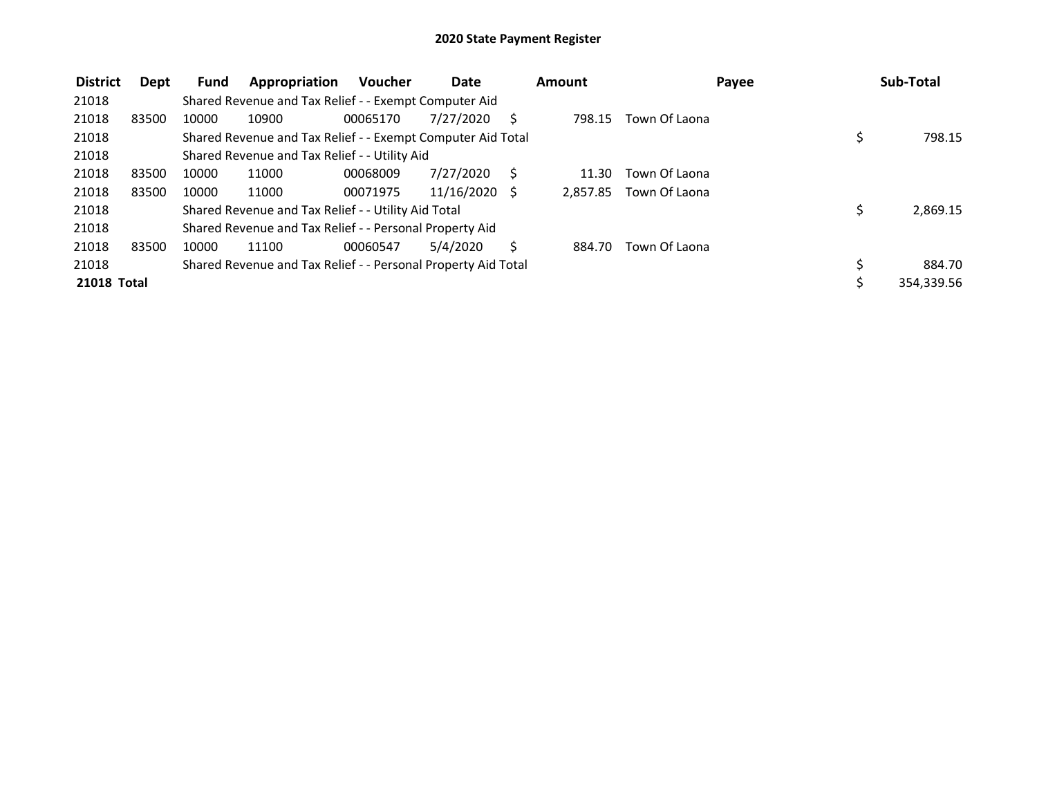# 2020 State Payment Register

| District | Dept | Fund | Appropriation | Voucher | Date | Amount | Payee | Sub-Total |
|---|---|---|---|---|---|---|---|---|
| 21018 | | Shared Revenue and Tax Relief - - Exempt Computer Aid | | | | | | |
| 21018 | 83500 | 10000 | 10900 | 00065170 | 7/27/2020 | $ 798.15 | Town Of Laona | |
| 21018 | | Shared Revenue and Tax Relief - - Exempt Computer Aid Total | | | | | | $ 798.15 |
| 21018 | | Shared Revenue and Tax Relief - - Utility Aid | | | | | | |
| 21018 | 83500 | 10000 | 11000 | 00068009 | 7/27/2020 | $ 11.30 | Town Of Laona | |
| 21018 | 83500 | 10000 | 11000 | 00071975 | 11/16/2020 | $ 2,857.85 | Town Of Laona | |
| 21018 | | Shared Revenue and Tax Relief - - Utility Aid Total | | | | | | $ 2,869.15 |
| 21018 | | Shared Revenue and Tax Relief - - Personal Property Aid | | | | | | |
| 21018 | 83500 | 10000 | 11100 | 00060547 | 5/4/2020 | $ 884.70 | Town Of Laona | |
| 21018 | | Shared Revenue and Tax Relief - - Personal Property Aid Total | | | | | | $ 884.70 |
| **21018 Total** | | | | | | | | $ 354,339.56 |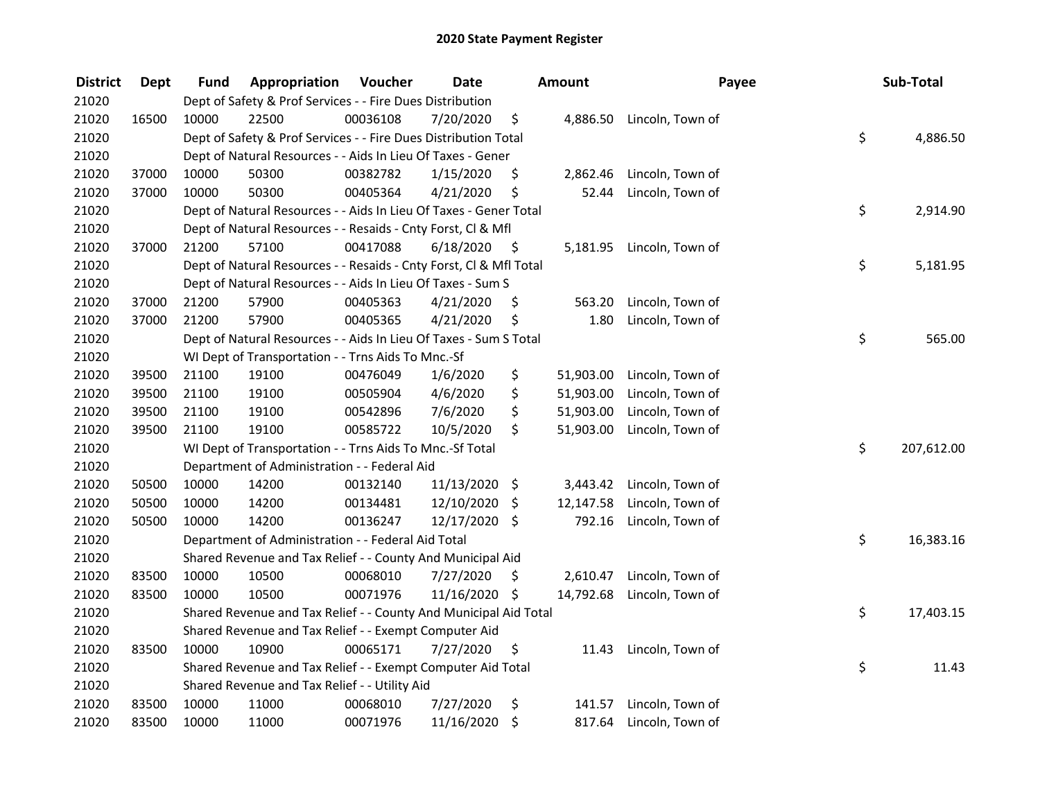# 2020 State Payment Register

| District | Dept | Fund | Appropriation | Voucher | Date | Amount | Payee | Sub-Total |
|---|---|---|---|---|---|---|---|---|
| 21020 | | Dept of Safety & Prof Services - - Fire Dues Distribution | | | | | | |
| 21020 | 16500 | 10000 | 22500 | 00036108 | 7/20/2020 | $ 4,886.50 | Lincoln, Town of | |
| 21020 | | Dept of Safety & Prof Services - - Fire Dues Distribution Total | | | | | | $ 4,886.50 |
| 21020 | | Dept of Natural Resources - - Aids In Lieu Of Taxes - Gener | | | | | | |
| 21020 | 37000 | 10000 | 50300 | 00382782 | 1/15/2020 | $ 2,862.46 | Lincoln, Town of | |
| 21020 | 37000 | 10000 | 50300 | 00405364 | 4/21/2020 | $ 52.44 | Lincoln, Town of | |
| 21020 | | Dept of Natural Resources - - Aids In Lieu Of Taxes - Gener Total | | | | | | $ 2,914.90 |
| 21020 | | Dept of Natural Resources - - Resaids - Cnty Forst, Cl & Mfl | | | | | | |
| 21020 | 37000 | 21200 | 57100 | 00417088 | 6/18/2020 | $ 5,181.95 | Lincoln, Town of | |
| 21020 | | Dept of Natural Resources - - Resaids - Cnty Forst, Cl & Mfl Total | | | | | | $ 5,181.95 |
| 21020 | | Dept of Natural Resources - - Aids In Lieu Of Taxes - Sum S | | | | | | |
| 21020 | 37000 | 21200 | 57900 | 00405363 | 4/21/2020 | $ 563.20 | Lincoln, Town of | |
| 21020 | 37000 | 21200 | 57900 | 00405365 | 4/21/2020 | $ 1.80 | Lincoln, Town of | |
| 21020 | | Dept of Natural Resources - - Aids In Lieu Of Taxes - Sum S Total | | | | | | $ 565.00 |
| 21020 | | WI Dept of Transportation - - Trns Aids To Mnc.-Sf | | | | | | |
| 21020 | 39500 | 21100 | 19100 | 00476049 | 1/6/2020 | $ 51,903.00 | Lincoln, Town of | |
| 21020 | 39500 | 21100 | 19100 | 00505904 | 4/6/2020 | $ 51,903.00 | Lincoln, Town of | |
| 21020 | 39500 | 21100 | 19100 | 00542896 | 7/6/2020 | $ 51,903.00 | Lincoln, Town of | |
| 21020 | 39500 | 21100 | 19100 | 00585722 | 10/5/2020 | $ 51,903.00 | Lincoln, Town of | |
| 21020 | | WI Dept of Transportation - - Trns Aids To Mnc.-Sf Total | | | | | | $ 207,612.00 |
| 21020 | | Department of Administration - - Federal Aid | | | | | | |
| 21020 | 50500 | 10000 | 14200 | 00132140 | 11/13/2020 | $ 3,443.42 | Lincoln, Town of | |
| 21020 | 50500 | 10000 | 14200 | 00134481 | 12/10/2020 | $ 12,147.58 | Lincoln, Town of | |
| 21020 | 50500 | 10000 | 14200 | 00136247 | 12/17/2020 | $ 792.16 | Lincoln, Town of | |
| 21020 | | Department of Administration - - Federal Aid Total | | | | | | $ 16,383.16 |
| 21020 | | Shared Revenue and Tax Relief - - County And Municipal Aid | | | | | | |
| 21020 | 83500 | 10000 | 10500 | 00068010 | 7/27/2020 | $ 2,610.47 | Lincoln, Town of | |
| 21020 | 83500 | 10000 | 10500 | 00071976 | 11/16/2020 | $ 14,792.68 | Lincoln, Town of | |
| 21020 | | Shared Revenue and Tax Relief - - County And Municipal Aid Total | | | | | | $ 17,403.15 |
| 21020 | | Shared Revenue and Tax Relief - - Exempt Computer Aid | | | | | | |
| 21020 | 83500 | 10000 | 10900 | 00065171 | 7/27/2020 | $ 11.43 | Lincoln, Town of | |
| 21020 | | Shared Revenue and Tax Relief - - Exempt Computer Aid Total | | | | | | $ 11.43 |
| 21020 | | Shared Revenue and Tax Relief - - Utility Aid | | | | | | |
| 21020 | 83500 | 10000 | 11000 | 00068010 | 7/27/2020 | $ 141.57 | Lincoln, Town of | |
| 21020 | 83500 | 10000 | 11000 | 00071976 | 11/16/2020 | $ 817.64 | Lincoln, Town of | |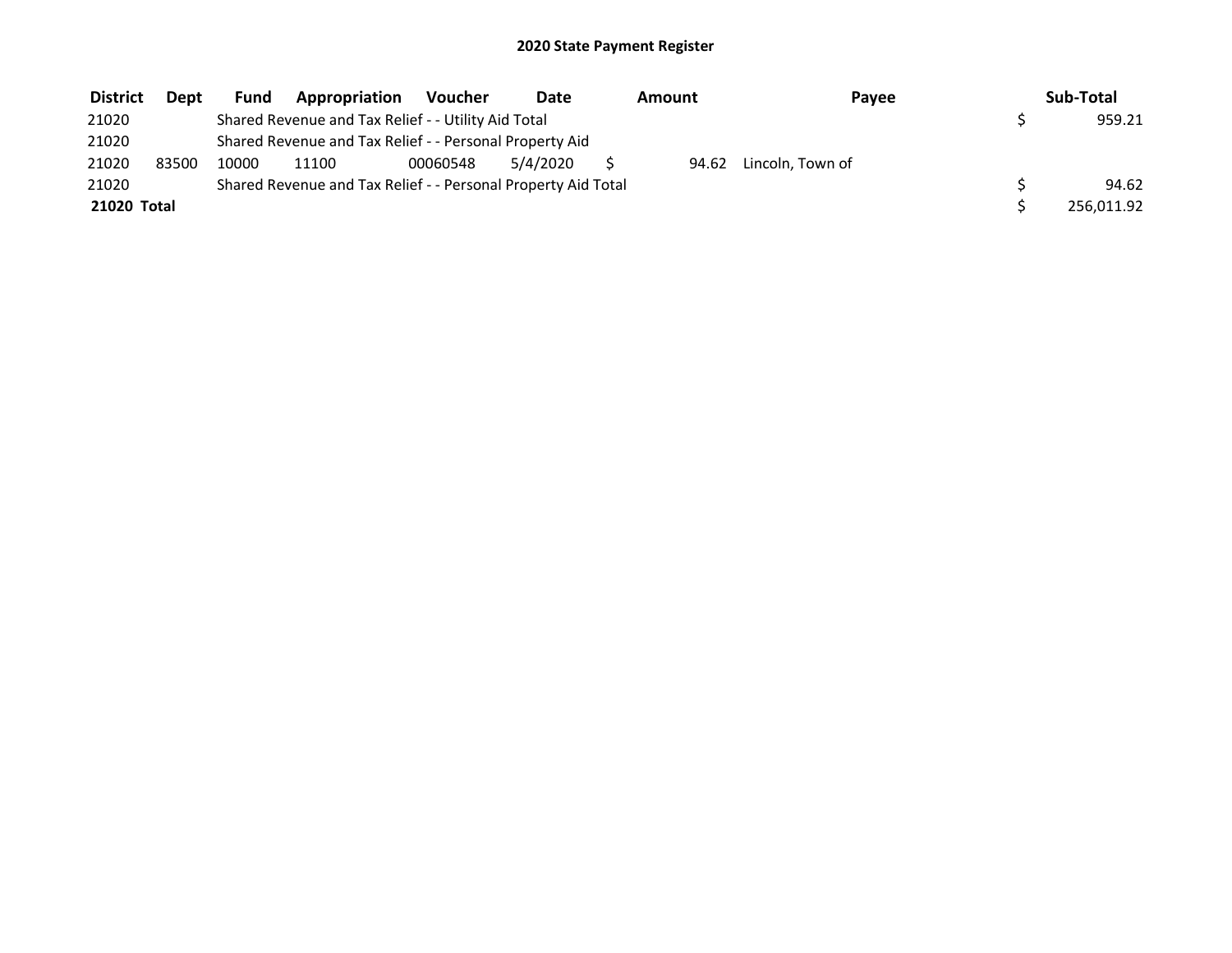# 2020 State Payment Register

| District | Dept | Fund | Appropriation | Voucher | Date | Amount | Payee | Sub-Total |
|---|---|---|---|---|---|---|---|---|
| 21020 | | Shared Revenue and Tax Relief - - Utility Aid Total | | | | | | $ 959.21 |
| 21020 | | Shared Revenue and Tax Relief - - Personal Property Aid | | | | | | |
| 21020 | 83500 | 10000 | 11100 | 00060548 | 5/4/2020 | $ 94.62 | Lincoln, Town of | |
| 21020 | | Shared Revenue and Tax Relief - - Personal Property Aid Total | | | | | | $ 94.62 |
| **21020 Total** | | | | | | | | $ 256,011.92 |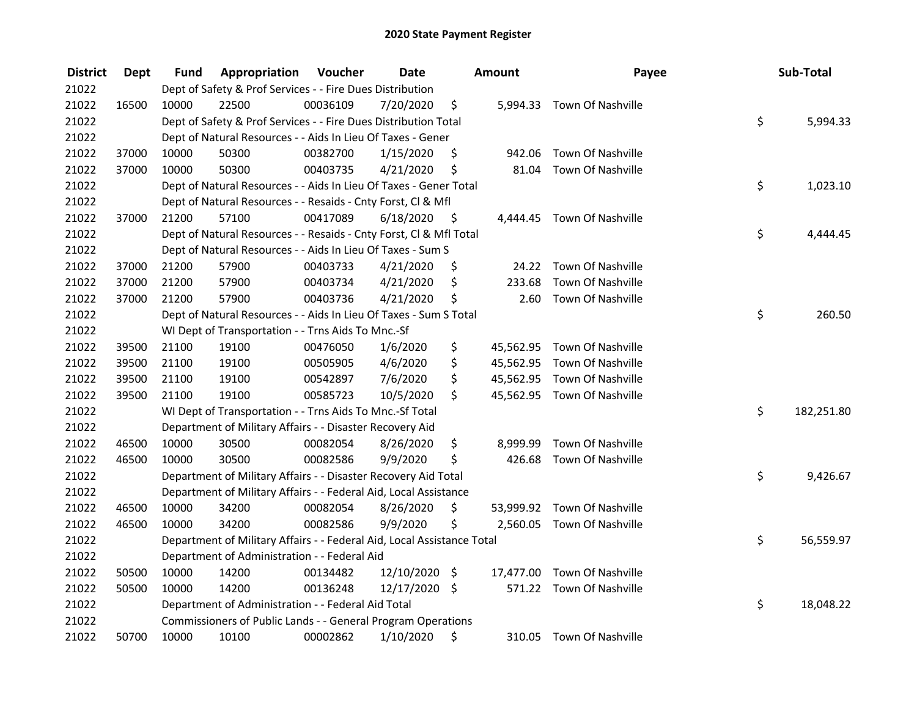# 2020 State Payment Register

| District | Dept | Fund | Appropriation | Voucher | Date | Amount | Payee | Sub-Total |
|---|---|---|---|---|---|---|---|---|
| 21022 | | Dept of Safety & Prof Services - - Fire Dues Distribution | | | | | | |
| 21022 | 16500 | 10000 | 22500 | 00036109 | 7/20/2020 | $ 5,994.33 | Town Of Nashville | |
| 21022 | | Dept of Safety & Prof Services - - Fire Dues Distribution Total | | | | | | $ 5,994.33 |
| 21022 | | Dept of Natural Resources - - Aids In Lieu Of Taxes - Gener | | | | | | |
| 21022 | 37000 | 10000 | 50300 | 00382700 | 1/15/2020 | $ 942.06 | Town Of Nashville | |
| 21022 | 37000 | 10000 | 50300 | 00403735 | 4/21/2020 | $ 81.04 | Town Of Nashville | |
| 21022 | | Dept of Natural Resources - - Aids In Lieu Of Taxes - Gener Total | | | | | | $ 1,023.10 |
| 21022 | | Dept of Natural Resources - - Resaids - Cnty Forst, Cl & Mfl | | | | | | |
| 21022 | 37000 | 21200 | 57100 | 00417089 | 6/18/2020 | $ 4,444.45 | Town Of Nashville | |
| 21022 | | Dept of Natural Resources - - Resaids - Cnty Forst, Cl & Mfl Total | | | | | | $ 4,444.45 |
| 21022 | | Dept of Natural Resources - - Aids In Lieu Of Taxes - Sum S | | | | | | |
| 21022 | 37000 | 21200 | 57900 | 00403733 | 4/21/2020 | $ 24.22 | Town Of Nashville | |
| 21022 | 37000 | 21200 | 57900 | 00403734 | 4/21/2020 | $ 233.68 | Town Of Nashville | |
| 21022 | 37000 | 21200 | 57900 | 00403736 | 4/21/2020 | $ 2.60 | Town Of Nashville | |
| 21022 | | Dept of Natural Resources - - Aids In Lieu Of Taxes - Sum S Total | | | | | | $ 260.50 |
| 21022 | | WI Dept of Transportation - - Trns Aids To Mnc.-Sf | | | | | | |
| 21022 | 39500 | 21100 | 19100 | 00476050 | 1/6/2020 | $ 45,562.95 | Town Of Nashville | |
| 21022 | 39500 | 21100 | 19100 | 00505905 | 4/6/2020 | $ 45,562.95 | Town Of Nashville | |
| 21022 | 39500 | 21100 | 19100 | 00542897 | 7/6/2020 | $ 45,562.95 | Town Of Nashville | |
| 21022 | 39500 | 21100 | 19100 | 00585723 | 10/5/2020 | $ 45,562.95 | Town Of Nashville | |
| 21022 | | WI Dept of Transportation - - Trns Aids To Mnc.-Sf Total | | | | | | $ 182,251.80 |
| 21022 | | Department of Military Affairs - - Disaster Recovery Aid | | | | | | |
| 21022 | 46500 | 10000 | 30500 | 00082054 | 8/26/2020 | $ 8,999.99 | Town Of Nashville | |
| 21022 | 46500 | 10000 | 30500 | 00082586 | 9/9/2020 | $ 426.68 | Town Of Nashville | |
| 21022 | | Department of Military Affairs - - Disaster Recovery Aid Total | | | | | | $ 9,426.67 |
| 21022 | | Department of Military Affairs - - Federal Aid, Local Assistance | | | | | | |
| 21022 | 46500 | 10000 | 34200 | 00082054 | 8/26/2020 | $ 53,999.92 | Town Of Nashville | |
| 21022 | 46500 | 10000 | 34200 | 00082586 | 9/9/2020 | $ 2,560.05 | Town Of Nashville | |
| 21022 | | Department of Military Affairs - - Federal Aid, Local Assistance Total | | | | | | $ 56,559.97 |
| 21022 | | Department of Administration - - Federal Aid | | | | | | |
| 21022 | 50500 | 10000 | 14200 | 00134482 | 12/10/2020 | $ 17,477.00 | Town Of Nashville | |
| 21022 | 50500 | 10000 | 14200 | 00136248 | 12/17/2020 | $ 571.22 | Town Of Nashville | |
| 21022 | | Department of Administration - - Federal Aid Total | | | | | | $ 18,048.22 |
| 21022 | | Commissioners of Public Lands - - General Program Operations | | | | | | |
| 21022 | 50700 | 10000 | 10100 | 00002862 | 1/10/2020 | $ 310.05 | Town Of Nashville | |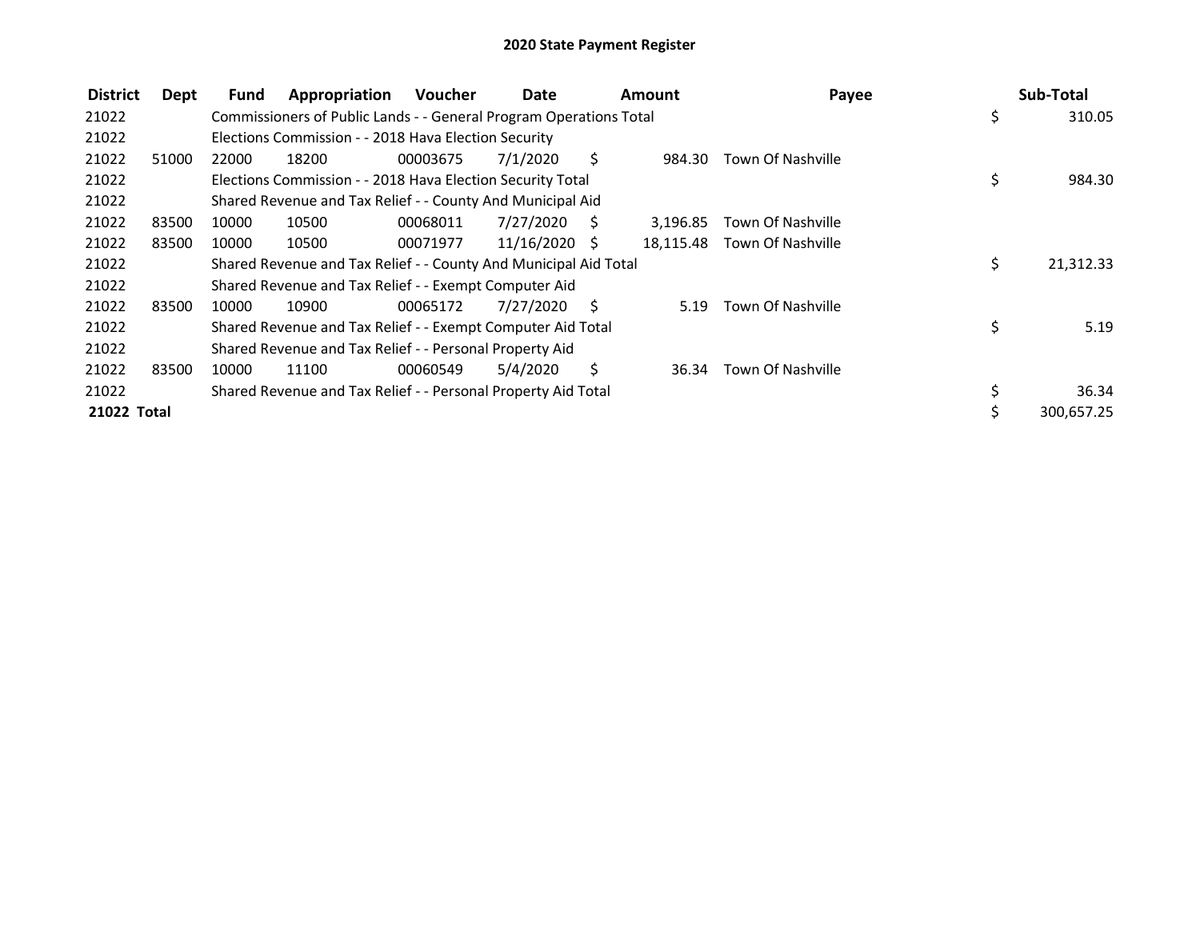# 2020 State Payment Register

| District | Dept | Fund | Appropriation | Voucher | Date | Amount | Payee | Sub-Total |
|---|---|---|---|---|---|---|---|---|
| 21022 | | Commissioners of Public Lands - - General Program Operations Total | | | | | | $ 310.05 |
| 21022 | | Elections Commission - - 2018 Hava Election Security | | | | | | |
| 21022 | 51000 | 22000 | 18200 | 00003675 | 7/1/2020 | $ 984.30 | Town Of Nashville | |
| 21022 | | Elections Commission - - 2018 Hava Election Security Total | | | | | | $ 984.30 |
| 21022 | | Shared Revenue and Tax Relief - - County And Municipal Aid | | | | | | |
| 21022 | 83500 | 10000 | 10500 | 00068011 | 7/27/2020 | $ 3,196.85 | Town Of Nashville | |
| 21022 | 83500 | 10000 | 10500 | 00071977 | 11/16/2020 | $ 18,115.48 | Town Of Nashville | |
| 21022 | | Shared Revenue and Tax Relief - - County And Municipal Aid Total | | | | | | $ 21,312.33 |
| 21022 | | Shared Revenue and Tax Relief - - Exempt Computer Aid | | | | | | |
| 21022 | 83500 | 10000 | 10900 | 00065172 | 7/27/2020 | $ 5.19 | Town Of Nashville | |
| 21022 | | Shared Revenue and Tax Relief - - Exempt Computer Aid Total | | | | | | $ 5.19 |
| 21022 | | Shared Revenue and Tax Relief - - Personal Property Aid | | | | | | |
| 21022 | 83500 | 10000 | 11100 | 00060549 | 5/4/2020 | $ 36.34 | Town Of Nashville | |
| 21022 | | Shared Revenue and Tax Relief - - Personal Property Aid Total | | | | | | $ 36.34 |
| **21022 Total** | | | | | | | | $ 300,657.25 |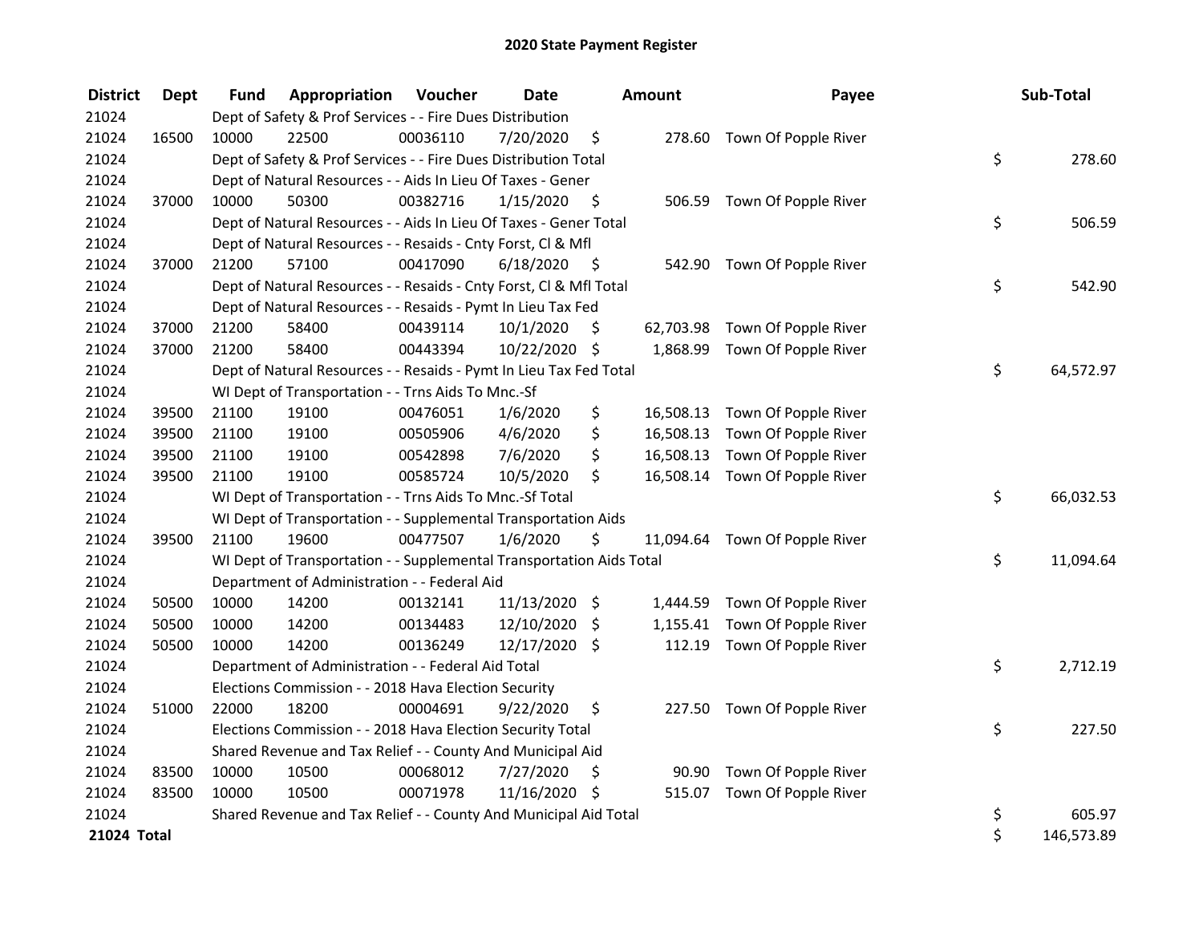# 2020 State Payment Register

| District | Dept | Fund | Appropriation | Voucher | Date | Amount | Payee | Sub-Total |
|---|---|---|---|---|---|---|---|---|
| 21024 | | Dept of Safety & Prof Services - - Fire Dues Distribution | | | | | | |
| 21024 | 16500 | 10000 | 22500 | 00036110 | 7/20/2020 | $ 278.60 | Town Of Popple River | |
| 21024 | | Dept of Safety & Prof Services - - Fire Dues Distribution Total | | | | | | $ 278.60 |
| 21024 | | Dept of Natural Resources - - Aids In Lieu Of Taxes - Gener | | | | | | |
| 21024 | 37000 | 10000 | 50300 | 00382716 | 1/15/2020 | $ 506.59 | Town Of Popple River | |
| 21024 | | Dept of Natural Resources - - Aids In Lieu Of Taxes - Gener Total | | | | | | $ 506.59 |
| 21024 | | Dept of Natural Resources - - Resaids - Cnty Forst, Cl & Mfl | | | | | | |
| 21024 | 37000 | 21200 | 57100 | 00417090 | 6/18/2020 | $ 542.90 | Town Of Popple River | |
| 21024 | | Dept of Natural Resources - - Resaids - Cnty Forst, Cl & Mfl Total | | | | | | $ 542.90 |
| 21024 | | Dept of Natural Resources - - Resaids - Pymt In Lieu Tax Fed | | | | | | |
| 21024 | 37000 | 21200 | 58400 | 00439114 | 10/1/2020 | $ 62,703.98 | Town Of Popple River | |
| 21024 | 37000 | 21200 | 58400 | 00443394 | 10/22/2020 | $ 1,868.99 | Town Of Popple River | |
| 21024 | | Dept of Natural Resources - - Resaids - Pymt In Lieu Tax Fed Total | | | | | | $ 64,572.97 |
| 21024 | | WI Dept of Transportation - - Trns Aids To Mnc.-Sf | | | | | | |
| 21024 | 39500 | 21100 | 19100 | 00476051 | 1/6/2020 | $ 16,508.13 | Town Of Popple River | |
| 21024 | 39500 | 21100 | 19100 | 00505906 | 4/6/2020 | $ 16,508.13 | Town Of Popple River | |
| 21024 | 39500 | 21100 | 19100 | 00542898 | 7/6/2020 | $ 16,508.13 | Town Of Popple River | |
| 21024 | 39500 | 21100 | 19100 | 00585724 | 10/5/2020 | $ 16,508.14 | Town Of Popple River | |
| 21024 | | WI Dept of Transportation - - Trns Aids To Mnc.-Sf Total | | | | | | $ 66,032.53 |
| 21024 | | WI Dept of Transportation - - Supplemental Transportation Aids | | | | | | |
| 21024 | 39500 | 21100 | 19600 | 00477507 | 1/6/2020 | $ 11,094.64 | Town Of Popple River | |
| 21024 | | WI Dept of Transportation - - Supplemental Transportation Aids Total | | | | | | $ 11,094.64 |
| 21024 | | Department of Administration - - Federal Aid | | | | | | |
| 21024 | 50500 | 10000 | 14200 | 00132141 | 11/13/2020 | $ 1,444.59 | Town Of Popple River | |
| 21024 | 50500 | 10000 | 14200 | 00134483 | 12/10/2020 | $ 1,155.41 | Town Of Popple River | |
| 21024 | 50500 | 10000 | 14200 | 00136249 | 12/17/2020 | $ 112.19 | Town Of Popple River | |
| 21024 | | Department of Administration - - Federal Aid Total | | | | | | $ 2,712.19 |
| 21024 | | Elections Commission - - 2018 Hava Election Security | | | | | | |
| 21024 | 51000 | 22000 | 18200 | 00004691 | 9/22/2020 | $ 227.50 | Town Of Popple River | |
| 21024 | | Elections Commission - - 2018 Hava Election Security Total | | | | | | $ 227.50 |
| 21024 | | Shared Revenue and Tax Relief - - County And Municipal Aid | | | | | | |
| 21024 | 83500 | 10000 | 10500 | 00068012 | 7/27/2020 | $ 90.90 | Town Of Popple River | |
| 21024 | 83500 | 10000 | 10500 | 00071978 | 11/16/2020 | $ 515.07 | Town Of Popple River | |
| 21024 | | Shared Revenue and Tax Relief - - County And Municipal Aid Total | | | | | | $ 605.97 |
| **21024 Total** | | | | | | | | $ 146,573.89 |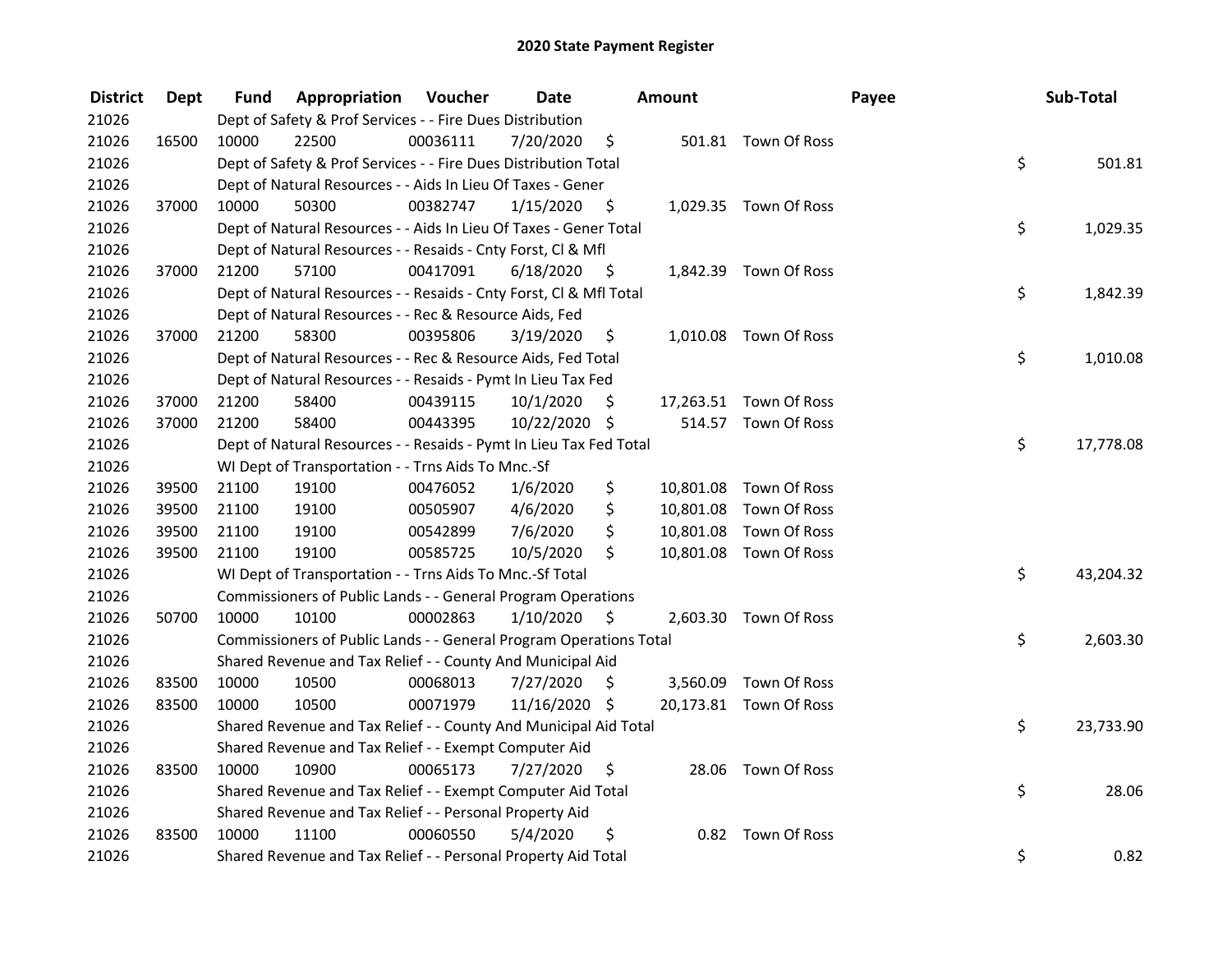# 2020 State Payment Register

| District | Dept | Fund | Appropriation | Voucher | Date | Amount | Payee | Sub-Total |
|---|---|---|---|---|---|---|---|---|
| 21026 | | Dept of Safety & Prof Services - - Fire Dues Distribution | | | | | | |
| 21026 | 16500 | 10000 | 22500 | 00036111 | 7/20/2020 | $ 501.81 | Town Of Ross | |
| 21026 | | Dept of Safety & Prof Services - - Fire Dues Distribution Total | | | | | | $ 501.81 |
| 21026 | | Dept of Natural Resources - - Aids In Lieu Of Taxes - Gener | | | | | | |
| 21026 | 37000 | 10000 | 50300 | 00382747 | 1/15/2020 | $ 1,029.35 | Town Of Ross | |
| 21026 | | Dept of Natural Resources - - Aids In Lieu Of Taxes - Gener Total | | | | | | $ 1,029.35 |
| 21026 | | Dept of Natural Resources - - Resaids - Cnty Forst, Cl & Mfl | | | | | | |
| 21026 | 37000 | 21200 | 57100 | 00417091 | 6/18/2020 | $ 1,842.39 | Town Of Ross | |
| 21026 | | Dept of Natural Resources - - Resaids - Cnty Forst, Cl & Mfl Total | | | | | | $ 1,842.39 |
| 21026 | | Dept of Natural Resources - - Rec & Resource Aids, Fed | | | | | | |
| 21026 | 37000 | 21200 | 58300 | 00395806 | 3/19/2020 | $ 1,010.08 | Town Of Ross | |
| 21026 | | Dept of Natural Resources - - Rec & Resource Aids, Fed Total | | | | | | $ 1,010.08 |
| 21026 | | Dept of Natural Resources - - Resaids - Pymt In Lieu Tax Fed | | | | | | |
| 21026 | 37000 | 21200 | 58400 | 00439115 | 10/1/2020 | $ 17,263.51 | Town Of Ross | |
| 21026 | 37000 | 21200 | 58400 | 00443395 | 10/22/2020 | $ 514.57 | Town Of Ross | |
| 21026 | | Dept of Natural Resources - - Resaids - Pymt In Lieu Tax Fed Total | | | | | | $ 17,778.08 |
| 21026 | | WI Dept of Transportation - - Trns Aids To Mnc.-Sf | | | | | | |
| 21026 | 39500 | 21100 | 19100 | 00476052 | 1/6/2020 | $ 10,801.08 | Town Of Ross | |
| 21026 | 39500 | 21100 | 19100 | 00505907 | 4/6/2020 | $ 10,801.08 | Town Of Ross | |
| 21026 | 39500 | 21100 | 19100 | 00542899 | 7/6/2020 | $ 10,801.08 | Town Of Ross | |
| 21026 | 39500 | 21100 | 19100 | 00585725 | 10/5/2020 | $ 10,801.08 | Town Of Ross | |
| 21026 | | WI Dept of Transportation - - Trns Aids To Mnc.-Sf Total | | | | | | $ 43,204.32 |
| 21026 | | Commissioners of Public Lands - - General Program Operations | | | | | | |
| 21026 | 50700 | 10000 | 10100 | 00002863 | 1/10/2020 | $ 2,603.30 | Town Of Ross | |
| 21026 | | Commissioners of Public Lands - - General Program Operations Total | | | | | | $ 2,603.30 |
| 21026 | | Shared Revenue and Tax Relief - - County And Municipal Aid | | | | | | |
| 21026 | 83500 | 10000 | 10500 | 00068013 | 7/27/2020 | $ 3,560.09 | Town Of Ross | |
| 21026 | 83500 | 10000 | 10500 | 00071979 | 11/16/2020 | $ 20,173.81 | Town Of Ross | |
| 21026 | | Shared Revenue and Tax Relief - - County And Municipal Aid Total | | | | | | $ 23,733.90 |
| 21026 | | Shared Revenue and Tax Relief - - Exempt Computer Aid | | | | | | |
| 21026 | 83500 | 10000 | 10900 | 00065173 | 7/27/2020 | $ 28.06 | Town Of Ross | |
| 21026 | | Shared Revenue and Tax Relief - - Exempt Computer Aid Total | | | | | | $ 28.06 |
| 21026 | | Shared Revenue and Tax Relief - - Personal Property Aid | | | | | | |
| 21026 | 83500 | 10000 | 11100 | 00060550 | 5/4/2020 | $ 0.82 | Town Of Ross | |
| 21026 | | Shared Revenue and Tax Relief - - Personal Property Aid Total | | | | | | $ 0.82 |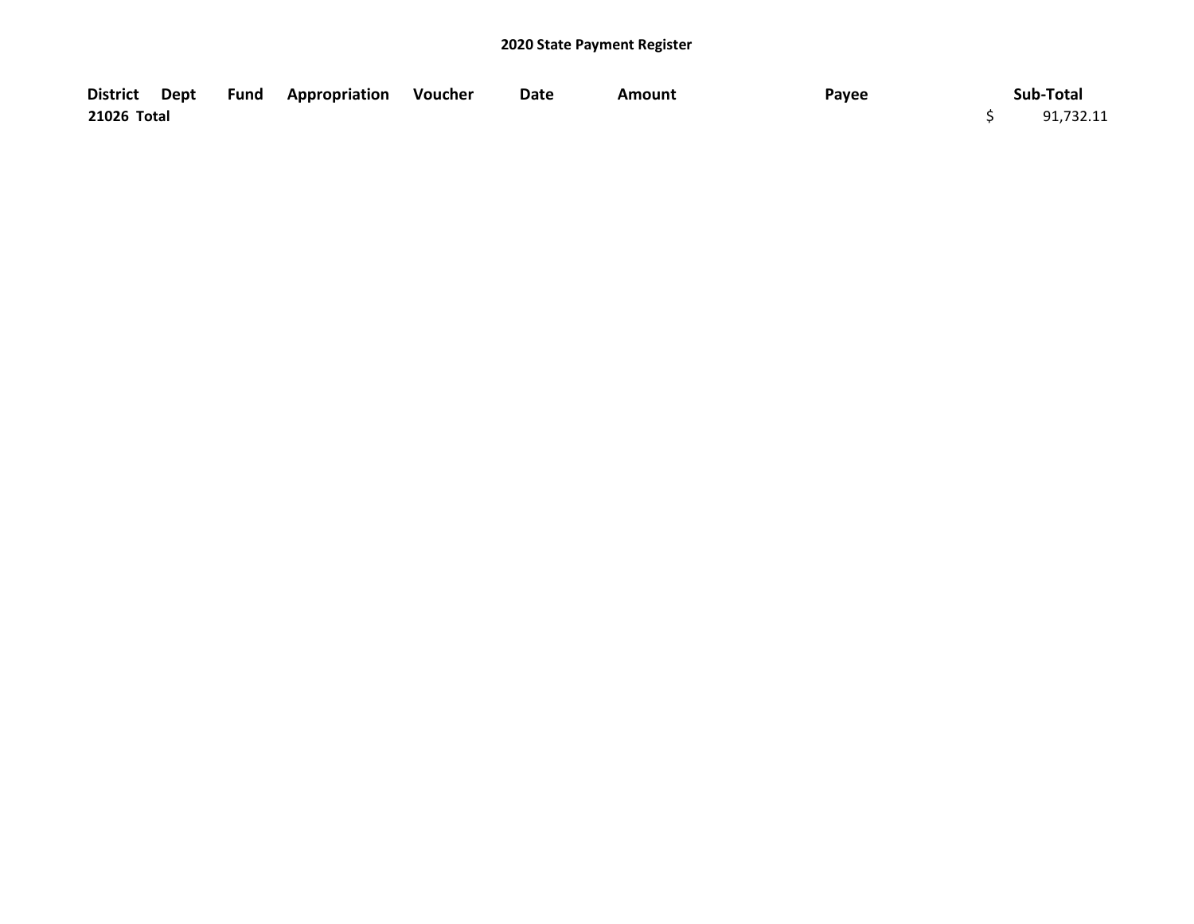**2020 State Payment Register**

| District | Dept | Fund | Appropriation | Voucher | Date | Amount | Payee | Sub-Total |
|---|---|---|---|---|---|---|---|---|
| **21026 Total** | | | | | | | | $ 91,732.11 |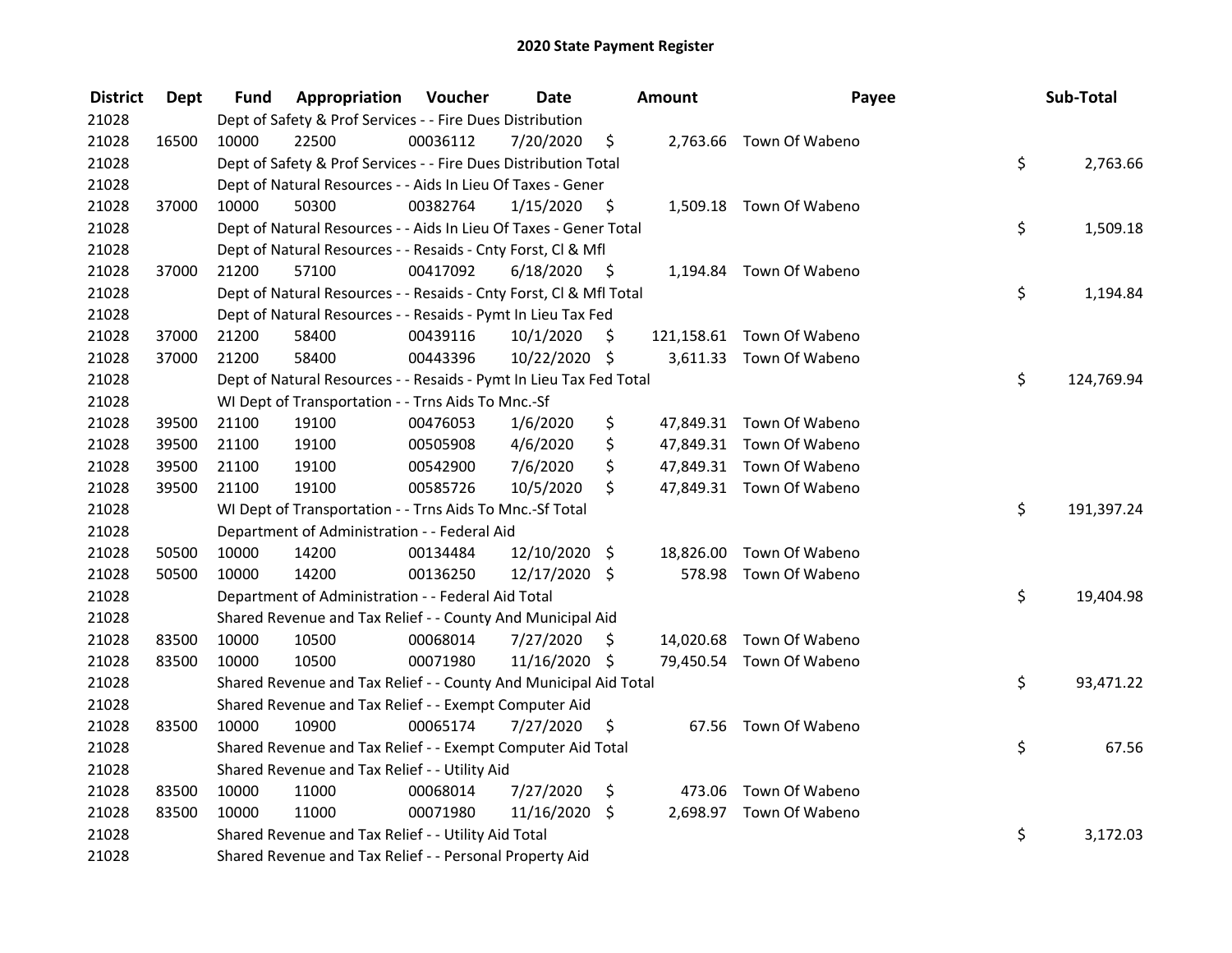## 2020 State Payment Register

| District | Dept | Fund | Appropriation | Voucher | Date | Amount | Payee | Sub-Total |
|---|---|---|---|---|---|---|---|---|
| 21028 | | Dept of Safety & Prof Services - - Fire Dues Distribution | | | | | | |
| 21028 | 16500 | 10000 | 22500 | 00036112 | 7/20/2020 | $ 2,763.66 | Town Of Wabeno | |
| 21028 | | Dept of Safety & Prof Services - - Fire Dues Distribution Total | | | | | | $ 2,763.66 |
| 21028 | | Dept of Natural Resources - - Aids In Lieu Of Taxes - Gener | | | | | | |
| 21028 | 37000 | 10000 | 50300 | 00382764 | 1/15/2020 | $ 1,509.18 | Town Of Wabeno | |
| 21028 | | Dept of Natural Resources - - Aids In Lieu Of Taxes - Gener Total | | | | | | $ 1,509.18 |
| 21028 | | Dept of Natural Resources - - Resaids - Cnty Forst, Cl & Mfl | | | | | | |
| 21028 | 37000 | 21200 | 57100 | 00417092 | 6/18/2020 | $ 1,194.84 | Town Of Wabeno | |
| 21028 | | Dept of Natural Resources - - Resaids - Cnty Forst, Cl & Mfl Total | | | | | | $ 1,194.84 |
| 21028 | | Dept of Natural Resources - - Resaids - Pymt In Lieu Tax Fed | | | | | | |
| 21028 | 37000 | 21200 | 58400 | 00439116 | 10/1/2020 | $ 121,158.61 | Town Of Wabeno | |
| 21028 | 37000 | 21200 | 58400 | 00443396 | 10/22/2020 | $ 3,611.33 | Town Of Wabeno | |
| 21028 | | Dept of Natural Resources - - Resaids - Pymt In Lieu Tax Fed Total | | | | | | $ 124,769.94 |
| 21028 | | WI Dept of Transportation - - Trns Aids To Mnc.-Sf | | | | | | |
| 21028 | 39500 | 21100 | 19100 | 00476053 | 1/6/2020 | $ 47,849.31 | Town Of Wabeno | |
| 21028 | 39500 | 21100 | 19100 | 00505908 | 4/6/2020 | $ 47,849.31 | Town Of Wabeno | |
| 21028 | 39500 | 21100 | 19100 | 00542900 | 7/6/2020 | $ 47,849.31 | Town Of Wabeno | |
| 21028 | 39500 | 21100 | 19100 | 00585726 | 10/5/2020 | $ 47,849.31 | Town Of Wabeno | |
| 21028 | | WI Dept of Transportation - - Trns Aids To Mnc.-Sf Total | | | | | | $ 191,397.24 |
| 21028 | | Department of Administration - - Federal Aid | | | | | | |
| 21028 | 50500 | 10000 | 14200 | 00134484 | 12/10/2020 | $ 18,826.00 | Town Of Wabeno | |
| 21028 | 50500 | 10000 | 14200 | 00136250 | 12/17/2020 | $ 578.98 | Town Of Wabeno | |
| 21028 | | Department of Administration - - Federal Aid Total | | | | | | $ 19,404.98 |
| 21028 | | Shared Revenue and Tax Relief - - County And Municipal Aid | | | | | | |
| 21028 | 83500 | 10000 | 10500 | 00068014 | 7/27/2020 | $ 14,020.68 | Town Of Wabeno | |
| 21028 | 83500 | 10000 | 10500 | 00071980 | 11/16/2020 | $ 79,450.54 | Town Of Wabeno | |
| 21028 | | Shared Revenue and Tax Relief - - County And Municipal Aid Total | | | | | | $ 93,471.22 |
| 21028 | | Shared Revenue and Tax Relief - - Exempt Computer Aid | | | | | | |
| 21028 | 83500 | 10000 | 10900 | 00065174 | 7/27/2020 | $ 67.56 | Town Of Wabeno | |
| 21028 | | Shared Revenue and Tax Relief - - Exempt Computer Aid Total | | | | | | $ 67.56 |
| 21028 | | Shared Revenue and Tax Relief - - Utility Aid | | | | | | |
| 21028 | 83500 | 10000 | 11000 | 00068014 | 7/27/2020 | $ 473.06 | Town Of Wabeno | |
| 21028 | 83500 | 10000 | 11000 | 00071980 | 11/16/2020 | $ 2,698.97 | Town Of Wabeno | |
| 21028 | | Shared Revenue and Tax Relief - - Utility Aid Total | | | | | | $ 3,172.03 |
| 21028 | | Shared Revenue and Tax Relief - - Personal Property Aid | | | | | | |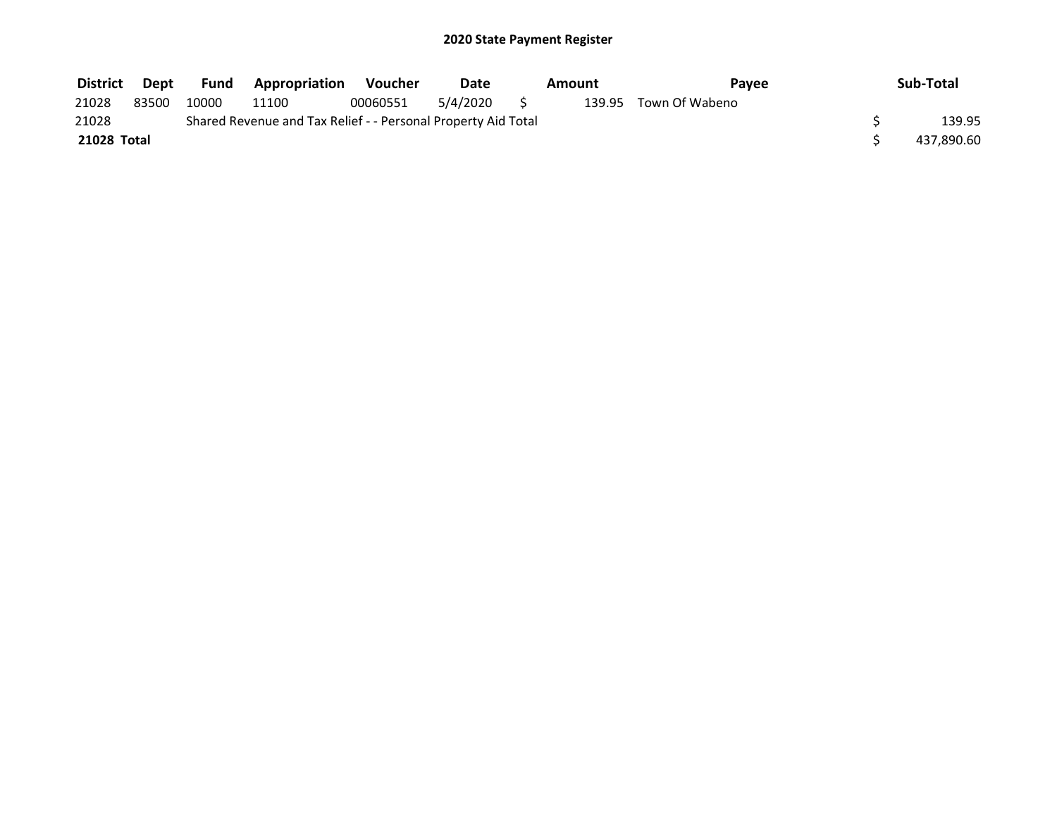# 2020 State Payment Register

| District | Dept | Fund | Appropriation | Voucher | Date | Amount | Payee | Sub-Total |
|---|---|---|---|---|---|---|---|---|
| 21028 | 83500 | 10000 | 11100 | 00060551 | 5/4/2020 | $ 139.95 | Town Of Wabeno | |
| 21028 | | Shared Revenue and Tax Relief - - Personal Property Aid Total | | | | | | $ 139.95 |
| **21028 Total** | | | | | | | | $ 437,890.60 |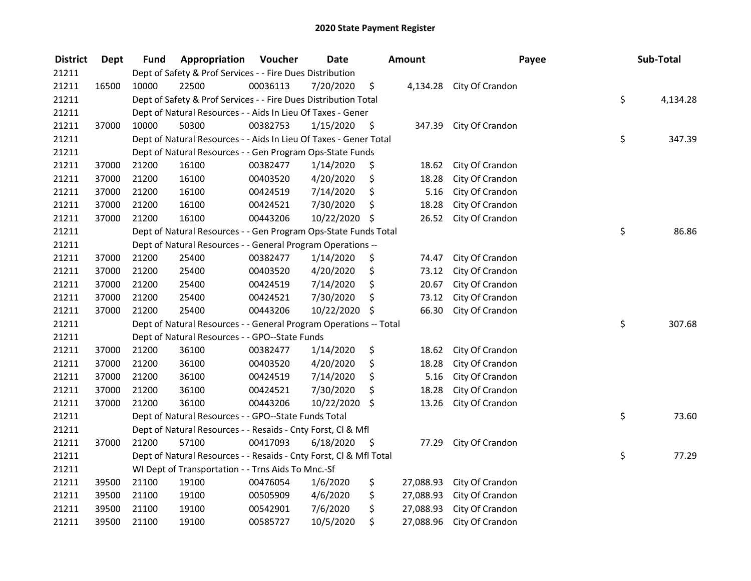# 2020 State Payment Register

| District | Dept | Fund | Appropriation | Voucher | Date | Amount | Payee | Sub-Total |
|---|---|---|---|---|---|---|---|---|
| 21211 | | Dept of Safety & Prof Services - - Fire Dues Distribution | | | | | | |
| 21211 | 16500 | 10000 | 22500 | 00036113 | 7/20/2020 | $ 4,134.28 | City Of Crandon | |
| 21211 | | Dept of Safety & Prof Services - - Fire Dues Distribution Total | | | | | | $ 4,134.28 |
| 21211 | | Dept of Natural Resources - - Aids In Lieu Of Taxes - Gener | | | | | | |
| 21211 | 37000 | 10000 | 50300 | 00382753 | 1/15/2020 | $ 347.39 | City Of Crandon | |
| 21211 | | Dept of Natural Resources - - Aids In Lieu Of Taxes - Gener Total | | | | | | $ 347.39 |
| 21211 | | Dept of Natural Resources - - Gen Program Ops-State Funds | | | | | | |
| 21211 | 37000 | 21200 | 16100 | 00382477 | 1/14/2020 | $ 18.62 | City Of Crandon | |
| 21211 | 37000 | 21200 | 16100 | 00403520 | 4/20/2020 | $ 18.28 | City Of Crandon | |
| 21211 | 37000 | 21200 | 16100 | 00424519 | 7/14/2020 | $ 5.16 | City Of Crandon | |
| 21211 | 37000 | 21200 | 16100 | 00424521 | 7/30/2020 | $ 18.28 | City Of Crandon | |
| 21211 | 37000 | 21200 | 16100 | 00443206 | 10/22/2020 | $ 26.52 | City Of Crandon | |
| 21211 | | Dept of Natural Resources - - Gen Program Ops-State Funds Total | | | | | | $ 86.86 |
| 21211 | | Dept of Natural Resources - - General Program Operations -- | | | | | | |
| 21211 | 37000 | 21200 | 25400 | 00382477 | 1/14/2020 | $ 74.47 | City Of Crandon | |
| 21211 | 37000 | 21200 | 25400 | 00403520 | 4/20/2020 | $ 73.12 | City Of Crandon | |
| 21211 | 37000 | 21200 | 25400 | 00424519 | 7/14/2020 | $ 20.67 | City Of Crandon | |
| 21211 | 37000 | 21200 | 25400 | 00424521 | 7/30/2020 | $ 73.12 | City Of Crandon | |
| 21211 | 37000 | 21200 | 25400 | 00443206 | 10/22/2020 | $ 66.30 | City Of Crandon | |
| 21211 | | Dept of Natural Resources - - General Program Operations -- Total | | | | | | $ 307.68 |
| 21211 | | Dept of Natural Resources - - GPO--State Funds | | | | | | |
| 21211 | 37000 | 21200 | 36100 | 00382477 | 1/14/2020 | $ 18.62 | City Of Crandon | |
| 21211 | 37000 | 21200 | 36100 | 00403520 | 4/20/2020 | $ 18.28 | City Of Crandon | |
| 21211 | 37000 | 21200 | 36100 | 00424519 | 7/14/2020 | $ 5.16 | City Of Crandon | |
| 21211 | 37000 | 21200 | 36100 | 00424521 | 7/30/2020 | $ 18.28 | City Of Crandon | |
| 21211 | 37000 | 21200 | 36100 | 00443206 | 10/22/2020 | $ 13.26 | City Of Crandon | |
| 21211 | | Dept of Natural Resources - - GPO--State Funds Total | | | | | | $ 73.60 |
| 21211 | | Dept of Natural Resources - - Resaids - Cnty Forst, Cl & Mfl | | | | | | |
| 21211 | 37000 | 21200 | 57100 | 00417093 | 6/18/2020 | $ 77.29 | City Of Crandon | |
| 21211 | | Dept of Natural Resources - - Resaids - Cnty Forst, Cl & Mfl Total | | | | | | $ 77.29 |
| 21211 | | WI Dept of Transportation - - Trns Aids To Mnc.-Sf | | | | | | |
| 21211 | 39500 | 21100 | 19100 | 00476054 | 1/6/2020 | $ 27,088.93 | City Of Crandon | |
| 21211 | 39500 | 21100 | 19100 | 00505909 | 4/6/2020 | $ 27,088.93 | City Of Crandon | |
| 21211 | 39500 | 21100 | 19100 | 00542901 | 7/6/2020 | $ 27,088.93 | City Of Crandon | |
| 21211 | 39500 | 21100 | 19100 | 00585727 | 10/5/2020 | $ 27,088.96 | City Of Crandon | |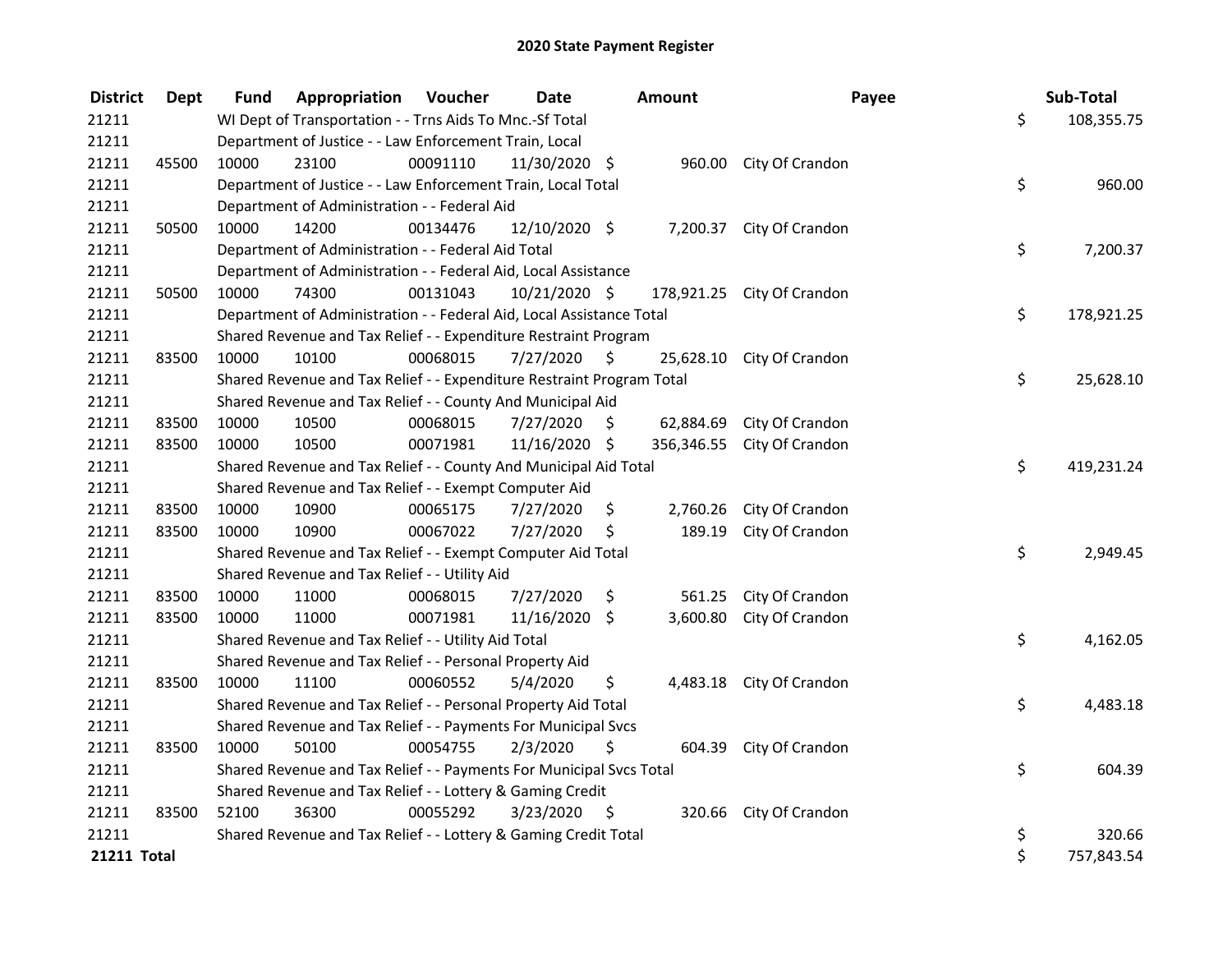# 2020 State Payment Register

| District | Dept | Fund | Appropriation | Voucher | Date | Amount | Payee | Sub-Total |
|---|---|---|---|---|---|---|---|---|
| 21211 | | WI Dept of Transportation - - Trns Aids To Mnc.-Sf Total | | | | | | $ 108,355.75 |
| 21211 | | Department of Justice - - Law Enforcement Train, Local | | | | | | |
| 21211 | 45500 | 10000 | 23100 | 00091110 | 11/30/2020 | $ 960.00 | City Of Crandon | |
| 21211 | | Department of Justice - - Law Enforcement Train, Local Total | | | | | | $ 960.00 |
| 21211 | | Department of Administration - - Federal Aid | | | | | | |
| 21211 | 50500 | 10000 | 14200 | 00134476 | 12/10/2020 | $ 7,200.37 | City Of Crandon | |
| 21211 | | Department of Administration - - Federal Aid Total | | | | | | $ 7,200.37 |
| 21211 | | Department of Administration - - Federal Aid, Local Assistance | | | | | | |
| 21211 | 50500 | 10000 | 74300 | 00131043 | 10/21/2020 | $ 178,921.25 | City Of Crandon | |
| 21211 | | Department of Administration - - Federal Aid, Local Assistance Total | | | | | | $ 178,921.25 |
| 21211 | | Shared Revenue and Tax Relief - - Expenditure Restraint Program | | | | | | |
| 21211 | 83500 | 10000 | 10100 | 00068015 | 7/27/2020 | $ 25,628.10 | City Of Crandon | |
| 21211 | | Shared Revenue and Tax Relief - - Expenditure Restraint Program Total | | | | | | $ 25,628.10 |
| 21211 | | Shared Revenue and Tax Relief - - County And Municipal Aid | | | | | | |
| 21211 | 83500 | 10000 | 10500 | 00068015 | 7/27/2020 | $ 62,884.69 | City Of Crandon | |
| 21211 | 83500 | 10000 | 10500 | 00071981 | 11/16/2020 | $ 356,346.55 | City Of Crandon | |
| 21211 | | Shared Revenue and Tax Relief - - County And Municipal Aid Total | | | | | | $ 419,231.24 |
| 21211 | | Shared Revenue and Tax Relief - - Exempt Computer Aid | | | | | | |
| 21211 | 83500 | 10000 | 10900 | 00065175 | 7/27/2020 | $ 2,760.26 | City Of Crandon | |
| 21211 | 83500 | 10000 | 10900 | 00067022 | 7/27/2020 | $ 189.19 | City Of Crandon | |
| 21211 | | Shared Revenue and Tax Relief - - Exempt Computer Aid Total | | | | | | $ 2,949.45 |
| 21211 | | Shared Revenue and Tax Relief - - Utility Aid | | | | | | |
| 21211 | 83500 | 10000 | 11000 | 00068015 | 7/27/2020 | $ 561.25 | City Of Crandon | |
| 21211 | 83500 | 10000 | 11000 | 00071981 | 11/16/2020 | $ 3,600.80 | City Of Crandon | |
| 21211 | | Shared Revenue and Tax Relief - - Utility Aid Total | | | | | | $ 4,162.05 |
| 21211 | | Shared Revenue and Tax Relief - - Personal Property Aid | | | | | | |
| 21211 | 83500 | 10000 | 11100 | 00060552 | 5/4/2020 | $ 4,483.18 | City Of Crandon | |
| 21211 | | Shared Revenue and Tax Relief - - Personal Property Aid Total | | | | | | $ 4,483.18 |
| 21211 | | Shared Revenue and Tax Relief - - Payments For Municipal Svcs | | | | | | |
| 21211 | 83500 | 10000 | 50100 | 00054755 | 2/3/2020 | $ 604.39 | City Of Crandon | |
| 21211 | | Shared Revenue and Tax Relief - - Payments For Municipal Svcs Total | | | | | | $ 604.39 |
| 21211 | | Shared Revenue and Tax Relief - - Lottery & Gaming Credit | | | | | | |
| 21211 | 83500 | 52100 | 36300 | 00055292 | 3/23/2020 | $ 320.66 | City Of Crandon | |
| 21211 | | Shared Revenue and Tax Relief - - Lottery & Gaming Credit Total | | | | | | $ 320.66 |
| **21211 Total** | | | | | | | | $ 757,843.54 |